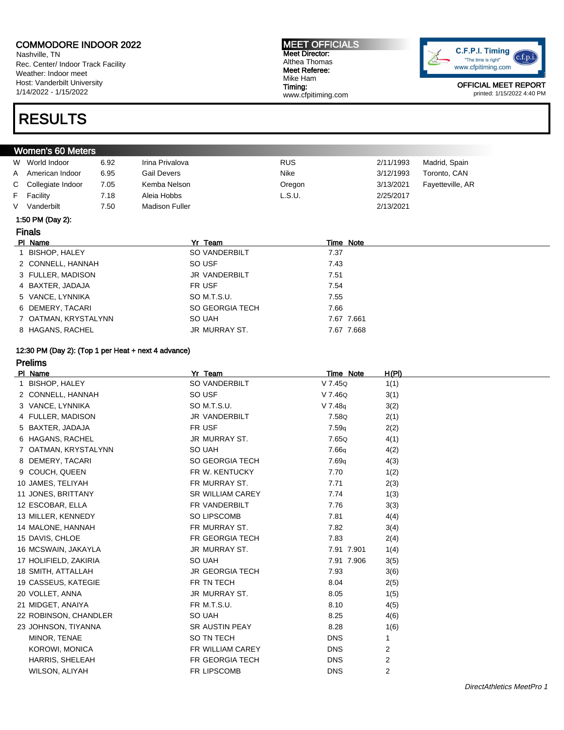COMMODORE INDOOR 2022
Nashville, TN
Rec. Center/ Indoor Track Facility
Weather: Indoor meet
Host: Vanderbilt University
1/14/2022 - 1/15/2022

**MEET OFFICIALS**
**Meet Director:**
Althea Thomas
**Meet Referee:**
Mike Ham
**Timing:**
www.cfpitiming.com

C.F.P.I. Timing
"The time is right"
www.cfpitiming.com

OFFICIAL MEET REPORT
printed: 1/15/2022 4:40 PM

# RESULTS

## Women's 60 Meters

| | | | | | | |
|---|---|---|---|---|---|---|
| W | World Indoor | 6.92 | Irina Privalova | RUS | 2/11/1993 | Madrid, Spain |
| A | American Indoor | 6.95 | Gail Devers | Nike | 3/12/1993 | Toronto, CAN |
| C | Collegiate Indoor | 7.05 | Kemba Nelson | Oregon | 3/13/2021 | Fayetteville, AR |
| F | Facility | 7.18 | Aleia Hobbs | L.S.U. | 2/25/2017 | |
| V | Vanderbilt | 7.50 | Madison Fuller | | 2/13/2021 | |

1:50 PM (Day 2):

### Finals

| Pl | Name | Yr | Team | Time | Note |
|---|---|---|---|---|---|
| 1 | BISHOP, HALEY | SO | VANDERBILT | 7.37 | |
| 2 | CONNELL, HANNAH | SO | USF | 7.43 | |
| 3 | FULLER, MADISON | JR | VANDERBILT | 7.51 | |
| 4 | BAXTER, JADAJA | FR | USF | 7.54 | |
| 5 | VANCE, LYNNIKA | SO | M.T.S.U. | 7.55 | |
| 6 | DEMERY, TACARI | SO | GEORGIA TECH | 7.66 | |
| 7 | OATMAN, KRYSTALYNN | SO | UAH | 7.67 | 7.661 |
| 8 | HAGANS, RACHEL | JR | MURRAY ST. | 7.67 | 7.668 |

12:30 PM (Day 2): (Top 1 per Heat + next 4 advance)

### Prelims

| Pl | Name | Yr | Team | Time | Note | H(Pl) |
|---|---|---|---|---|---|---|
| 1 | BISHOP, HALEY | SO | VANDERBILT | V 7.45Q | | 1(1) |
| 2 | CONNELL, HANNAH | SO | USF | V 7.46Q | | 3(1) |
| 3 | VANCE, LYNNIKA | SO | M.T.S.U. | V 7.48q | | 3(2) |
| 4 | FULLER, MADISON | JR | VANDERBILT | 7.58Q | | 2(1) |
| 5 | BAXTER, JADAJA | FR | USF | 7.59q | | 2(2) |
| 6 | HAGANS, RACHEL | JR | MURRAY ST. | 7.65Q | | 4(1) |
| 7 | OATMAN, KRYSTALYNN | SO | UAH | 7.66q | | 4(2) |
| 8 | DEMERY, TACARI | SO | GEORGIA TECH | 7.69q | | 4(3) |
| 9 | COUCH, QUEEN | FR | W. KENTUCKY | 7.70 | | 1(2) |
| 10 | JAMES, TELIYAH | FR | MURRAY ST. | 7.71 | | 2(3) |
| 11 | JONES, BRITTANY | SR | WILLIAM CAREY | 7.74 | | 1(3) |
| 12 | ESCOBAR, ELLA | FR | VANDERBILT | 7.76 | | 3(3) |
| 13 | MILLER, KENNEDY | SO | LIPSCOMB | 7.81 | | 4(4) |
| 14 | MALONE, HANNAH | FR | MURRAY ST. | 7.82 | | 3(4) |
| 15 | DAVIS, CHLOE | FR | GEORGIA TECH | 7.83 | | 2(4) |
| 16 | MCSWAIN, JAKAYLA | JR | MURRAY ST. | 7.91 | 7.901 | 1(4) |
| 17 | HOLIFIELD, ZAKIRIA | SO | UAH | 7.91 | 7.906 | 3(5) |
| 18 | SMITH, ATTALLAH | JR | GEORGIA TECH | 7.93 | | 3(6) |
| 19 | CASSEUS, KATEGIE | FR | TN TECH | 8.04 | | 2(5) |
| 20 | VOLLET, ANNA | JR | MURRAY ST. | 8.05 | | 1(5) |
| 21 | MIDGET, ANAIYA | FR | M.T.S.U. | 8.10 | | 4(5) |
| 22 | ROBINSON, CHANDLER | SO | UAH | 8.25 | | 4(6) |
| 23 | JOHNSON, TIYANNA | SR | AUSTIN PEAY | 8.28 | | 1(6) |
| | MINOR, TENAE | SO | TN TECH | DNS | | 1 |
| | KOROWI, MONICA | FR | WILLIAM CAREY | DNS | | 2 |
| | HARRIS, SHELEAH | FR | GEORGIA TECH | DNS | | 2 |
| | WILSON, ALIYAH | FR | LIPSCOMB | DNS | | 2 |

*DirectAthletics MeetPro 1*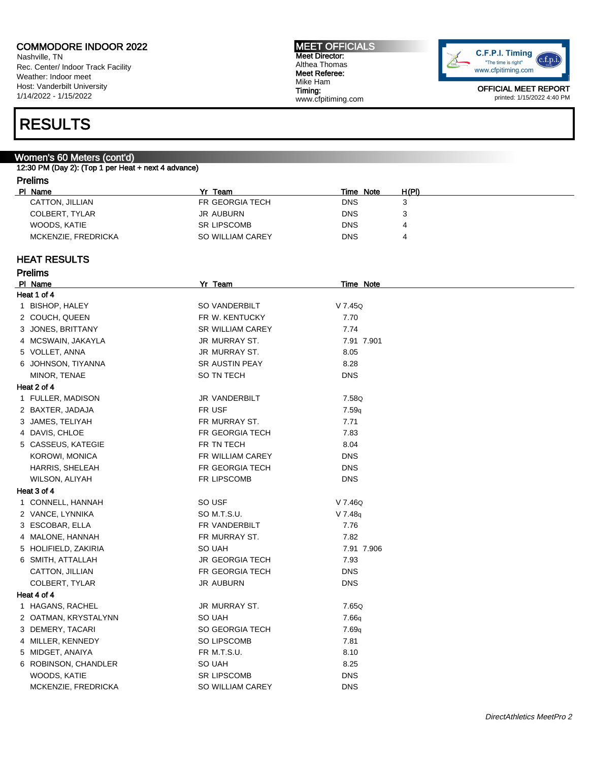# RESULTS

## Women's 60 Meters (cont'd)

12:30 PM (Day 2): (Top 1 per Heat + next 4 advance)

### Prelims

| Pl | Name | Yr | Team | Time | Note | H(Pl) |
|---|---|---|---|---|---|---|
| | CATTON, JILLIAN | FR | GEORGIA TECH | DNS | | 3 |
| | COLBERT, TYLAR | JR | AUBURN | DNS | | 3 |
| | WOODS, KATIE | SR | LIPSCOMB | DNS | | 4 |
| | MCKENZIE, FREDRICKA | SO | WILLIAM CAREY | DNS | | 4 |

## HEAT RESULTS

### Prelims

| Pl | Name | Yr | Team | Time | Note |
|---|---|---|---|---|---|
| **Heat 1 of 4** | | | | | |
| 1 | BISHOP, HALEY | SO | VANDERBILT | V 7.45Q | |
| 2 | COUCH, QUEEN | FR | W. KENTUCKY | 7.70 | |
| 3 | JONES, BRITTANY | SR | WILLIAM CAREY | 7.74 | |
| 4 | MCSWAIN, JAKAYLA | JR | MURRAY ST. | 7.91 | 7.901 |
| 5 | VOLLET, ANNA | JR | MURRAY ST. | 8.05 | |
| 6 | JOHNSON, TIYANNA | SR | AUSTIN PEAY | 8.28 | |
| | MINOR, TENAE | SO | TN TECH | DNS | |
| **Heat 2 of 4** | | | | | |
| 1 | FULLER, MADISON | JR | VANDERBILT | 7.58Q | |
| 2 | BAXTER, JADAJA | FR | USF | 7.59q | |
| 3 | JAMES, TELIYAH | FR | MURRAY ST. | 7.71 | |
| 4 | DAVIS, CHLOE | FR | GEORGIA TECH | 7.83 | |
| 5 | CASSEUS, KATEGIE | FR | TN TECH | 8.04 | |
| | KOROWI, MONICA | FR | WILLIAM CAREY | DNS | |
| | HARRIS, SHELEAH | FR | GEORGIA TECH | DNS | |
| | WILSON, ALIYAH | FR | LIPSCOMB | DNS | |
| **Heat 3 of 4** | | | | | |
| 1 | CONNELL, HANNAH | SO | USF | V 7.46Q | |
| 2 | VANCE, LYNNIKA | SO | M.T.S.U. | V 7.48q | |
| 3 | ESCOBAR, ELLA | FR | VANDERBILT | 7.76 | |
| 4 | MALONE, HANNAH | FR | MURRAY ST. | 7.82 | |
| 5 | HOLIFIELD, ZAKIRIA | SO | UAH | 7.91 | 7.906 |
| 6 | SMITH, ATTALLAH | JR | GEORGIA TECH | 7.93 | |
| | CATTON, JILLIAN | FR | GEORGIA TECH | DNS | |
| | COLBERT, TYLAR | JR | AUBURN | DNS | |
| **Heat 4 of 4** | | | | | |
| 1 | HAGANS, RACHEL | JR | MURRAY ST. | 7.65Q | |
| 2 | OATMAN, KRYSTALYNN | SO | UAH | 7.66q | |
| 3 | DEMERY, TACARI | SO | GEORGIA TECH | 7.69q | |
| 4 | MILLER, KENNEDY | SO | LIPSCOMB | 7.81 | |
| 5 | MIDGET, ANAIYA | FR | M.T.S.U. | 8.10 | |
| 6 | ROBINSON, CHANDLER | SO | UAH | 8.25 | |
| | WOODS, KATIE | SR | LIPSCOMB | DNS | |
| | MCKENZIE, FREDRICKA | SO | WILLIAM CAREY | DNS | |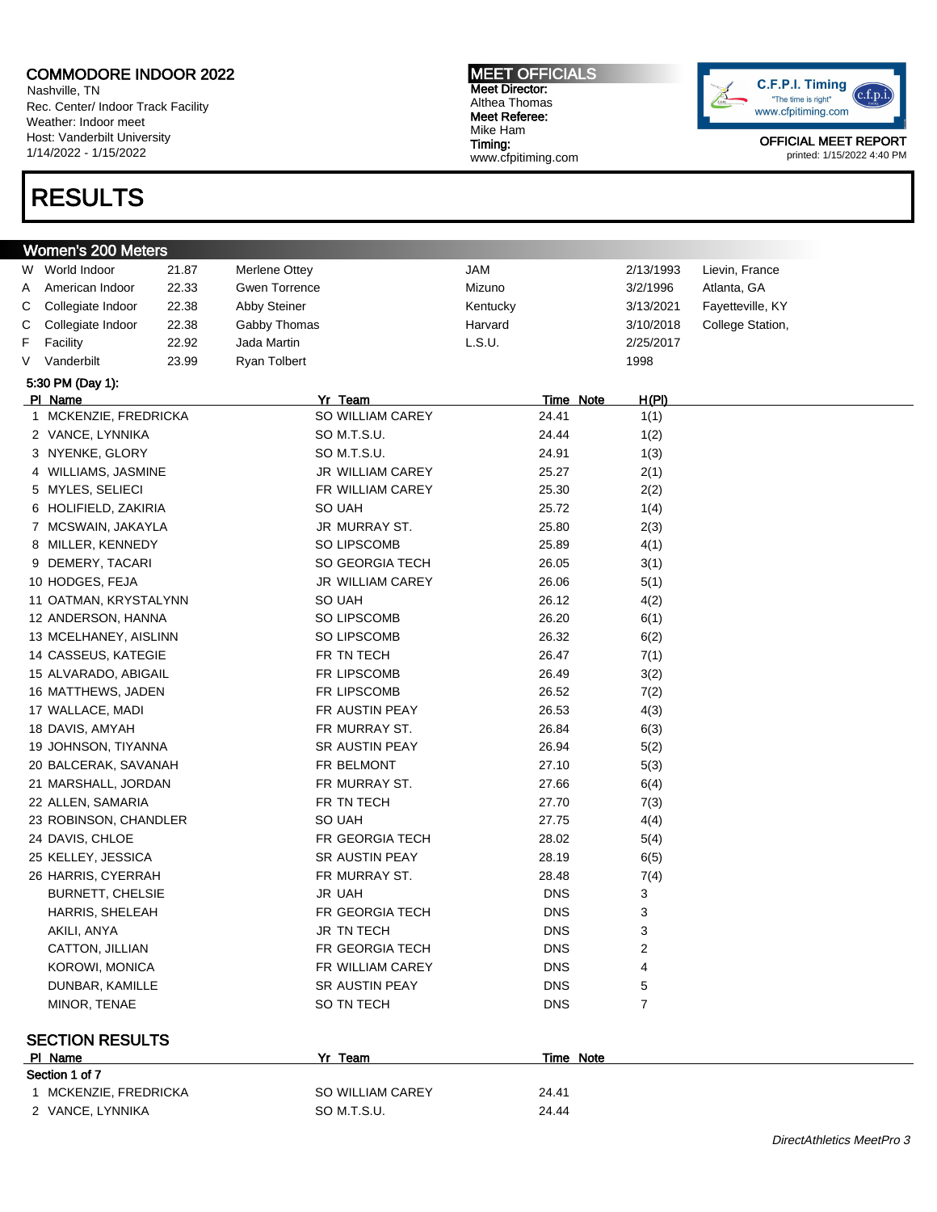## COMMODORE INDOOR 2022

Nashville, TN
Rec. Center/ Indoor Track Facility
Weather: Indoor meet
Host: Vanderbilt University
1/14/2022 - 1/15/2022

**MEET OFFICIALS**
**Meet Director:**
Althea Thomas
**Meet Referee:**
Mike Ham
**Timing:**
www.cfpitiming.com

C.F.P.I. Timing
"The time is right"
www.cfpitiming.com

OFFICIAL MEET REPORT
printed: 1/15/2022 4:40 PM

# RESULTS

## Women's 200 Meters

| | | | | | | |
|---|---|---|---|---|---|---|
| W | World Indoor | 21.87 | Merlene Ottey | JAM | 2/13/1993 | Lievin, France |
| A | American Indoor | 22.33 | Gwen Torrence | Mizuno | 3/2/1996 | Atlanta, GA |
| C | Collegiate Indoor | 22.38 | Abby Steiner | Kentucky | 3/13/2021 | Fayetteville, KY |
| C | Collegiate Indoor | 22.38 | Gabby Thomas | Harvard | 3/10/2018 | College Station, |
| F | Facility | 22.92 | Jada Martin | L.S.U. | 2/25/2017 | |
| V | Vanderbilt | 23.99 | Ryan Tolbert | | 1998 | |

5:30 PM (Day 1):

| Pl | Name | Yr | Team | Time | Note | H(Pl) |
|---|---|---|---|---|---|---|
| 1 | MCKENZIE, FREDRICKA | SO | WILLIAM CAREY | 24.41 | | 1(1) |
| 2 | VANCE, LYNNIKA | SO | M.T.S.U. | 24.44 | | 1(2) |
| 3 | NYENKE, GLORY | SO | M.T.S.U. | 24.91 | | 1(3) |
| 4 | WILLIAMS, JASMINE | JR | WILLIAM CAREY | 25.27 | | 2(1) |
| 5 | MYLES, SELIECI | FR | WILLIAM CAREY | 25.30 | | 2(2) |
| 6 | HOLIFIELD, ZAKIRIA | SO | UAH | 25.72 | | 1(4) |
| 7 | MCSWAIN, JAKAYLA | JR | MURRAY ST. | 25.80 | | 2(3) |
| 8 | MILLER, KENNEDY | SO | LIPSCOMB | 25.89 | | 4(1) |
| 9 | DEMERY, TACARI | SO | GEORGIA TECH | 26.05 | | 3(1) |
| 10 | HODGES, FEJA | JR | WILLIAM CAREY | 26.06 | | 5(1) |
| 11 | OATMAN, KRYSTALYNN | SO | UAH | 26.12 | | 4(2) |
| 12 | ANDERSON, HANNA | SO | LIPSCOMB | 26.20 | | 6(1) |
| 13 | MCELHANEY, AISLINN | SO | LIPSCOMB | 26.32 | | 6(2) |
| 14 | CASSEUS, KATEGIE | FR | TN TECH | 26.47 | | 7(1) |
| 15 | ALVARADO, ABIGAIL | FR | LIPSCOMB | 26.49 | | 3(2) |
| 16 | MATTHEWS, JADEN | FR | LIPSCOMB | 26.52 | | 7(2) |
| 17 | WALLACE, MADI | FR | AUSTIN PEAY | 26.53 | | 4(3) |
| 18 | DAVIS, AMYAH | FR | MURRAY ST. | 26.84 | | 6(3) |
| 19 | JOHNSON, TIYANNA | SR | AUSTIN PEAY | 26.94 | | 5(2) |
| 20 | BALCERAK, SAVANAH | FR | BELMONT | 27.10 | | 5(3) |
| 21 | MARSHALL, JORDAN | FR | MURRAY ST. | 27.66 | | 6(4) |
| 22 | ALLEN, SAMARIA | FR | TN TECH | 27.70 | | 7(3) |
| 23 | ROBINSON, CHANDLER | SO | UAH | 27.75 | | 4(4) |
| 24 | DAVIS, CHLOE | FR | GEORGIA TECH | 28.02 | | 5(4) |
| 25 | KELLEY, JESSICA | SR | AUSTIN PEAY | 28.19 | | 6(5) |
| 26 | HARRIS, CYERRAH | FR | MURRAY ST. | 28.48 | | 7(4) |
| | BURNETT, CHELSIE | JR | UAH | DNS | | 3 |
| | HARRIS, SHELEAH | FR | GEORGIA TECH | DNS | | 3 |
| | AKILI, ANYA | JR | TN TECH | DNS | | 3 |
| | CATTON, JILLIAN | FR | GEORGIA TECH | DNS | | 2 |
| | KOROWI, MONICA | FR | WILLIAM CAREY | DNS | | 4 |
| | DUNBAR, KAMILLE | SR | AUSTIN PEAY | DNS | | 5 |
| | MINOR, TENAE | SO | TN TECH | DNS | | 7 |

## SECTION RESULTS

| Pl | Name | Yr | Team | Time | Note |
|---|---|---|---|---|---|
| Section 1 of 7 | | | | | |
| 1 | MCKENZIE, FREDRICKA | SO | WILLIAM CAREY | 24.41 | |
| 2 | VANCE, LYNNIKA | SO | M.T.S.U. | 24.44 | |

*DirectAthletics MeetPro 3*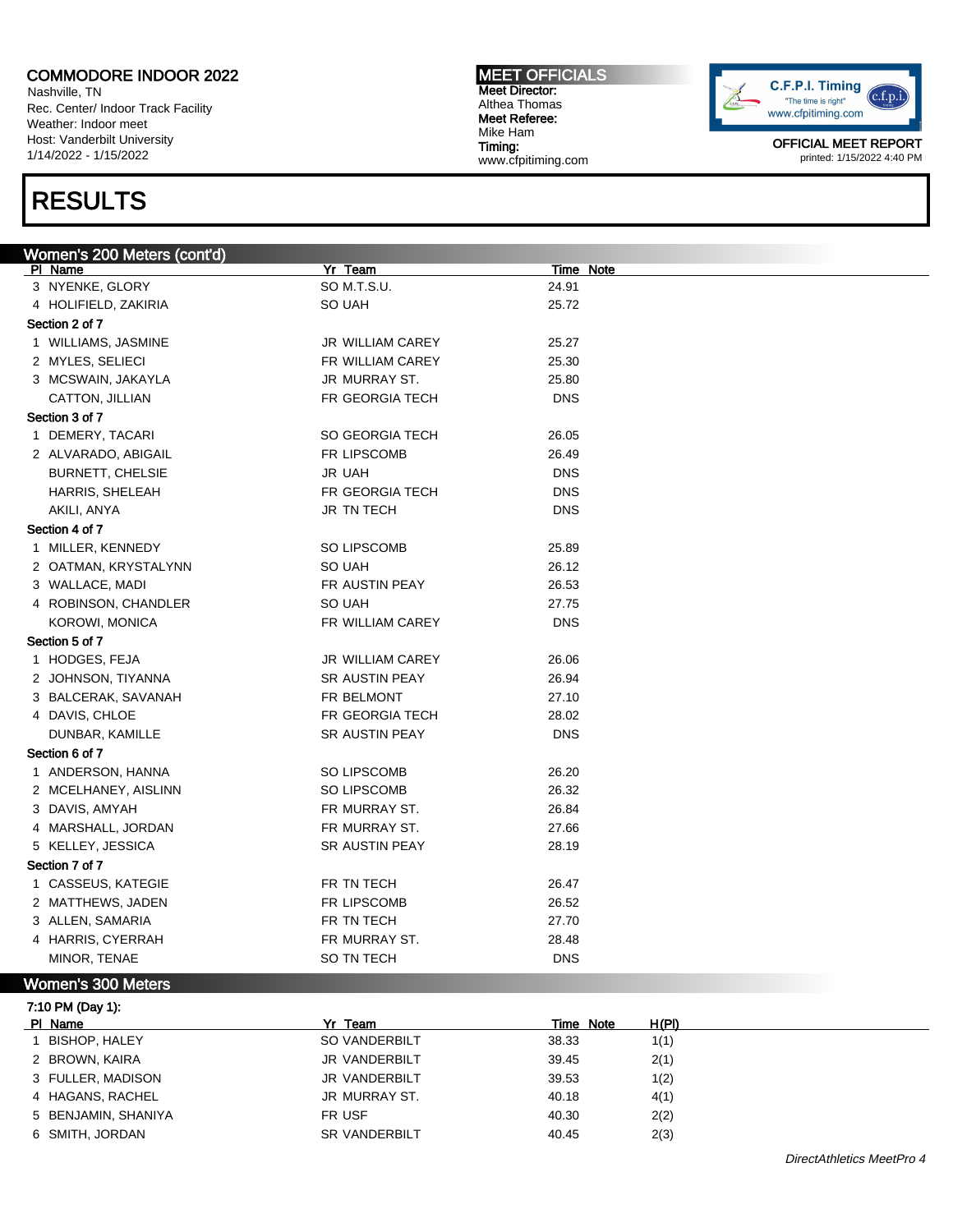# COMMODORE INDOOR 2022

Nashville, TN
Rec. Center/ Indoor Track Facility
Weather: Indoor meet
Host: Vanderbilt University
1/14/2022 - 1/15/2022

**MEET OFFICIALS**
**Meet Director:**
Althea Thomas
**Meet Referee:**
Mike Ham
**Timing:**
www.cfpitiming.com

C.F.P.I. Timing "The time is right" www.cfpitiming.com

OFFICIAL MEET REPORT
printed: 1/15/2022 4:40 PM

# RESULTS

## Women's 200 Meters (cont'd)

| Pl | Name | Yr | Team | Time | Note |
|---|---|---|---|---|---|
| 3 | NYENKE, GLORY | SO | M.T.S.U. | 24.91 | |
| 4 | HOLIFIELD, ZAKIRIA | SO | UAH | 25.72 | |
| **Section 2 of 7** | | | | | |
| 1 | WILLIAMS, JASMINE | JR | WILLIAM CAREY | 25.27 | |
| 2 | MYLES, SELIECI | FR | WILLIAM CAREY | 25.30 | |
| 3 | MCSWAIN, JAKAYLA | JR | MURRAY ST. | 25.80 | |
| | CATTON, JILLIAN | FR | GEORGIA TECH | DNS | |
| **Section 3 of 7** | | | | | |
| 1 | DEMERY, TACARI | SO | GEORGIA TECH | 26.05 | |
| 2 | ALVARADO, ABIGAIL | FR | LIPSCOMB | 26.49 | |
| | BURNETT, CHELSIE | JR | UAH | DNS | |
| | HARRIS, SHELEAH | FR | GEORGIA TECH | DNS | |
| | AKILI, ANYA | JR | TN TECH | DNS | |
| **Section 4 of 7** | | | | | |
| 1 | MILLER, KENNEDY | SO | LIPSCOMB | 25.89 | |
| 2 | OATMAN, KRYSTALYNN | SO | UAH | 26.12 | |
| 3 | WALLACE, MADI | FR | AUSTIN PEAY | 26.53 | |
| 4 | ROBINSON, CHANDLER | SO | UAH | 27.75 | |
| | KOROWI, MONICA | FR | WILLIAM CAREY | DNS | |
| **Section 5 of 7** | | | | | |
| 1 | HODGES, FEJA | JR | WILLIAM CAREY | 26.06 | |
| 2 | JOHNSON, TIYANNA | SR | AUSTIN PEAY | 26.94 | |
| 3 | BALCERAK, SAVANAH | FR | BELMONT | 27.10 | |
| 4 | DAVIS, CHLOE | FR | GEORGIA TECH | 28.02 | |
| | DUNBAR, KAMILLE | SR | AUSTIN PEAY | DNS | |
| **Section 6 of 7** | | | | | |
| 1 | ANDERSON, HANNA | SO | LIPSCOMB | 26.20 | |
| 2 | MCELHANEY, AISLINN | SO | LIPSCOMB | 26.32 | |
| 3 | DAVIS, AMYAH | FR | MURRAY ST. | 26.84 | |
| 4 | MARSHALL, JORDAN | FR | MURRAY ST. | 27.66 | |
| 5 | KELLEY, JESSICA | SR | AUSTIN PEAY | 28.19 | |
| **Section 7 of 7** | | | | | |
| 1 | CASSEUS, KATEGIE | FR | TN TECH | 26.47 | |
| 2 | MATTHEWS, JADEN | FR | LIPSCOMB | 26.52 | |
| 3 | ALLEN, SAMARIA | FR | TN TECH | 27.70 | |
| 4 | HARRIS, CYERRAH | FR | MURRAY ST. | 28.48 | |
| | MINOR, TENAE | SO | TN TECH | DNS | |

## Women's 300 Meters

7:10 PM (Day 1):

| Pl | Name | Yr | Team | Time | Note | H(Pl) |
|---|---|---|---|---|---|---|
| 1 | BISHOP, HALEY | SO | VANDERBILT | 38.33 | | 1(1) |
| 2 | BROWN, KAIRA | JR | VANDERBILT | 39.45 | | 2(1) |
| 3 | FULLER, MADISON | JR | VANDERBILT | 39.53 | | 1(2) |
| 4 | HAGANS, RACHEL | JR | MURRAY ST. | 40.18 | | 4(1) |
| 5 | BENJAMIN, SHANIYA | FR | USF | 40.30 | | 2(2) |
| 6 | SMITH, JORDAN | SR | VANDERBILT | 40.45 | | 2(3) |

*DirectAthletics MeetPro 4*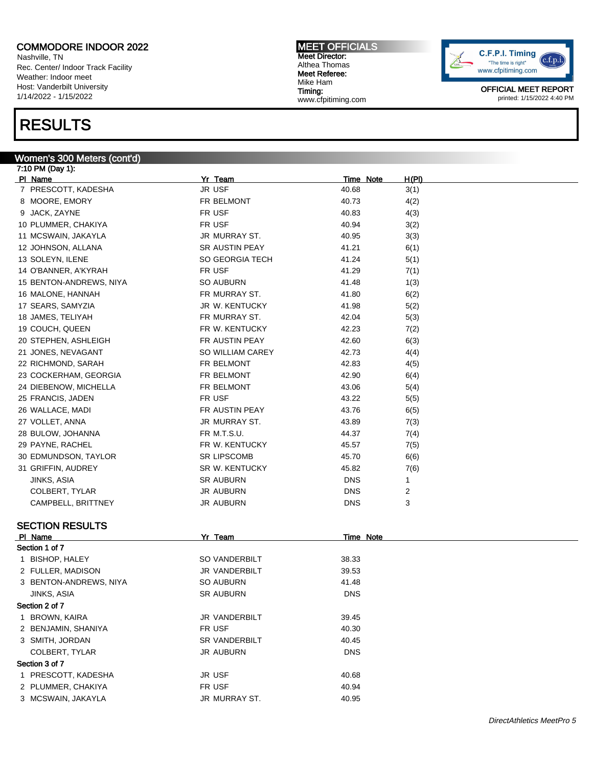COMMODORE INDOOR 2022
Nashville, TN
Rec. Center/ Indoor Track Facility
Weather: Indoor meet
Host: Vanderbilt University
1/14/2022 - 1/15/2022

MEET OFFICIALS
Meet Director:
Althea Thomas
Meet Referee:
Mike Ham
Timing:
www.cfpitiming.com

C.F.P.I. Timing
"The time is right"
www.cfpitiming.com

OFFICIAL MEET REPORT
printed: 1/15/2022 4:40 PM

# RESULTS

## Women's 300 Meters (cont'd)

7:10 PM (Day 1):

| Pl | Name | Yr | Team | Time | Note | H(Pl) |
|---|---|---|---|---|---|---|
| 7 | PRESCOTT, KADESHA | JR | USF | 40.68 | | 3(1) |
| 8 | MOORE, EMORY | FR | BELMONT | 40.73 | | 4(2) |
| 9 | JACK, ZAYNE | FR | USF | 40.83 | | 4(3) |
| 10 | PLUMMER, CHAKIYA | FR | USF | 40.94 | | 3(2) |
| 11 | MCSWAIN, JAKAYLA | JR | MURRAY ST. | 40.95 | | 3(3) |
| 12 | JOHNSON, ALLANA | SR | AUSTIN PEAY | 41.21 | | 6(1) |
| 13 | SOLEYN, ILENE | SO | GEORGIA TECH | 41.24 | | 5(1) |
| 14 | O'BANNER, A'KYRAH | FR | USF | 41.29 | | 7(1) |
| 15 | BENTON-ANDREWS, NIYA | SO | AUBURN | 41.48 | | 1(3) |
| 16 | MALONE, HANNAH | FR | MURRAY ST. | 41.80 | | 6(2) |
| 17 | SEARS, SAMYZIA | JR | W. KENTUCKY | 41.98 | | 5(2) |
| 18 | JAMES, TELIYAH | FR | MURRAY ST. | 42.04 | | 5(3) |
| 19 | COUCH, QUEEN | FR | W. KENTUCKY | 42.23 | | 7(2) |
| 20 | STEPHEN, ASHLEIGH | FR | AUSTIN PEAY | 42.60 | | 6(3) |
| 21 | JONES, NEVAGANT | SO | WILLIAM CAREY | 42.73 | | 4(4) |
| 22 | RICHMOND, SARAH | FR | BELMONT | 42.83 | | 4(5) |
| 23 | COCKERHAM, GEORGIA | FR | BELMONT | 42.90 | | 6(4) |
| 24 | DIEBENOW, MICHELLA | FR | BELMONT | 43.06 | | 5(4) |
| 25 | FRANCIS, JADEN | FR | USF | 43.22 | | 5(5) |
| 26 | WALLACE, MADI | FR | AUSTIN PEAY | 43.76 | | 6(5) |
| 27 | VOLLET, ANNA | JR | MURRAY ST. | 43.89 | | 7(3) |
| 28 | BULOW, JOHANNA | FR | M.T.S.U. | 44.37 | | 7(4) |
| 29 | PAYNE, RACHEL | FR | W. KENTUCKY | 45.57 | | 7(5) |
| 30 | EDMUNDSON, TAYLOR | SR | LIPSCOMB | 45.70 | | 6(6) |
| 31 | GRIFFIN, AUDREY | SR | W. KENTUCKY | 45.82 | | 7(6) |
| | JINKS, ASIA | SR | AUBURN | DNS | | 1 |
| | COLBERT, TYLAR | JR | AUBURN | DNS | | 2 |
| | CAMPBELL, BRITTNEY | JR | AUBURN | DNS | | 3 |

### SECTION RESULTS

| Pl | Name | Yr | Team | Time | Note |
|---|---|---|---|---|---|
| **Section 1 of 7** | | | | | |
| 1 | BISHOP, HALEY | SO | VANDERBILT | 38.33 | |
| 2 | FULLER, MADISON | JR | VANDERBILT | 39.53 | |
| 3 | BENTON-ANDREWS, NIYA | SO | AUBURN | 41.48 | |
| | JINKS, ASIA | SR | AUBURN | DNS | |
| **Section 2 of 7** | | | | | |
| 1 | BROWN, KAIRA | JR | VANDERBILT | 39.45 | |
| 2 | BENJAMIN, SHANIYA | FR | USF | 40.30 | |
| 3 | SMITH, JORDAN | SR | VANDERBILT | 40.45 | |
| | COLBERT, TYLAR | JR | AUBURN | DNS | |
| **Section 3 of 7** | | | | | |
| 1 | PRESCOTT, KADESHA | JR | USF | 40.68 | |
| 2 | PLUMMER, CHAKIYA | FR | USF | 40.94 | |
| 3 | MCSWAIN, JAKAYLA | JR | MURRAY ST. | 40.95 | |

*DirectAthletics MeetPro 5*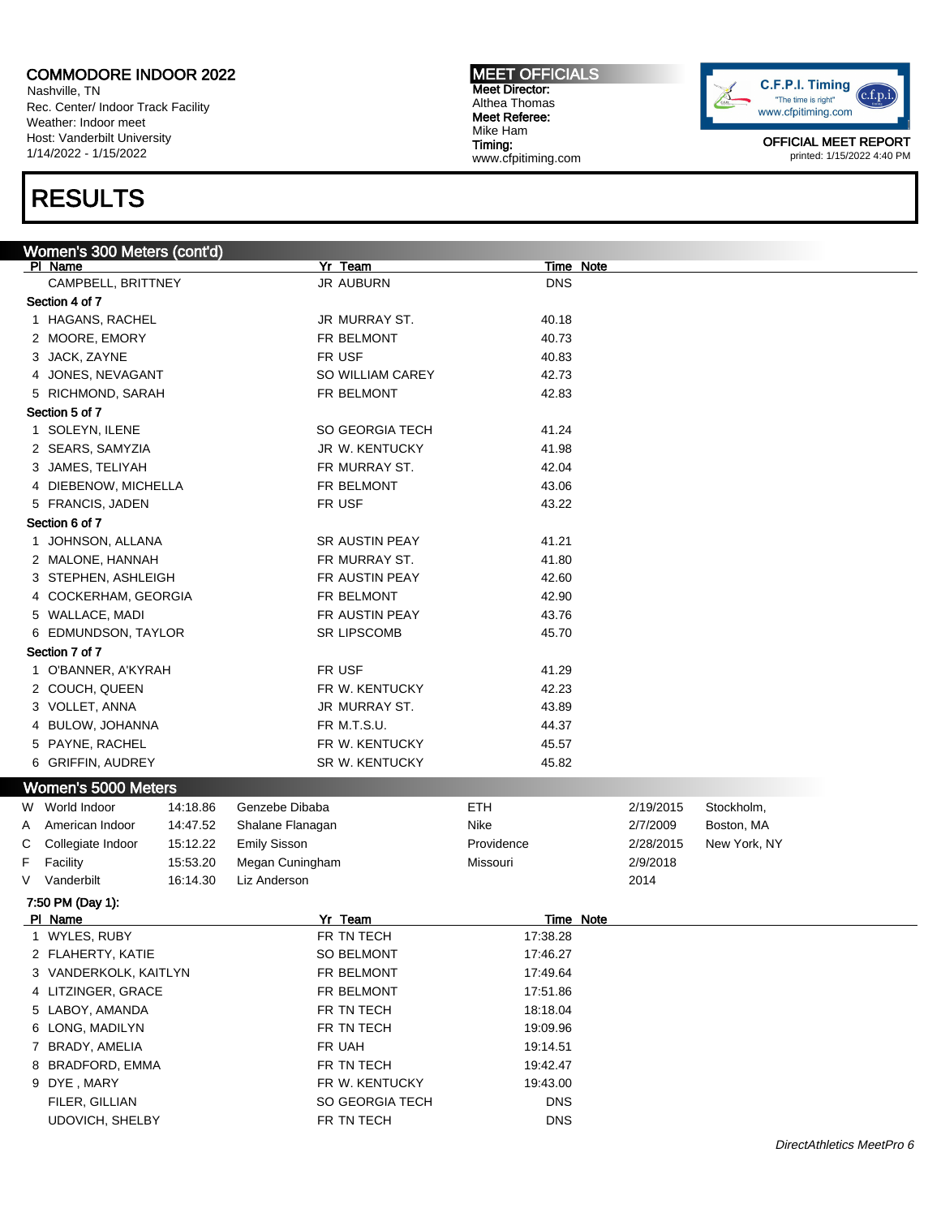COMMODORE INDOOR 2022
Nashville, TN
Rec. Center/ Indoor Track Facility
Weather: Indoor meet
Host: Vanderbilt University
1/14/2022 - 1/15/2022

MEET OFFICIALS
Meet Director:
Althea Thomas
Meet Referee:
Mike Ham
Timing:
www.cfpitiming.com

C.F.P.I. Timing
"The time is right"
www.cfpitiming.com

OFFICIAL MEET REPORT
printed: 1/15/2022 4:40 PM

# RESULTS

## Women's 300 Meters (cont'd)

| Pl | Name | Yr | Team | Time | Note |
|---|---|---|---|---|---|
| | CAMPBELL, BRITTNEY | JR | AUBURN | DNS | |
| **Section 4 of 7** | | | | | |
| 1 | HAGANS, RACHEL | JR | MURRAY ST. | 40.18 | |
| 2 | MOORE, EMORY | FR | BELMONT | 40.73 | |
| 3 | JACK, ZAYNE | FR | USF | 40.83 | |
| 4 | JONES, NEVAGANT | SO | WILLIAM CAREY | 42.73 | |
| 5 | RICHMOND, SARAH | FR | BELMONT | 42.83 | |
| **Section 5 of 7** | | | | | |
| 1 | SOLEYN, ILENE | SO | GEORGIA TECH | 41.24 | |
| 2 | SEARS, SAMYZIA | JR | W. KENTUCKY | 41.98 | |
| 3 | JAMES, TELIYAH | FR | MURRAY ST. | 42.04 | |
| 4 | DIEBENOW, MICHELLA | FR | BELMONT | 43.06 | |
| 5 | FRANCIS, JADEN | FR | USF | 43.22 | |
| **Section 6 of 7** | | | | | |
| 1 | JOHNSON, ALLANA | SR | AUSTIN PEAY | 41.21 | |
| 2 | MALONE, HANNAH | FR | MURRAY ST. | 41.80 | |
| 3 | STEPHEN, ASHLEIGH | FR | AUSTIN PEAY | 42.60 | |
| 4 | COCKERHAM, GEORGIA | FR | BELMONT | 42.90 | |
| 5 | WALLACE, MADI | FR | AUSTIN PEAY | 43.76 | |
| 6 | EDMUNDSON, TAYLOR | SR | LIPSCOMB | 45.70 | |
| **Section 7 of 7** | | | | | |
| 1 | O'BANNER, A'KYRAH | FR | USF | 41.29 | |
| 2 | COUCH, QUEEN | FR | W. KENTUCKY | 42.23 | |
| 3 | VOLLET, ANNA | JR | MURRAY ST. | 43.89 | |
| 4 | BULOW, JOHANNA | FR | M.T.S.U. | 44.37 | |
| 5 | PAYNE, RACHEL | FR | W. KENTUCKY | 45.57 | |
| 6 | GRIFFIN, AUDREY | SR | W. KENTUCKY | 45.82 | |

## Women's 5000 Meters

| | | | | | | |
|---|---|---|---|---|---|---|
| W | World Indoor | 14:18.86 | Genzebe Dibaba | ETH | 2/19/2015 | Stockholm, |
| A | American Indoor | 14:47.52 | Shalane Flanagan | Nike | 2/7/2009 | Boston, MA |
| C | Collegiate Indoor | 15:12.22 | Emily Sisson | Providence | 2/28/2015 | New York, NY |
| F | Facility | 15:53.20 | Megan Cuningham | Missouri | 2/9/2018 | |
| V | Vanderbilt | 16:14.30 | Liz Anderson | | 2014 | |

7:50 PM (Day 1):

| Pl | Name | Yr | Team | Time | Note |
|---|---|---|---|---|---|
| 1 | WYLES, RUBY | FR | TN TECH | 17:38.28 | |
| 2 | FLAHERTY, KATIE | SO | BELMONT | 17:46.27 | |
| 3 | VANDERKOLK, KAITLYN | FR | BELMONT | 17:49.64 | |
| 4 | LITZINGER, GRACE | FR | BELMONT | 17:51.86 | |
| 5 | LABOY, AMANDA | FR | TN TECH | 18:18.04 | |
| 6 | LONG, MADILYN | FR | TN TECH | 19:09.96 | |
| 7 | BRADY, AMELIA | FR | UAH | 19:14.51 | |
| 8 | BRADFORD, EMMA | FR | TN TECH | 19:42.47 | |
| 9 | DYE , MARY | FR | W. KENTUCKY | 19:43.00 | |
| | FILER, GILLIAN | SO | GEORGIA TECH | DNS | |
| | UDOVICH, SHELBY | FR | TN TECH | DNS | |

*DirectAthletics MeetPro 6*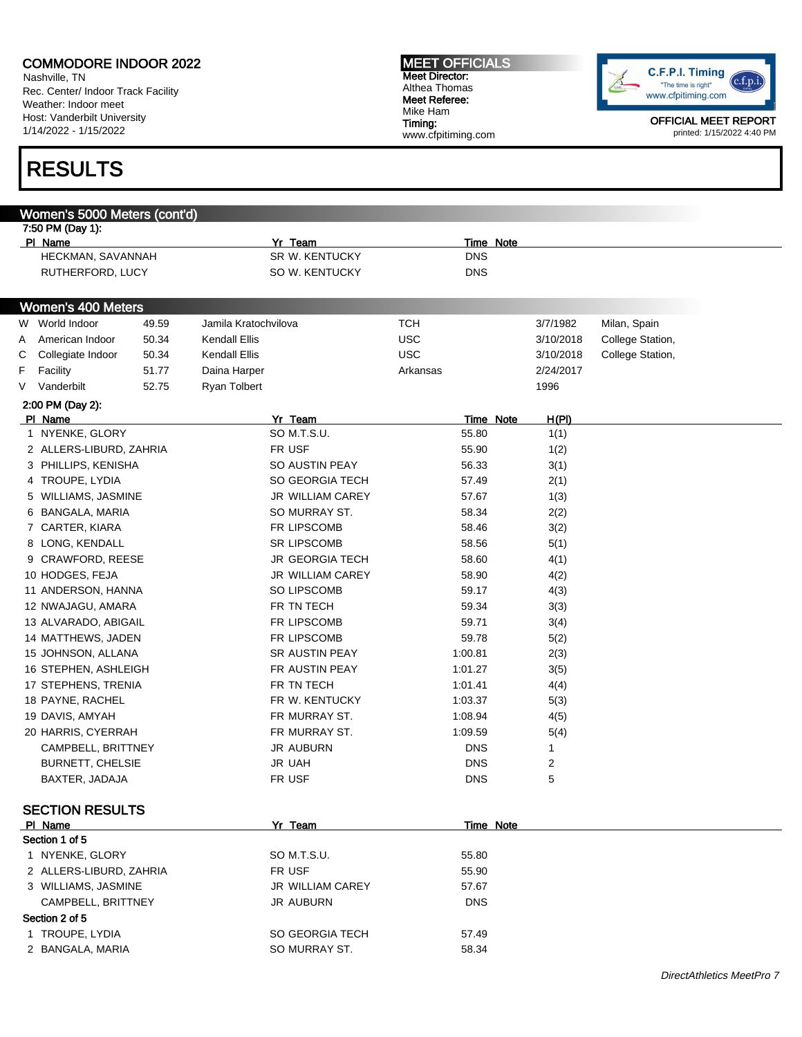# RESULTS

## Women's 5000 Meters (cont'd)

7:50 PM (Day 1):

| Pl | Name | Yr | Team | Time | Note |
|---|---|---|---|---|---|
| | HECKMAN, SAVANNAH | SR | W. KENTUCKY | DNS | |
| | RUTHERFORD, LUCY | SO | W. KENTUCKY | DNS | |

## Women's 400 Meters

| | | | | | | |
|---|---|---|---|---|---|---|
| W | World Indoor | 49.59 | Jamila Kratochvilova | TCH | 3/7/1982 | Milan, Spain |
| A | American Indoor | 50.34 | Kendall Ellis | USC | 3/10/2018 | College Station, |
| C | Collegiate Indoor | 50.34 | Kendall Ellis | USC | 3/10/2018 | College Station, |
| F | Facility | 51.77 | Daina Harper | Arkansas | 2/24/2017 | |
| V | Vanderbilt | 52.75 | Ryan Tolbert | | 1996 | |

2:00 PM (Day 2):

| Pl | Name | Yr | Team | Time | Note | H(Pl) |
|---|---|---|---|---|---|---|
| 1 | NYENKE, GLORY | SO | M.T.S.U. | 55.80 | | 1(1) |
| 2 | ALLERS-LIBURD, ZAHRIA | FR | USF | 55.90 | | 1(2) |
| 3 | PHILLIPS, KENISHA | SO | AUSTIN PEAY | 56.33 | | 3(1) |
| 4 | TROUPE, LYDIA | SO | GEORGIA TECH | 57.49 | | 2(1) |
| 5 | WILLIAMS, JASMINE | JR | WILLIAM CAREY | 57.67 | | 1(3) |
| 6 | BANGALA, MARIA | SO | MURRAY ST. | 58.34 | | 2(2) |
| 7 | CARTER, KIARA | FR | LIPSCOMB | 58.46 | | 3(2) |
| 8 | LONG, KENDALL | SR | LIPSCOMB | 58.56 | | 5(1) |
| 9 | CRAWFORD, REESE | JR | GEORGIA TECH | 58.60 | | 4(1) |
| 10 | HODGES, FEJA | JR | WILLIAM CAREY | 58.90 | | 4(2) |
| 11 | ANDERSON, HANNA | SO | LIPSCOMB | 59.17 | | 4(3) |
| 12 | NWAJAGU, AMARA | FR | TN TECH | 59.34 | | 3(3) |
| 13 | ALVARADO, ABIGAIL | FR | LIPSCOMB | 59.71 | | 3(4) |
| 14 | MATTHEWS, JADEN | FR | LIPSCOMB | 59.78 | | 5(2) |
| 15 | JOHNSON, ALLANA | SR | AUSTIN PEAY | 1:00.81 | | 2(3) |
| 16 | STEPHEN, ASHLEIGH | FR | AUSTIN PEAY | 1:01.27 | | 3(5) |
| 17 | STEPHENS, TRENIA | FR | TN TECH | 1:01.41 | | 4(4) |
| 18 | PAYNE, RACHEL | FR | W. KENTUCKY | 1:03.37 | | 5(3) |
| 19 | DAVIS, AMYAH | FR | MURRAY ST. | 1:08.94 | | 4(5) |
| 20 | HARRIS, CYERRAH | FR | MURRAY ST. | 1:09.59 | | 5(4) |
| | CAMPBELL, BRITTNEY | JR | AUBURN | DNS | | 1 |
| | BURNETT, CHELSIE | JR | UAH | DNS | | 2 |
| | BAXTER, JADAJA | FR | USF | DNS | | 5 |

### SECTION RESULTS

| Pl | Name | Yr | Team | Time | Note |
|---|---|---|---|---|---|
| **Section 1 of 5** | | | | | |
| 1 | NYENKE, GLORY | SO | M.T.S.U. | 55.80 | |
| 2 | ALLERS-LIBURD, ZAHRIA | FR | USF | 55.90 | |
| 3 | WILLIAMS, JASMINE | JR | WILLIAM CAREY | 57.67 | |
| | CAMPBELL, BRITTNEY | JR | AUBURN | DNS | |
| **Section 2 of 5** | | | | | |
| 1 | TROUPE, LYDIA | SO | GEORGIA TECH | 57.49 | |
| 2 | BANGALA, MARIA | SO | MURRAY ST. | 58.34 | |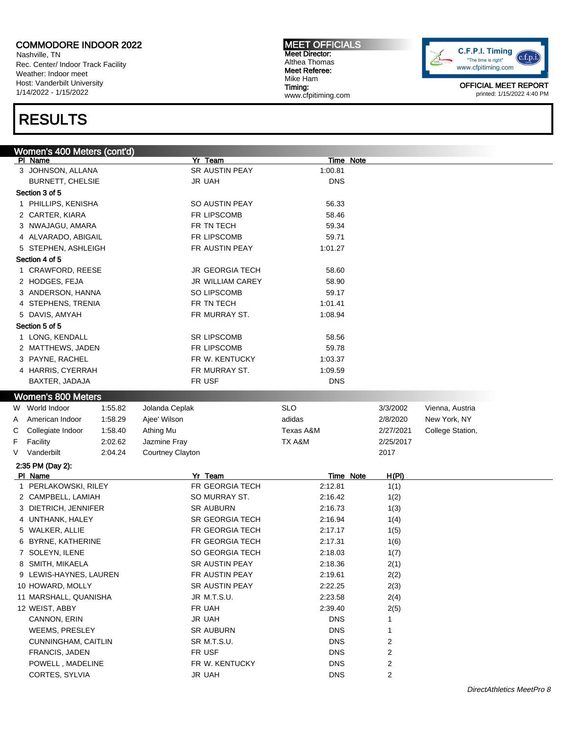# RESULTS

## Women's 400 Meters (cont'd)

| Pl | Name | Yr | Team | Time | Note |
|---|---|---|---|---|---|
| 3 | JOHNSON, ALLANA | SR | AUSTIN PEAY | 1:00.81 | |
| | BURNETT, CHELSIE | JR | UAH | DNS | |
| **Section 3 of 5** | | | | | |
| 1 | PHILLIPS, KENISHA | SO | AUSTIN PEAY | 56.33 | |
| 2 | CARTER, KIARA | FR | LIPSCOMB | 58.46 | |
| 3 | NWAJAGU, AMARA | FR | TN TECH | 59.34 | |
| 4 | ALVARADO, ABIGAIL | FR | LIPSCOMB | 59.71 | |
| 5 | STEPHEN, ASHLEIGH | FR | AUSTIN PEAY | 1:01.27 | |
| **Section 4 of 5** | | | | | |
| 1 | CRAWFORD, REESE | JR | GEORGIA TECH | 58.60 | |
| 2 | HODGES, FEJA | JR | WILLIAM CAREY | 58.90 | |
| 3 | ANDERSON, HANNA | SO | LIPSCOMB | 59.17 | |
| 4 | STEPHENS, TRENIA | FR | TN TECH | 1:01.41 | |
| 5 | DAVIS, AMYAH | FR | MURRAY ST. | 1:08.94 | |
| **Section 5 of 5** | | | | | |
| 1 | LONG, KENDALL | SR | LIPSCOMB | 58.56 | |
| 2 | MATTHEWS, JADEN | FR | LIPSCOMB | 59.78 | |
| 3 | PAYNE, RACHEL | FR | W. KENTUCKY | 1:03.37 | |
| 4 | HARRIS, CYERRAH | FR | MURRAY ST. | 1:09.59 | |
| | BAXTER, JADAJA | FR | USF | DNS | |

## Women's 800 Meters

| | | | | | | |
|---|---|---|---|---|---|---|
| W | World Indoor | 1:55.82 | Jolanda Ceplak | SLO | 3/3/2002 | Vienna, Austria |
| A | American Indoor | 1:58.29 | Ajee' Wilson | adidas | 2/8/2020 | New York, NY |
| C | Collegiate Indoor | 1:58.40 | Athing Mu | Texas A&M | 2/27/2021 | College Station, |
| F | Facility | 2:02.62 | Jazmine Fray | TX A&M | 2/25/2017 | |
| V | Vanderbilt | 2:04.24 | Courtney Clayton | | 2017 | |

**2:35 PM (Day 2):**

| Pl | Name | Yr | Team | Time | Note | H(Pl) |
|---|---|---|---|---|---|---|
| 1 | PERLAKOWSKI, RILEY | FR | GEORGIA TECH | 2:12.81 | | 1(1) |
| 2 | CAMPBELL, LAMIAH | SO | MURRAY ST. | 2:16.42 | | 1(2) |
| 3 | DIETRICH, JENNIFER | SR | AUBURN | 2:16.73 | | 1(3) |
| 4 | UNTHANK, HALEY | SR | GEORGIA TECH | 2:16.94 | | 1(4) |
| 5 | WALKER, ALLIE | FR | GEORGIA TECH | 2:17.17 | | 1(5) |
| 6 | BYRNE, KATHERINE | FR | GEORGIA TECH | 2:17.31 | | 1(6) |
| 7 | SOLEYN, ILENE | SO | GEORGIA TECH | 2:18.03 | | 1(7) |
| 8 | SMITH, MIKAELA | SR | AUSTIN PEAY | 2:18.36 | | 2(1) |
| 9 | LEWIS-HAYNES, LAUREN | FR | AUSTIN PEAY | 2:19.61 | | 2(2) |
| 10 | HOWARD, MOLLY | SR | AUSTIN PEAY | 2:22.25 | | 2(3) |
| 11 | MARSHALL, QUANISHA | JR | M.T.S.U. | 2:23.58 | | 2(4) |
| 12 | WEIST, ABBY | FR | UAH | 2:39.40 | | 2(5) |
| | CANNON, ERIN | JR | UAH | DNS | | 1 |
| | WEEMS, PRESLEY | SR | AUBURN | DNS | | 1 |
| | CUNNINGHAM, CAITLIN | SR | M.T.S.U. | DNS | | 2 |
| | FRANCIS, JADEN | FR | USF | DNS | | 2 |
| | POWELL , MADELINE | FR | W. KENTUCKY | DNS | | 2 |
| | CORTES, SYLVIA | JR | UAH | DNS | | 2 |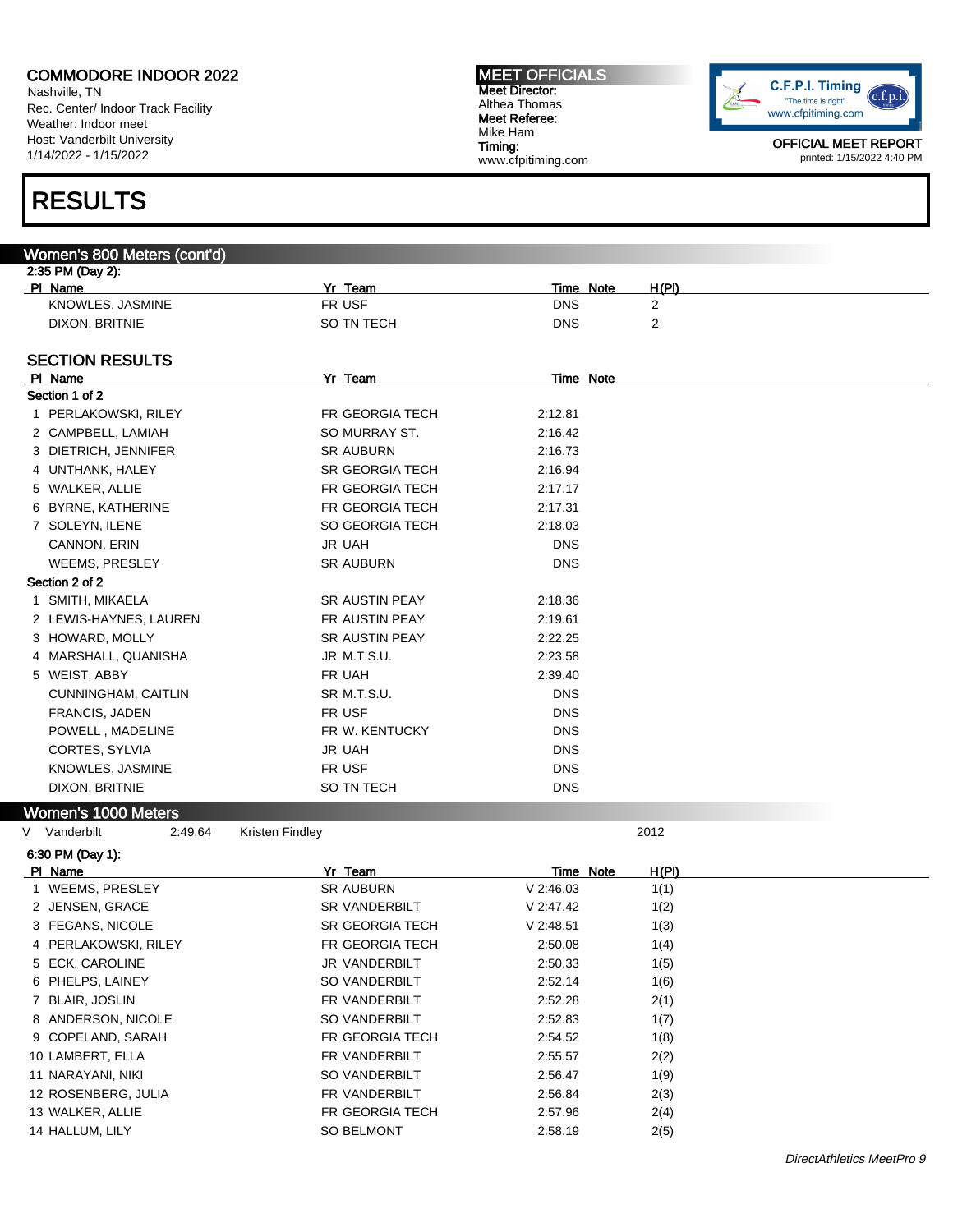## Women's 800 Meters (cont'd)

2:35 PM (Day 2):

| Pl | Name | Yr | Team | Time | Note | H(Pl) |
|---|---|---|---|---|---|---|
| | KNOWLES, JASMINE | FR | USF | DNS | | 2 |
| | DIXON, BRITNIE | SO | TN TECH | DNS | | 2 |

### SECTION RESULTS

| Pl | Name | Yr | Team | Time | Note |
|---|---|---|---|---|---|
| **Section 1 of 2** | | | | | |
| 1 | PERLAKOWSKI, RILEY | FR | GEORGIA TECH | 2:12.81 | |
| 2 | CAMPBELL, LAMIAH | SO | MURRAY ST. | 2:16.42 | |
| 3 | DIETRICH, JENNIFER | SR | AUBURN | 2:16.73 | |
| 4 | UNTHANK, HALEY | SR | GEORGIA TECH | 2:16.94 | |
| 5 | WALKER, ALLIE | FR | GEORGIA TECH | 2:17.17 | |
| 6 | BYRNE, KATHERINE | FR | GEORGIA TECH | 2:17.31 | |
| 7 | SOLEYN, ILENE | SO | GEORGIA TECH | 2:18.03 | |
| | CANNON, ERIN | JR | UAH | DNS | |
| | WEEMS, PRESLEY | SR | AUBURN | DNS | |
| **Section 2 of 2** | | | | | |
| 1 | SMITH, MIKAELA | SR | AUSTIN PEAY | 2:18.36 | |
| 2 | LEWIS-HAYNES, LAUREN | FR | AUSTIN PEAY | 2:19.61 | |
| 3 | HOWARD, MOLLY | SR | AUSTIN PEAY | 2:22.25 | |
| 4 | MARSHALL, QUANISHA | JR | M.T.S.U. | 2:23.58 | |
| 5 | WEIST, ABBY | FR | UAH | 2:39.40 | |
| | CUNNINGHAM, CAITLIN | SR | M.T.S.U. | DNS | |
| | FRANCIS, JADEN | FR | USF | DNS | |
| | POWELL , MADELINE | FR | W. KENTUCKY | DNS | |
| | CORTES, SYLVIA | JR | UAH | DNS | |
| | KNOWLES, JASMINE | FR | USF | DNS | |
| | DIXON, BRITNIE | SO | TN TECH | DNS | |

## Women's 1000 Meters

V Vanderbilt 2:49.64 Kristen Findley 2012

6:30 PM (Day 1):

| Pl | Name | Yr | Team | Time | Note | H(Pl) |
|---|---|---|---|---|---|---|
| 1 | WEEMS, PRESLEY | SR | AUBURN | V 2:46.03 | | 1(1) |
| 2 | JENSEN, GRACE | SR | VANDERBILT | V 2:47.42 | | 1(2) |
| 3 | FEGANS, NICOLE | SR | GEORGIA TECH | V 2:48.51 | | 1(3) |
| 4 | PERLAKOWSKI, RILEY | FR | GEORGIA TECH | 2:50.08 | | 1(4) |
| 5 | ECK, CAROLINE | JR | VANDERBILT | 2:50.33 | | 1(5) |
| 6 | PHELPS, LAINEY | SO | VANDERBILT | 2:52.14 | | 1(6) |
| 7 | BLAIR, JOSLIN | FR | VANDERBILT | 2:52.28 | | 2(1) |
| 8 | ANDERSON, NICOLE | SO | VANDERBILT | 2:52.83 | | 1(7) |
| 9 | COPELAND, SARAH | FR | GEORGIA TECH | 2:54.52 | | 1(8) |
| 10 | LAMBERT, ELLA | FR | VANDERBILT | 2:55.57 | | 2(2) |
| 11 | NARAYANI, NIKI | SO | VANDERBILT | 2:56.47 | | 1(9) |
| 12 | ROSENBERG, JULIA | FR | VANDERBILT | 2:56.84 | | 2(3) |
| 13 | WALKER, ALLIE | FR | GEORGIA TECH | 2:57.96 | | 2(4) |
| 14 | HALLUM, LILY | SO | BELMONT | 2:58.19 | | 2(5) |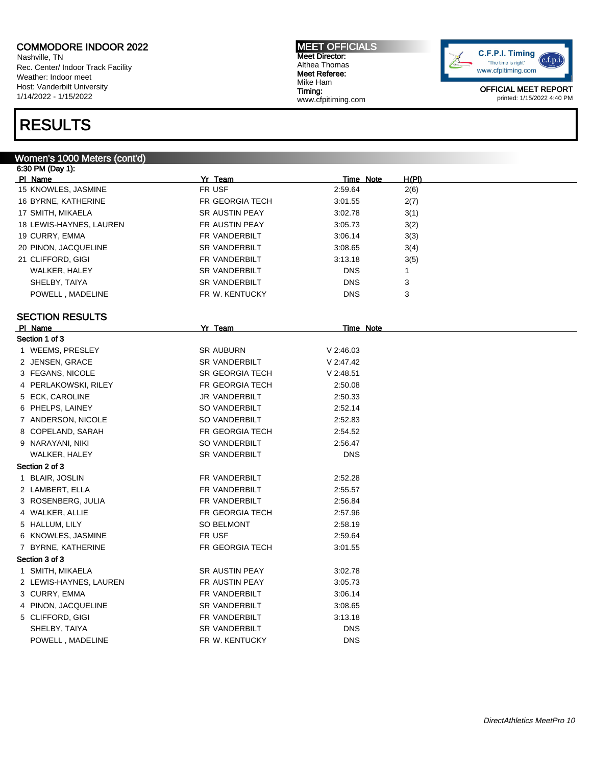COMMODORE INDOOR 2022
Nashville, TN
Rec. Center/ Indoor Track Facility
Weather: Indoor meet
Host: Vanderbilt University
1/14/2022 - 1/15/2022

**MEET OFFICIALS**
Meet Director:
Althea Thomas
Meet Referee:
Mike Ham
Timing:
www.cfpitiming.com

OFFICIAL MEET REPORT
printed: 1/15/2022 4:40 PM

# RESULTS

## Women's 1000 Meters (cont'd)

6:30 PM (Day 1):

| Pl | Name | Yr | Team | Time | Note | H(Pl) |
|---|---|---|---|---|---|---|
| 15 | KNOWLES, JASMINE | FR | USF | 2:59.64 | | 2(6) |
| 16 | BYRNE, KATHERINE | FR | GEORGIA TECH | 3:01.55 | | 2(7) |
| 17 | SMITH, MIKAELA | SR | AUSTIN PEAY | 3:02.78 | | 3(1) |
| 18 | LEWIS-HAYNES, LAUREN | FR | AUSTIN PEAY | 3:05.73 | | 3(2) |
| 19 | CURRY, EMMA | FR | VANDERBILT | 3:06.14 | | 3(3) |
| 20 | PINON, JACQUELINE | SR | VANDERBILT | 3:08.65 | | 3(4) |
| 21 | CLIFFORD, GIGI | FR | VANDERBILT | 3:13.18 | | 3(5) |
| | WALKER, HALEY | SR | VANDERBILT | DNS | | 1 |
| | SHELBY, TAIYA | SR | VANDERBILT | DNS | | 3 |
| | POWELL , MADELINE | FR | W. KENTUCKY | DNS | | 3 |

### SECTION RESULTS

| Pl | Name | Yr | Team | Time | Note |
|---|---|---|---|---|---|
| **Section 1 of 3** | | | | | |
| 1 | WEEMS, PRESLEY | SR | AUBURN | V 2:46.03 | |
| 2 | JENSEN, GRACE | SR | VANDERBILT | V 2:47.42 | |
| 3 | FEGANS, NICOLE | SR | GEORGIA TECH | V 2:48.51 | |
| 4 | PERLAKOWSKI, RILEY | FR | GEORGIA TECH | 2:50.08 | |
| 5 | ECK, CAROLINE | JR | VANDERBILT | 2:50.33 | |
| 6 | PHELPS, LAINEY | SO | VANDERBILT | 2:52.14 | |
| 7 | ANDERSON, NICOLE | SO | VANDERBILT | 2:52.83 | |
| 8 | COPELAND, SARAH | FR | GEORGIA TECH | 2:54.52 | |
| 9 | NARAYANI, NIKI | SO | VANDERBILT | 2:56.47 | |
| | WALKER, HALEY | SR | VANDERBILT | DNS | |
| **Section 2 of 3** | | | | | |
| 1 | BLAIR, JOSLIN | FR | VANDERBILT | 2:52.28 | |
| 2 | LAMBERT, ELLA | FR | VANDERBILT | 2:55.57 | |
| 3 | ROSENBERG, JULIA | FR | VANDERBILT | 2:56.84 | |
| 4 | WALKER, ALLIE | FR | GEORGIA TECH | 2:57.96 | |
| 5 | HALLUM, LILY | SO | BELMONT | 2:58.19 | |
| 6 | KNOWLES, JASMINE | FR | USF | 2:59.64 | |
| 7 | BYRNE, KATHERINE | FR | GEORGIA TECH | 3:01.55 | |
| **Section 3 of 3** | | | | | |
| 1 | SMITH, MIKAELA | SR | AUSTIN PEAY | 3:02.78 | |
| 2 | LEWIS-HAYNES, LAUREN | FR | AUSTIN PEAY | 3:05.73 | |
| 3 | CURRY, EMMA | FR | VANDERBILT | 3:06.14 | |
| 4 | PINON, JACQUELINE | SR | VANDERBILT | 3:08.65 | |
| 5 | CLIFFORD, GIGI | FR | VANDERBILT | 3:13.18 | |
| | SHELBY, TAIYA | SR | VANDERBILT | DNS | |
| | POWELL , MADELINE | FR | W. KENTUCKY | DNS | |

*DirectAthletics MeetPro 10*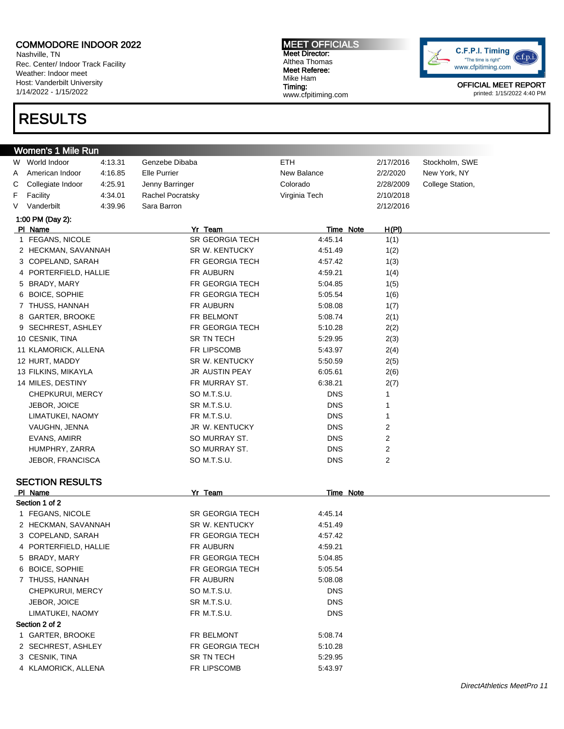## COMMODORE INDOOR 2022

Nashville, TN
Rec. Center/ Indoor Track Facility
Weather: Indoor meet
Host: Vanderbilt University
1/14/2022 - 1/15/2022

**MEET OFFICIALS**
**Meet Director:**
Althea Thomas
**Meet Referee:**
Mike Ham
**Timing:**
www.cfpitiming.com

C.F.P.I. Timing
"The time is right"
www.cfpitiming.com

OFFICIAL MEET REPORT
printed: 1/15/2022 4:40 PM

# RESULTS

## Women's 1 Mile Run

| | | | | | | |
|---|---|---|---|---|---|---|
| W | World Indoor | 4:13.31 | Genzebe Dibaba | ETH | 2/17/2016 | Stockholm, SWE |
| A | American Indoor | 4:16.85 | Elle Purrier | New Balance | 2/2/2020 | New York, NY |
| C | Collegiate Indoor | 4:25.91 | Jenny Barringer | Colorado | 2/28/2009 | College Station, |
| F | Facility | 4:34.01 | Rachel Pocratsky | Virginia Tech | 2/10/2018 | |
| V | Vanderbilt | 4:39.96 | Sara Barron | | 2/12/2016 | |

**1:00 PM (Day 2):**

| Pl | Name | Yr | Team | Time | Note | H(Pl) |
|---|---|---|---|---|---|---|
| 1 | FEGANS, NICOLE | SR | GEORGIA TECH | 4:45.14 | | 1(1) |
| 2 | HECKMAN, SAVANNAH | SR | W. KENTUCKY | 4:51.49 | | 1(2) |
| 3 | COPELAND, SARAH | FR | GEORGIA TECH | 4:57.42 | | 1(3) |
| 4 | PORTERFIELD, HALLIE | FR | AUBURN | 4:59.21 | | 1(4) |
| 5 | BRADY, MARY | FR | GEORGIA TECH | 5:04.85 | | 1(5) |
| 6 | BOICE, SOPHIE | FR | GEORGIA TECH | 5:05.54 | | 1(6) |
| 7 | THUSS, HANNAH | FR | AUBURN | 5:08.08 | | 1(7) |
| 8 | GARTER, BROOKE | FR | BELMONT | 5:08.74 | | 2(1) |
| 9 | SECHREST, ASHLEY | FR | GEORGIA TECH | 5:10.28 | | 2(2) |
| 10 | CESNIK, TINA | SR | TN TECH | 5:29.95 | | 2(3) |
| 11 | KLAMORICK, ALLENA | FR | LIPSCOMB | 5:43.97 | | 2(4) |
| 12 | HURT, MADDY | SR | W. KENTUCKY | 5:50.59 | | 2(5) |
| 13 | FILKINS, MIKAYLA | JR | AUSTIN PEAY | 6:05.61 | | 2(6) |
| 14 | MILES, DESTINY | FR | MURRAY ST. | 6:38.21 | | 2(7) |
| | CHEPKURUI, MERCY | SO | M.T.S.U. | DNS | | 1 |
| | JEBOR, JOICE | SR | M.T.S.U. | DNS | | 1 |
| | LIMATUKEI, NAOMY | FR | M.T.S.U. | DNS | | 1 |
| | VAUGHN, JENNA | JR | W. KENTUCKY | DNS | | 2 |
| | EVANS, AMIRR | SO | MURRAY ST. | DNS | | 2 |
| | HUMPHRY, ZARRA | SO | MURRAY ST. | DNS | | 2 |
| | JEBOR, FRANCISCA | SO | M.T.S.U. | DNS | | 2 |

## SECTION RESULTS

| Pl | Name | Yr | Team | Time | Note |
|---|---|---|---|---|---|
| **Section 1 of 2** | | | | | |
| 1 | FEGANS, NICOLE | SR | GEORGIA TECH | 4:45.14 | |
| 2 | HECKMAN, SAVANNAH | SR | W. KENTUCKY | 4:51.49 | |
| 3 | COPELAND, SARAH | FR | GEORGIA TECH | 4:57.42 | |
| 4 | PORTERFIELD, HALLIE | FR | AUBURN | 4:59.21 | |
| 5 | BRADY, MARY | FR | GEORGIA TECH | 5:04.85 | |
| 6 | BOICE, SOPHIE | FR | GEORGIA TECH | 5:05.54 | |
| 7 | THUSS, HANNAH | FR | AUBURN | 5:08.08 | |
| | CHEPKURUI, MERCY | SO | M.T.S.U. | DNS | |
| | JEBOR, JOICE | SR | M.T.S.U. | DNS | |
| | LIMATUKEI, NAOMY | FR | M.T.S.U. | DNS | |
| **Section 2 of 2** | | | | | |
| 1 | GARTER, BROOKE | FR | BELMONT | 5:08.74 | |
| 2 | SECHREST, ASHLEY | FR | GEORGIA TECH | 5:10.28 | |
| 3 | CESNIK, TINA | SR | TN TECH | 5:29.95 | |
| 4 | KLAMORICK, ALLENA | FR | LIPSCOMB | 5:43.97 | |

DirectAthletics MeetPro 11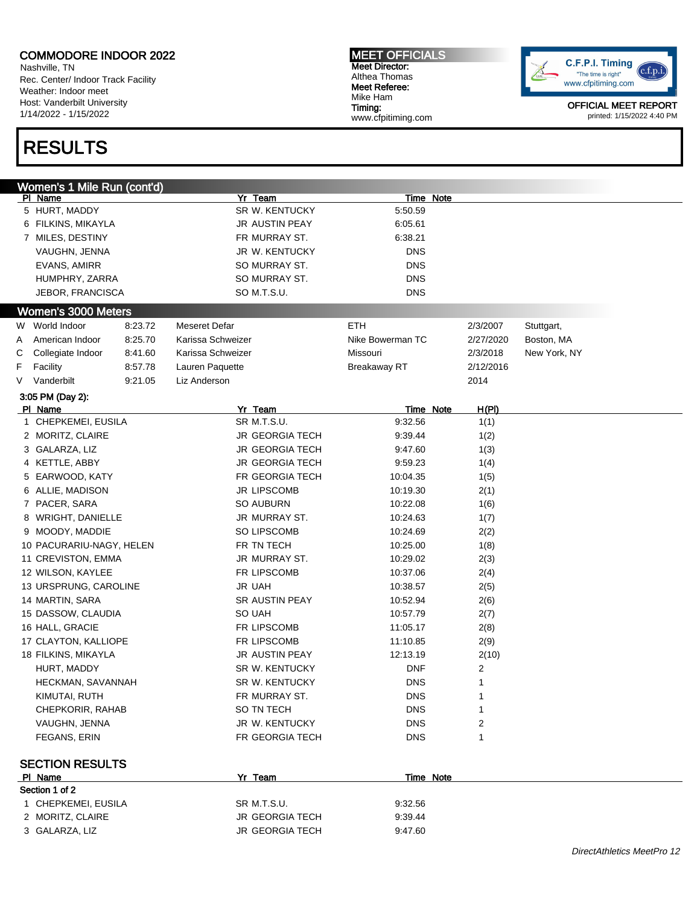# COMMODORE INDOOR 2022

Nashville, TN
Rec. Center/ Indoor Track Facility
Weather: Indoor meet
Host: Vanderbilt University
1/14/2022 - 1/15/2022

**MEET OFFICIALS**
**Meet Director:** Althea Thomas
**Meet Referee:** Mike Ham
**Timing:** www.cfpitiming.com

OFFICIAL MEET REPORT
printed: 1/15/2022 4:40 PM

# RESULTS

## Women's 1 Mile Run (cont'd)

| Pl | Name | Yr | Team | Time | Note |
|---|---|---|---|---|---|
| 5 | HURT, MADDY | SR | W. KENTUCKY | 5:50.59 | |
| 6 | FILKINS, MIKAYLA | JR | AUSTIN PEAY | 6:05.61 | |
| 7 | MILES, DESTINY | FR | MURRAY ST. | 6:38.21 | |
| | VAUGHN, JENNA | JR | W. KENTUCKY | DNS | |
| | EVANS, AMIRR | SO | MURRAY ST. | DNS | |
| | HUMPHRY, ZARRA | SO | MURRAY ST. | DNS | |
| | JEBOR, FRANCISCA | SO | M.T.S.U. | DNS | |

## Women's 3000 Meters

| | | | | | | |
|---|---|---|---|---|---|---|
| W | World Indoor | 8:23.72 | Meseret Defar | ETH | 2/3/2007 | Stuttgart, |
| A | American Indoor | 8:25.70 | Karissa Schweizer | Nike Bowerman TC | 2/27/2020 | Boston, MA |
| C | Collegiate Indoor | 8:41.60 | Karissa Schweizer | Missouri | 2/3/2018 | New York, NY |
| F | Facility | 8:57.78 | Lauren Paquette | Breakaway RT | 2/12/2016 | |
| V | Vanderbilt | 9:21.05 | Liz Anderson | | 2014 | |

3:05 PM (Day 2):

| Pl | Name | Yr | Team | Time | Note | H(Pl) |
|---|---|---|---|---|---|---|
| 1 | CHEPKEMEI, EUSILA | SR | M.T.S.U. | 9:32.56 | | 1(1) |
| 2 | MORITZ, CLAIRE | JR | GEORGIA TECH | 9:39.44 | | 1(2) |
| 3 | GALARZA, LIZ | JR | GEORGIA TECH | 9:47.60 | | 1(3) |
| 4 | KETTLE, ABBY | JR | GEORGIA TECH | 9:59.23 | | 1(4) |
| 5 | EARWOOD, KATY | FR | GEORGIA TECH | 10:04.35 | | 1(5) |
| 6 | ALLIE, MADISON | JR | LIPSCOMB | 10:19.30 | | 2(1) |
| 7 | PACER, SARA | SO | AUBURN | 10:22.08 | | 1(6) |
| 8 | WRIGHT, DANIELLE | JR | MURRAY ST. | 10:24.63 | | 1(7) |
| 9 | MOODY, MADDIE | SO | LIPSCOMB | 10:24.69 | | 2(2) |
| 10 | PACURARIU-NAGY, HELEN | FR | TN TECH | 10:25.00 | | 1(8) |
| 11 | CREVISTON, EMMA | JR | MURRAY ST. | 10:29.02 | | 2(3) |
| 12 | WILSON, KAYLEE | FR | LIPSCOMB | 10:37.06 | | 2(4) |
| 13 | URSPRUNG, CAROLINE | JR | UAH | 10:38.57 | | 2(5) |
| 14 | MARTIN, SARA | SR | AUSTIN PEAY | 10:52.94 | | 2(6) |
| 15 | DASSOW, CLAUDIA | SO | UAH | 10:57.79 | | 2(7) |
| 16 | HALL, GRACIE | FR | LIPSCOMB | 11:05.17 | | 2(8) |
| 17 | CLAYTON, KALLIOPE | FR | LIPSCOMB | 11:10.85 | | 2(9) |
| 18 | FILKINS, MIKAYLA | JR | AUSTIN PEAY | 12:13.19 | | 2(10) |
| | HURT, MADDY | SR | W. KENTUCKY | DNF | | 2 |
| | HECKMAN, SAVANNAH | SR | W. KENTUCKY | DNS | | 1 |
| | KIMUTAI, RUTH | FR | MURRAY ST. | DNS | | 1 |
| | CHEPKORIR, RAHAB | SO | TN TECH | DNS | | 1 |
| | VAUGHN, JENNA | JR | W. KENTUCKY | DNS | | 2 |
| | FEGANS, ERIN | FR | GEORGIA TECH | DNS | | 1 |

### SECTION RESULTS

| Pl | Name | Yr | Team | Time | Note |
|---|---|---|---|---|---|
| **Section 1 of 2** | | | | | |
| 1 | CHEPKEMEI, EUSILA | SR | M.T.S.U. | 9:32.56 | |
| 2 | MORITZ, CLAIRE | JR | GEORGIA TECH | 9:39.44 | |
| 3 | GALARZA, LIZ | JR | GEORGIA TECH | 9:47.60 | |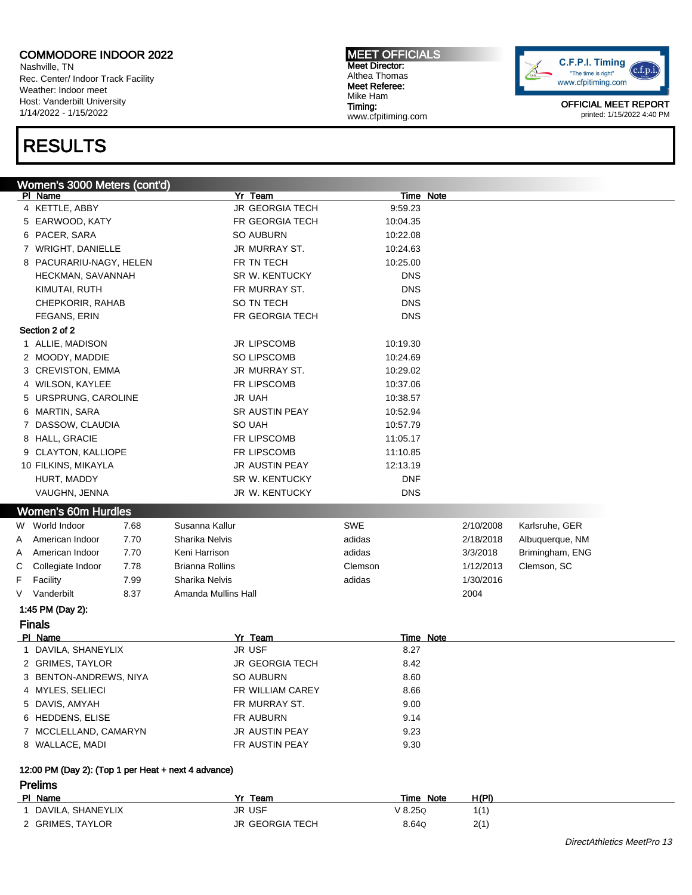# RESULTS

## Women's 3000 Meters (cont'd)

| Pl | Name | Yr | Team | Time | Note |
|---|---|---|---|---|---|
| 4 | KETTLE, ABBY | JR | GEORGIA TECH | 9:59.23 | |
| 5 | EARWOOD, KATY | FR | GEORGIA TECH | 10:04.35 | |
| 6 | PACER, SARA | SO | AUBURN | 10:22.08 | |
| 7 | WRIGHT, DANIELLE | JR | MURRAY ST. | 10:24.63 | |
| 8 | PACURARIU-NAGY, HELEN | FR | TN TECH | 10:25.00 | |
| | HECKMAN, SAVANNAH | SR | W. KENTUCKY | DNS | |
| | KIMUTAI, RUTH | FR | MURRAY ST. | DNS | |
| | CHEPKORIR, RAHAB | SO | TN TECH | DNS | |
| | FEGANS, ERIN | FR | GEORGIA TECH | DNS | |

**Section 2 of 2**

| Pl | Name | Yr | Team | Time | Note |
|---|---|---|---|---|---|
| 1 | ALLIE, MADISON | JR | LIPSCOMB | 10:19.30 | |
| 2 | MOODY, MADDIE | SO | LIPSCOMB | 10:24.69 | |
| 3 | CREVISTON, EMMA | JR | MURRAY ST. | 10:29.02 | |
| 4 | WILSON, KAYLEE | FR | LIPSCOMB | 10:37.06 | |
| 5 | URSPRUNG, CAROLINE | JR | UAH | 10:38.57 | |
| 6 | MARTIN, SARA | SR | AUSTIN PEAY | 10:52.94 | |
| 7 | DASSOW, CLAUDIA | SO | UAH | 10:57.79 | |
| 8 | HALL, GRACIE | FR | LIPSCOMB | 11:05.17 | |
| 9 | CLAYTON, KALLIOPE | FR | LIPSCOMB | 11:10.85 | |
| 10 | FILKINS, MIKAYLA | JR | AUSTIN PEAY | 12:13.19 | |
| | HURT, MADDY | SR | W. KENTUCKY | DNF | |
| | VAUGHN, JENNA | JR | W. KENTUCKY | DNS | |

## Women's 60m Hurdles

| | | | | | | |
|---|---|---|---|---|---|---|
| W | World Indoor | 7.68 | Susanna Kallur | SWE | 2/10/2008 | Karlsruhe, GER |
| A | American Indoor | 7.70 | Sharika Nelvis | adidas | 2/18/2018 | Albuquerque, NM |
| A | American Indoor | 7.70 | Keni Harrison | adidas | 3/3/2018 | Brimingham, ENG |
| C | Collegiate Indoor | 7.78 | Brianna Rollins | Clemson | 1/12/2013 | Clemson, SC |
| F | Facility | 7.99 | Sharika Nelvis | adidas | 1/30/2016 | |
| V | Vanderbilt | 8.37 | Amanda Mullins Hall | | 2004 | |

1:45 PM (Day 2):

### Finals

| Pl | Name | Yr | Team | Time | Note |
|---|---|---|---|---|---|
| 1 | DAVILA, SHANEYLIX | JR | USF | 8.27 | |
| 2 | GRIMES, TAYLOR | JR | GEORGIA TECH | 8.42 | |
| 3 | BENTON-ANDREWS, NIYA | SO | AUBURN | 8.60 | |
| 4 | MYLES, SELIECI | FR | WILLIAM CAREY | 8.66 | |
| 5 | DAVIS, AMYAH | FR | MURRAY ST. | 9.00 | |
| 6 | HEDDENS, ELISE | FR | AUBURN | 9.14 | |
| 7 | MCCLELLAND, CAMARYN | JR | AUSTIN PEAY | 9.23 | |
| 8 | WALLACE, MADI | FR | AUSTIN PEAY | 9.30 | |

12:00 PM (Day 2): (Top 1 per Heat + next 4 advance)

### Prelims

| Pl | Name | Yr | Team | Time | Note | H(Pl) |
|---|---|---|---|---|---|---|
| 1 | DAVILA, SHANEYLIX | JR | USF | V 8.25Q | | 1(1) |
| 2 | GRIMES, TAYLOR | JR | GEORGIA TECH | 8.64Q | | 2(1) |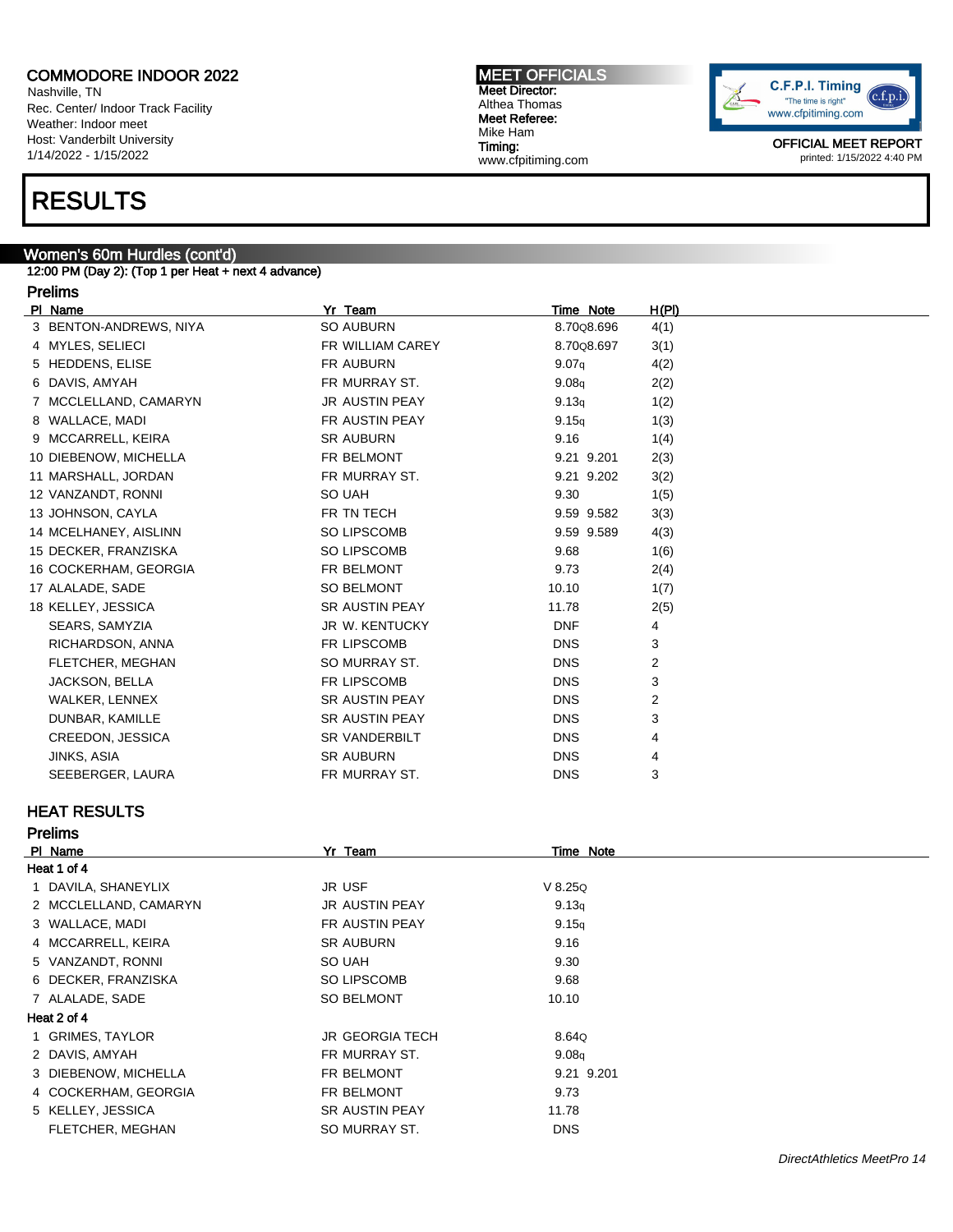COMMODORE INDOOR 2022
Nashville, TN
Rec. Center/ Indoor Track Facility
Weather: Indoor meet
Host: Vanderbilt University
1/14/2022 - 1/15/2022

MEET OFFICIALS
Meet Director:
Althea Thomas
Meet Referee:
Mike Ham
Timing:
www.cfpitiming.com

C.F.P.I. Timing
"The time is right"
www.cfpitiming.com

OFFICIAL MEET REPORT
printed: 1/15/2022 4:40 PM

# RESULTS

## Women's 60m Hurdles (cont'd)

12:00 PM (Day 2): (Top 1 per Heat + next 4 advance)

### Prelims

| Pl | Name | Yr | Team | Time | Note | H(Pl) |
|---|---|---|---|---|---|---|
| 3 | BENTON-ANDREWS, NIYA | SO | AUBURN | 8.70Q | 8.696 | 4(1) |
| 4 | MYLES, SELIECI | FR | WILLIAM CAREY | 8.70Q | 8.697 | 3(1) |
| 5 | HEDDENS, ELISE | FR | AUBURN | 9.07q | | 4(2) |
| 6 | DAVIS, AMYAH | FR | MURRAY ST. | 9.08q | | 2(2) |
| 7 | MCCLELLAND, CAMARYN | JR | AUSTIN PEAY | 9.13q | | 1(2) |
| 8 | WALLACE, MADI | FR | AUSTIN PEAY | 9.15q | | 1(3) |
| 9 | MCCARRELL, KEIRA | SR | AUBURN | 9.16 | | 1(4) |
| 10 | DIEBENOW, MICHELLA | FR | BELMONT | 9.21 | 9.201 | 2(3) |
| 11 | MARSHALL, JORDAN | FR | MURRAY ST. | 9.21 | 9.202 | 3(2) |
| 12 | VANZANDT, RONNI | SO | UAH | 9.30 | | 1(5) |
| 13 | JOHNSON, CAYLA | FR | TN TECH | 9.59 | 9.582 | 3(3) |
| 14 | MCELHANEY, AISLINN | SO | LIPSCOMB | 9.59 | 9.589 | 4(3) |
| 15 | DECKER, FRANZISKA | SO | LIPSCOMB | 9.68 | | 1(6) |
| 16 | COCKERHAM, GEORGIA | FR | BELMONT | 9.73 | | 2(4) |
| 17 | ALALADE, SADE | SO | BELMONT | 10.10 | | 1(7) |
| 18 | KELLEY, JESSICA | SR | AUSTIN PEAY | 11.78 | | 2(5) |
| | SEARS, SAMYZIA | JR | W. KENTUCKY | DNF | | 4 |
| | RICHARDSON, ANNA | FR | LIPSCOMB | DNS | | 3 |
| | FLETCHER, MEGHAN | SO | MURRAY ST. | DNS | | 2 |
| | JACKSON, BELLA | FR | LIPSCOMB | DNS | | 3 |
| | WALKER, LENNEX | SR | AUSTIN PEAY | DNS | | 2 |
| | DUNBAR, KAMILLE | SR | AUSTIN PEAY | DNS | | 3 |
| | CREEDON, JESSICA | SR | VANDERBILT | DNS | | 4 |
| | JINKS, ASIA | SR | AUBURN | DNS | | 4 |
| | SEEBERGER, LAURA | FR | MURRAY ST. | DNS | | 3 |

## HEAT RESULTS

### Prelims

| Pl | Name | Yr | Team | Time | Note |
|---|---|---|---|---|---|
| **Heat 1 of 4** | | | | | |
| 1 | DAVILA, SHANEYLIX | JR | USF | V 8.25Q | |
| 2 | MCCLELLAND, CAMARYN | JR | AUSTIN PEAY | 9.13q | |
| 3 | WALLACE, MADI | FR | AUSTIN PEAY | 9.15q | |
| 4 | MCCARRELL, KEIRA | SR | AUBURN | 9.16 | |
| 5 | VANZANDT, RONNI | SO | UAH | 9.30 | |
| 6 | DECKER, FRANZISKA | SO | LIPSCOMB | 9.68 | |
| 7 | ALALADE, SADE | SO | BELMONT | 10.10 | |
| **Heat 2 of 4** | | | | | |
| 1 | GRIMES, TAYLOR | JR | GEORGIA TECH | 8.64Q | |
| 2 | DAVIS, AMYAH | FR | MURRAY ST. | 9.08q | |
| 3 | DIEBENOW, MICHELLA | FR | BELMONT | 9.21 | 9.201 |
| 4 | COCKERHAM, GEORGIA | FR | BELMONT | 9.73 | |
| 5 | KELLEY, JESSICA | SR | AUSTIN PEAY | 11.78 | |
| | FLETCHER, MEGHAN | SO | MURRAY ST. | DNS | |

DirectAthletics MeetPro 14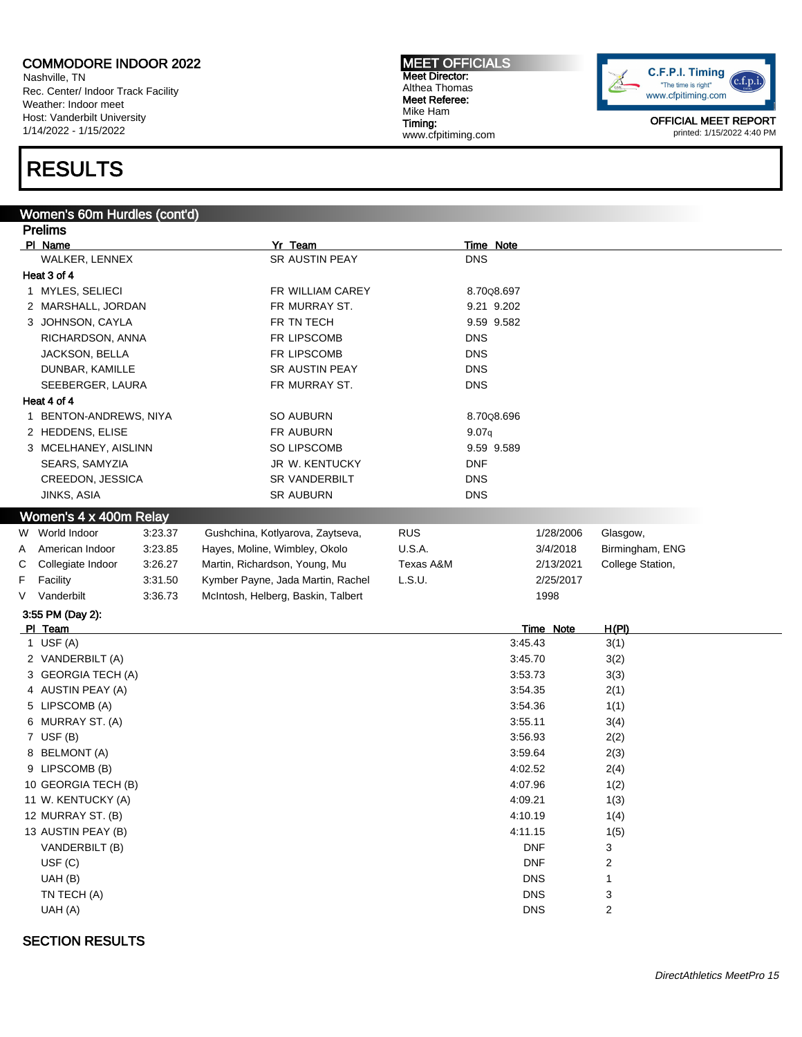COMMODORE INDOOR 2022
Nashville, TN
Rec. Center/ Indoor Track Facility
Weather: Indoor meet
Host: Vanderbilt University
1/14/2022 - 1/15/2022

**MEET OFFICIALS**
**Meet Director:**
Althea Thomas
**Meet Referee:**
Mike Ham
**Timing:**
www.cfpitiming.com

C.F.P.I. Timing
"The time is right"
www.cfpitiming.com

OFFICIAL MEET REPORT
printed: 1/15/2022 4:40 PM

# RESULTS

## Women's 60m Hurdles (cont'd)

### Prelims

| Pl | Name | Yr | Team | Time | Note |
|---|---|---|---|---|---|
| | WALKER, LENNEX | SR | AUSTIN PEAY | DNS | |
| **Heat 3 of 4** | | | | | |
| 1 | MYLES, SELIECI | FR | WILLIAM CAREY | 8.70Q | 8.697 |
| 2 | MARSHALL, JORDAN | FR | MURRAY ST. | 9.21 | 9.202 |
| 3 | JOHNSON, CAYLA | FR | TN TECH | 9.59 | 9.582 |
| | RICHARDSON, ANNA | FR | LIPSCOMB | DNS | |
| | JACKSON, BELLA | FR | LIPSCOMB | DNS | |
| | DUNBAR, KAMILLE | SR | AUSTIN PEAY | DNS | |
| | SEEBERGER, LAURA | FR | MURRAY ST. | DNS | |
| **Heat 4 of 4** | | | | | |
| 1 | BENTON-ANDREWS, NIYA | SO | AUBURN | 8.70Q | 8.696 |
| 2 | HEDDENS, ELISE | FR | AUBURN | 9.07q | |
| 3 | MCELHANEY, AISLINN | SO | LIPSCOMB | 9.59 | 9.589 |
| | SEARS, SAMYZIA | JR | W. KENTUCKY | DNF | |
| | CREEDON, JESSICA | SR | VANDERBILT | DNS | |
| | JINKS, ASIA | SR | AUBURN | DNS | |

## Women's 4 x 400m Relay

| | | | | | | |
|---|---|---|---|---|---|---|
| W | World Indoor | 3:23.37 | Gushchina, Kotlyarova, Zaytseva, | RUS | 1/28/2006 | Glasgow, |
| A | American Indoor | 3:23.85 | Hayes, Moline, Wimbley, Okolo | U.S.A. | 3/4/2018 | Birmingham, ENG |
| C | Collegiate Indoor | 3:26.27 | Martin, Richardson, Young, Mu | Texas A&M | 2/13/2021 | College Station, |
| F | Facility | 3:31.50 | Kymber Payne, Jada Martin, Rachel | L.S.U. | 2/25/2017 | |
| V | Vanderbilt | 3:36.73 | McIntosh, Helberg, Baskin, Talbert | | 1998 | |

**3:55 PM (Day 2):**

| Pl | Team | Time | Note | H(Pl) |
|---|---|---|---|---|
| 1 | USF (A) | 3:45.43 | | 3(1) |
| 2 | VANDERBILT (A) | 3:45.70 | | 3(2) |
| 3 | GEORGIA TECH (A) | 3:53.73 | | 3(3) |
| 4 | AUSTIN PEAY (A) | 3:54.35 | | 2(1) |
| 5 | LIPSCOMB (A) | 3:54.36 | | 1(1) |
| 6 | MURRAY ST. (A) | 3:55.11 | | 3(4) |
| 7 | USF (B) | 3:56.93 | | 2(2) |
| 8 | BELMONT (A) | 3:59.64 | | 2(3) |
| 9 | LIPSCOMB (B) | 4:02.52 | | 2(4) |
| 10 | GEORGIA TECH (B) | 4:07.96 | | 1(2) |
| 11 | W. KENTUCKY (A) | 4:09.21 | | 1(3) |
| 12 | MURRAY ST. (B) | 4:10.19 | | 1(4) |
| 13 | AUSTIN PEAY (B) | 4:11.15 | | 1(5) |
| | VANDERBILT (B) | DNF | | 3 |
| | USF (C) | DNF | | 2 |
| | UAH (B) | DNS | | 1 |
| | TN TECH (A) | DNS | | 3 |
| | UAH (A) | DNS | | 2 |

SECTION RESULTS

*DirectAthletics MeetPro 15*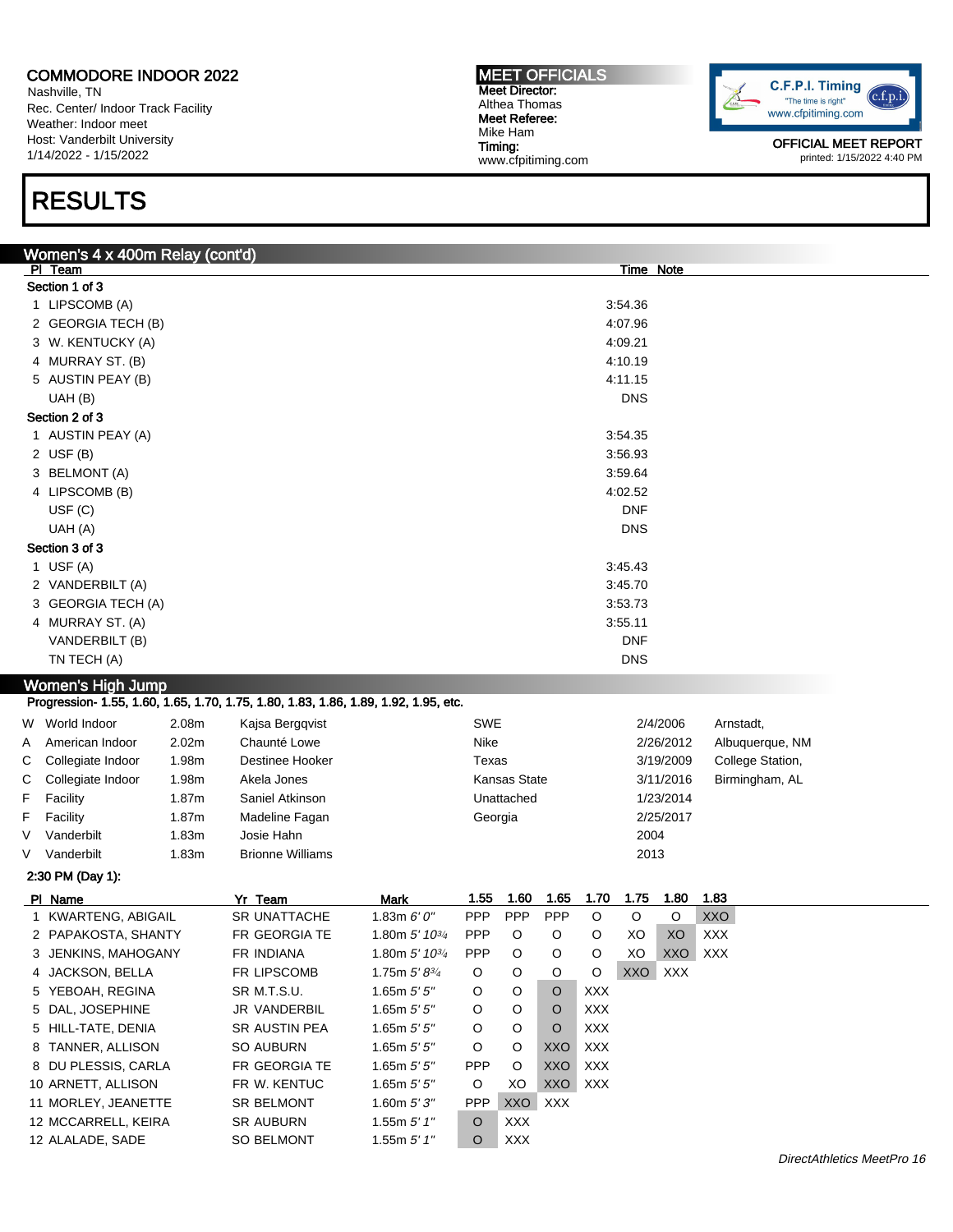# COMMODORE INDOOR 2022

Nashville, TN
Rec. Center/ Indoor Track Facility
Weather: Indoor meet
Host: Vanderbilt University
1/14/2022 - 1/15/2022

**MEET OFFICIALS**
**Meet Director:** Althea Thomas
**Meet Referee:** Mike Ham
**Timing:** www.cfpitiming.com

C.F.P.I. Timing "The time is right" www.cfpitiming.com

OFFICIAL MEET REPORT
printed: 1/15/2022 4:40 PM

# RESULTS

## Women's 4 x 400m Relay (cont'd)

| Pl | Team | Time | Note |
|---|---|---|---|
| **Section 1 of 3** | | | |
| 1 | LIPSCOMB (A) | 3:54.36 | |
| 2 | GEORGIA TECH (B) | 4:07.96 | |
| 3 | W. KENTUCKY (A) | 4:09.21 | |
| 4 | MURRAY ST. (B) | 4:10.19 | |
| 5 | AUSTIN PEAY (B) | 4:11.15 | |
| | UAH (B) | DNS | |
| **Section 2 of 3** | | | |
| 1 | AUSTIN PEAY (A) | 3:54.35 | |
| 2 | USF (B) | 3:56.93 | |
| 3 | BELMONT (A) | 3:59.64 | |
| 4 | LIPSCOMB (B) | 4:02.52 | |
| | USF (C) | DNF | |
| | UAH (A) | DNS | |
| **Section 3 of 3** | | | |
| 1 | USF (A) | 3:45.43 | |
| 2 | VANDERBILT (A) | 3:45.70 | |
| 3 | GEORGIA TECH (A) | 3:53.73 | |
| 4 | MURRAY ST. (A) | 3:55.11 | |
| | VANDERBILT (B) | DNF | |
| | TN TECH (A) | DNS | |

## Women's High Jump

**Progression- 1.55, 1.60, 1.65, 1.70, 1.75, 1.80, 1.83, 1.86, 1.89, 1.92, 1.95, etc.**

| | | | | | | |
|---|---|---|---|---|---|---|
| W | World Indoor | 2.08m | Kajsa Bergqvist | SWE | 2/4/2006 | Arnstadt, |
| A | American Indoor | 2.02m | Chaunté Lowe | Nike | 2/26/2012 | Albuquerque, NM |
| C | Collegiate Indoor | 1.98m | Destinee Hooker | Texas | 3/19/2009 | College Station, |
| C | Collegiate Indoor | 1.98m | Akela Jones | Kansas State | 3/11/2016 | Birmingham, AL |
| F | Facility | 1.87m | Saniel Atkinson | Unattached | 1/23/2014 | |
| F | Facility | 1.87m | Madeline Fagan | Georgia | 2/25/2017 | |
| V | Vanderbilt | 1.83m | Josie Hahn | | 2004 | |
| V | Vanderbilt | 1.83m | Brionne Williams | | 2013 | |

**2:30 PM (Day 1):**

| Pl | Name | Yr | Team | Mark | | 1.55 | 1.60 | 1.65 | 1.70 | 1.75 | 1.80 | 1.83 |
|---|---|---|---|---|---|---|---|---|---|---|---|---|
| 1 | KWARTENG, ABIGAIL | SR | UNATTACHE | 1.83m | *6' 0"* | PPP | PPP | PPP | O | O | O | XXO |
| 2 | PAPAKOSTA, SHANTY | FR | GEORGIA TE | 1.80m | *5' 10¾* | PPP | O | O | O | XO | XO | XXX |
| 3 | JENKINS, MAHOGANY | FR | INDIANA | 1.80m | *5' 10¾* | PPP | O | O | O | XO | XXO | XXX |
| 4 | JACKSON, BELLA | FR | LIPSCOMB | 1.75m | *5' 8¾* | O | O | O | O | XXO | XXX | |
| 5 | YEBOAH, REGINA | SR | M.T.S.U. | 1.65m | *5' 5"* | O | O | O | XXX | | | |
| 5 | DAL, JOSEPHINE | JR | VANDERBIL | 1.65m | *5' 5"* | O | O | O | XXX | | | |
| 5 | HILL-TATE, DENIA | SR | AUSTIN PEA | 1.65m | *5' 5"* | O | O | O | XXX | | | |
| 8 | TANNER, ALLISON | SO | AUBURN | 1.65m | *5' 5"* | O | O | XXO | XXX | | | |
| 8 | DU PLESSIS, CARLA | FR | GEORGIA TE | 1.65m | *5' 5"* | PPP | O | XXO | XXX | | | |
| 10 | ARNETT, ALLISON | FR | W. KENTUC | 1.65m | *5' 5"* | O | XO | XXO | XXX | | | |
| 11 | MORLEY, JEANETTE | SR | BELMONT | 1.60m | *5' 3"* | PPP | XXO | XXX | | | | |
| 12 | MCCARRELL, KEIRA | SR | AUBURN | 1.55m | *5' 1"* | O | XXX | | | | | |
| 12 | ALALADE, SADE | SO | BELMONT | 1.55m | *5' 1"* | O | XXX | | | | | |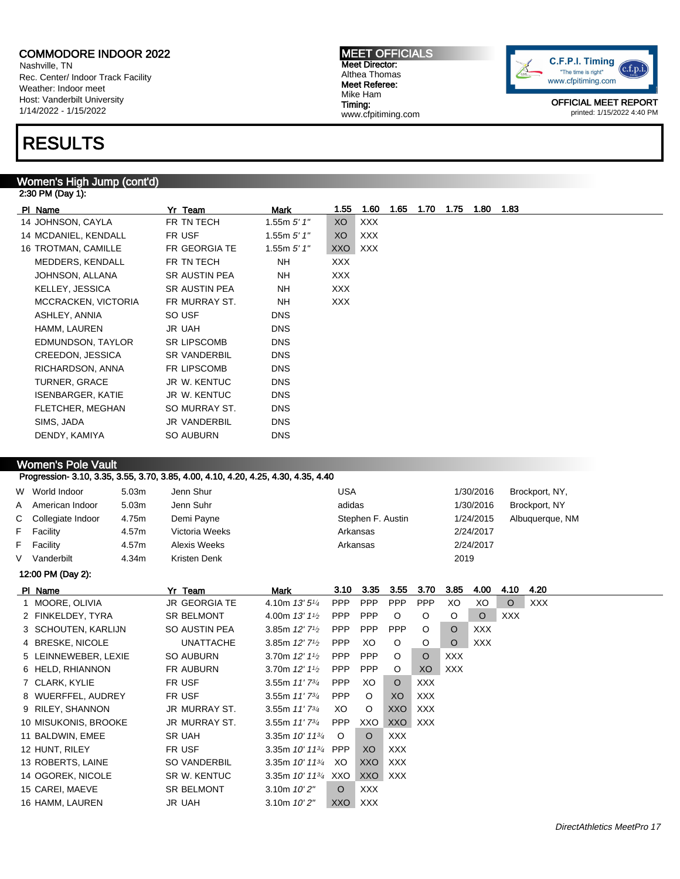# COMMODORE INDOOR 2022

Nashville, TN
Rec. Center/ Indoor Track Facility
Weather: Indoor meet
Host: Vanderbilt University
1/14/2022 - 1/15/2022

**MEET OFFICIALS**
**Meet Director:** Althea Thomas
**Meet Referee:** Mike Ham
**Timing:** www.cfpitiming.com

C.F.P.I. Timing "The time is right" www.cfpitiming.com

OFFICIAL MEET REPORT
printed: 1/15/2022 4:40 PM

# RESULTS

## Women's High Jump (cont'd)

2:30 PM (Day 1):

| Pl | Name | Yr | Team | Mark | 1.55 | 1.60 | 1.65 | 1.70 | 1.75 | 1.80 | 1.83 |
|---|---|---|---|---|---|---|---|---|---|---|---|
| 14 | JOHNSON, CAYLA | FR | TN TECH | 1.55m *5' 1"* | XO | XXX | | | | | |
| 14 | MCDANIEL, KENDALL | FR | USF | 1.55m *5' 1"* | XO | XXX | | | | | |
| 16 | TROTMAN, CAMILLE | FR | GEORGIA TE | 1.55m *5' 1"* | XXO | XXX | | | | | |
| | MEDDERS, KENDALL | FR | TN TECH | NH | XXX | | | | | | |
| | JOHNSON, ALLANA | SR | AUSTIN PEA | NH | XXX | | | | | | |
| | KELLEY, JESSICA | SR | AUSTIN PEA | NH | XXX | | | | | | |
| | MCCRACKEN, VICTORIA | FR | MURRAY ST. | NH | XXX | | | | | | |
| | ASHLEY, ANNIA | SO | USF | DNS | | | | | | | |
| | HAMM, LAUREN | JR | UAH | DNS | | | | | | | |
| | EDMUNDSON, TAYLOR | SR | LIPSCOMB | DNS | | | | | | | |
| | CREEDON, JESSICA | SR | VANDERBIL | DNS | | | | | | | |
| | RICHARDSON, ANNA | FR | LIPSCOMB | DNS | | | | | | | |
| | TURNER, GRACE | JR | W. KENTUC | DNS | | | | | | | |
| | ISENBARGER, KATIE | JR | W. KENTUC | DNS | | | | | | | |
| | FLETCHER, MEGHAN | SO | MURRAY ST. | DNS | | | | | | | |
| | SIMS, JADA | JR | VANDERBIL | DNS | | | | | | | |
| | DENDY, KAMIYA | SO | AUBURN | DNS | | | | | | | |

## Women's Pole Vault

Progression- 3.10, 3.35, 3.55, 3.70, 3.85, 4.00, 4.10, 4.20, 4.25, 4.30, 4.35, 4.40

| | | | | | | |
|---|---|---|---|---|---|---|
| W | World Indoor | 5.03m | Jenn Shur | USA | 1/30/2016 | Brockport, NY, |
| A | American Indoor | 5.03m | Jenn Suhr | adidas | 1/30/2016 | Brockport, NY |
| C | Collegiate Indoor | 4.75m | Demi Payne | Stephen F. Austin | 1/24/2015 | Albuquerque, NM |
| F | Facility | 4.57m | Victoria Weeks | Arkansas | 2/24/2017 | |
| F | Facility | 4.57m | Alexis Weeks | Arkansas | 2/24/2017 | |
| V | Vanderbilt | 4.34m | Kristen Denk | | 2019 | |

12:00 PM (Day 2):

| Pl | Name | Yr | Team | Mark | 3.10 | 3.35 | 3.55 | 3.70 | 3.85 | 4.00 | 4.10 | 4.20 |
|---|---|---|---|---|---|---|---|---|---|---|---|---|
| 1 | MOORE, OLIVIA | JR | GEORGIA TE | 4.10m *13' 5¼* | PPP | PPP | PPP | PPP | XO | XO | O | XXX |
| 2 | FINKELDEY, TYRA | SR | BELMONT | 4.00m *13' 1½* | PPP | PPP | O | O | O | O | XXX | |
| 3 | SCHOUTEN, KARLIJN | SO | AUSTIN PEA | 3.85m *12' 7½* | PPP | PPP | PPP | O | O | XXX | | |
| 4 | BRESKE, NICOLE | | UNATTACHE | 3.85m *12' 7½* | PPP | XO | O | O | O | XXX | | |
| 5 | LEINNEWEBER, LEXIE | SO | AUBURN | 3.70m *12' 1½* | PPP | PPP | O | O | XXX | | | |
| 6 | HELD, RHIANNON | FR | AUBURN | 3.70m *12' 1½* | PPP | PPP | O | XO | XXX | | | |
| 7 | CLARK, KYLIE | FR | USF | 3.55m *11' 7¾* | PPP | XO | O | XXX | | | | |
| 8 | WUERFFEL, AUDREY | FR | USF | 3.55m *11' 7¾* | PPP | O | XO | XXX | | | | |
| 9 | RILEY, SHANNON | JR | MURRAY ST. | 3.55m *11' 7¾* | XO | O | XXO | XXX | | | | |
| 10 | MISUKONIS, BROOKE | JR | MURRAY ST. | 3.55m *11' 7¾* | PPP | XXO | XXO | XXX | | | | |
| 11 | BALDWIN, EMEE | SR | UAH | 3.35m *10' 11¾* | O | O | XXX | | | | | |
| 12 | HUNT, RILEY | FR | USF | 3.35m *10' 11¾* | PPP | XO | XXX | | | | | |
| 13 | ROBERTS, LAINE | SO | VANDERBIL | 3.35m *10' 11¾* | XO | XXO | XXX | | | | | |
| 14 | OGOREK, NICOLE | SR | W. KENTUC | 3.35m *10' 11¾* | XXO | XXO | XXX | | | | | |
| 15 | CAREI, MAEVE | SR | BELMONT | 3.10m *10' 2"* | O | XXX | | | | | | |
| 16 | HAMM, LAUREN | JR | UAH | 3.10m *10' 2"* | XXO | XXX | | | | | | |

DirectAthletics MeetPro 17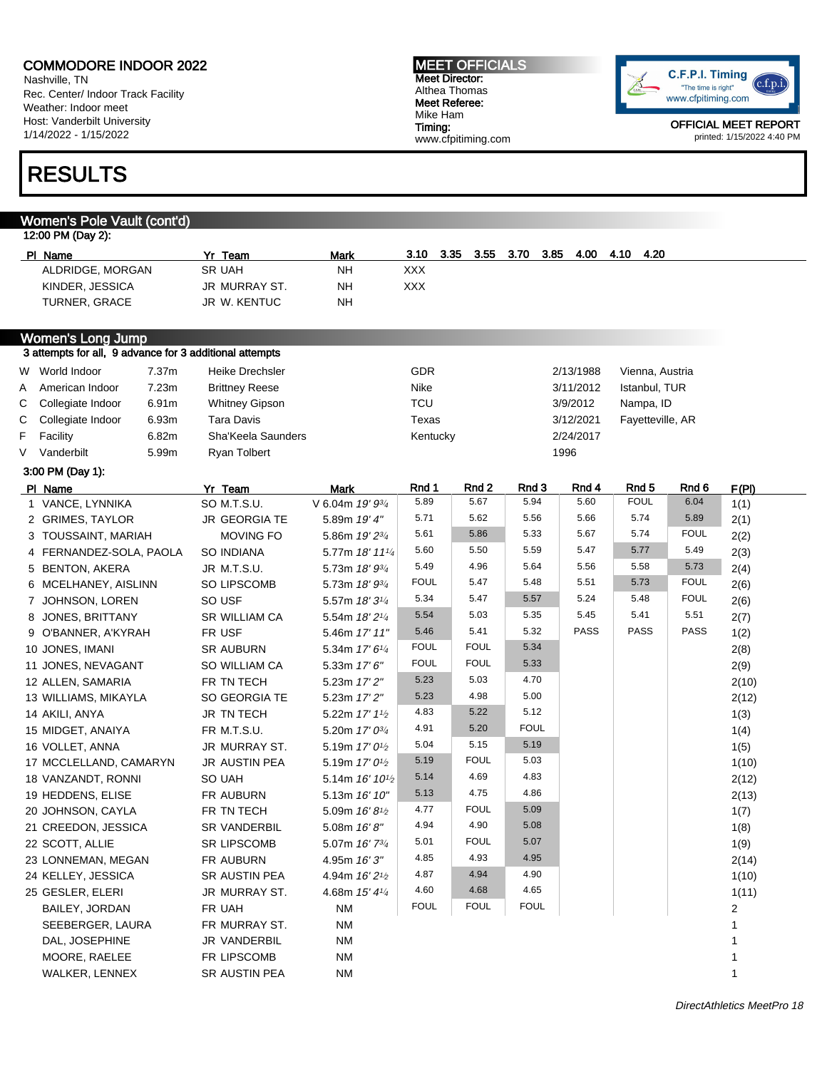# COMMODORE INDOOR 2022

Nashville, TN
Rec. Center/ Indoor Track Facility
Weather: Indoor meet
Host: Vanderbilt University
1/14/2022 - 1/15/2022

**MEET OFFICIALS**
**Meet Director:** Althea Thomas
**Meet Referee:** Mike Ham
**Timing:** www.cfpitiming.com

C.F.P.I. Timing "The time is right" www.cfpitiming.com

OFFICIAL MEET REPORT
printed: 1/15/2022 4:40 PM

# RESULTS

## Women's Pole Vault (cont'd)

12:00 PM (Day 2):

| Pl | Name | Yr | Team | Mark | 3.10 | 3.35 | 3.55 | 3.70 | 3.85 | 4.00 | 4.10 | 4.20 |
|---|---|---|---|---|---|---|---|---|---|---|---|---|
| | ALDRIDGE, MORGAN | SR | UAH | NH | XXX | | | | | | | |
| | KINDER, JESSICA | JR | MURRAY ST. | NH | XXX | | | | | | | |
| | TURNER, GRACE | JR | W. KENTUC | NH | | | | | | | | |

## Women's Long Jump

3 attempts for all, 9 advance for 3 additional attempts

| | Record | Mark | Name | Team | Date | Location |
|---|---|---|---|---|---|---|
| W | World Indoor | 7.37m | Heike Drechsler | GDR | 2/13/1988 | Vienna, Austria |
| A | American Indoor | 7.23m | Brittney Reese | Nike | 3/11/2012 | Istanbul, TUR |
| C | Collegiate Indoor | 6.91m | Whitney Gipson | TCU | 3/9/2012 | Nampa, ID |
| C | Collegiate Indoor | 6.93m | Tara Davis | Texas | 3/12/2021 | Fayetteville, AR |
| F | Facility | 6.82m | Sha'Keela Saunders | Kentucky | 2/24/2017 | |
| V | Vanderbilt | 5.99m | Ryan Tolbert | | 1996 | |

3:00 PM (Day 1):

| Pl | Name | Yr | Team | Mark | Rnd 1 | Rnd 2 | Rnd 3 | Rnd 4 | Rnd 5 | Rnd 6 | F(Pl) |
|---|---|---|---|---|---|---|---|---|---|---|---|
| 1 | VANCE, LYNNIKA | SO | M.T.S.U. | V 6.04m *19' 9¾* | 5.89 | 5.67 | 5.94 | 5.60 | FOUL | 6.04 | 1(1) |
| 2 | GRIMES, TAYLOR | JR | GEORGIA TE | 5.89m *19' 4"* | 5.71 | 5.62 | 5.56 | 5.66 | 5.74 | 5.89 | 2(1) |
| 3 | TOUSSAINT, MARIAH | | MOVING FO | 5.86m *19' 2¾* | 5.61 | 5.86 | 5.33 | 5.67 | 5.74 | FOUL | 2(2) |
| 4 | FERNANDEZ-SOLA, PAOLA | SO | INDIANA | 5.77m *18' 11¼* | 5.60 | 5.50 | 5.59 | 5.47 | 5.77 | 5.49 | 2(3) |
| 5 | BENTON, AKERA | JR | M.T.S.U. | 5.73m *18' 9¾* | 5.49 | 4.96 | 5.64 | 5.56 | 5.58 | 5.73 | 2(4) |
| 6 | MCELHANEY, AISLINN | SO | LIPSCOMB | 5.73m *18' 9¾* | FOUL | 5.47 | 5.48 | 5.51 | 5.73 | FOUL | 2(6) |
| 7 | JOHNSON, LOREN | SO | USF | 5.57m *18' 3¼* | 5.34 | 5.47 | 5.57 | 5.24 | 5.48 | FOUL | 2(6) |
| 8 | JONES, BRITTANY | SR | WILLIAM CA | 5.54m *18' 2¼* | 5.54 | 5.03 | 5.35 | 5.45 | 5.41 | 5.51 | 2(7) |
| 9 | O'BANNER, A'KYRAH | FR | USF | 5.46m *17' 11"* | 5.46 | 5.41 | 5.32 | PASS | PASS | PASS | 1(2) |
| 10 | JONES, IMANI | SR | AUBURN | 5.34m *17' 6¼* | FOUL | FOUL | 5.34 | | | | 2(8) |
| 11 | JONES, NEVAGANT | SO | WILLIAM CA | 5.33m *17' 6"* | FOUL | FOUL | 5.33 | | | | 2(9) |
| 12 | ALLEN, SAMARIA | FR | TN TECH | 5.23m *17' 2"* | 5.23 | 5.03 | 4.70 | | | | 2(10) |
| 13 | WILLIAMS, MIKAYLA | SO | GEORGIA TE | 5.23m *17' 2"* | 5.23 | 4.98 | 5.00 | | | | 2(12) |
| 14 | AKILI, ANYA | JR | TN TECH | 5.22m *17' 1½* | 4.83 | 5.22 | 5.12 | | | | 1(3) |
| 15 | MIDGET, ANAIYA | FR | M.T.S.U. | 5.20m *17' 0¾* | 4.91 | 5.20 | FOUL | | | | 1(4) |
| 16 | VOLLET, ANNA | JR | MURRAY ST. | 5.19m *17' 0½* | 5.04 | 5.15 | 5.19 | | | | 1(5) |
| 17 | MCCLELLAND, CAMARYN | JR | AUSTIN PEA | 5.19m *17' 0½* | 5.19 | FOUL | 5.03 | | | | 1(10) |
| 18 | VANZANDT, RONNI | SO | UAH | 5.14m *16' 10½* | 5.14 | 4.69 | 4.83 | | | | 2(12) |
| 19 | HEDDENS, ELISE | FR | AUBURN | 5.13m *16' 10"* | 5.13 | 4.75 | 4.86 | | | | 2(13) |
| 20 | JOHNSON, CAYLA | FR | TN TECH | 5.09m *16' 8½* | 4.77 | FOUL | 5.09 | | | | 1(7) |
| 21 | CREEDON, JESSICA | SR | VANDERBIL | 5.08m *16' 8"* | 4.94 | 4.90 | 5.08 | | | | 1(8) |
| 22 | SCOTT, ALLIE | SR | LIPSCOMB | 5.07m *16' 7¾* | 5.01 | FOUL | 5.07 | | | | 1(9) |
| 23 | LONNEMAN, MEGAN | FR | AUBURN | 4.95m *16' 3"* | 4.85 | 4.93 | 4.95 | | | | 2(14) |
| 24 | KELLEY, JESSICA | SR | AUSTIN PEA | 4.94m *16' 2½* | 4.87 | 4.94 | 4.90 | | | | 1(10) |
| 25 | GESLER, ELERI | JR | MURRAY ST. | 4.68m *15' 4¼* | 4.60 | 4.68 | 4.65 | | | | 1(11) |
| | BAILEY, JORDAN | FR | UAH | NM | FOUL | FOUL | FOUL | | | | 2 |
| | SEEBERGER, LAURA | FR | MURRAY ST. | NM | | | | | | | 1 |
| | DAL, JOSEPHINE | JR | VANDERBIL | NM | | | | | | | 1 |
| | MOORE, RAELEE | FR | LIPSCOMB | NM | | | | | | | 1 |
| | WALKER, LENNEX | SR | AUSTIN PEA | NM | | | | | | | 1 |

DirectAthletics MeetPro 18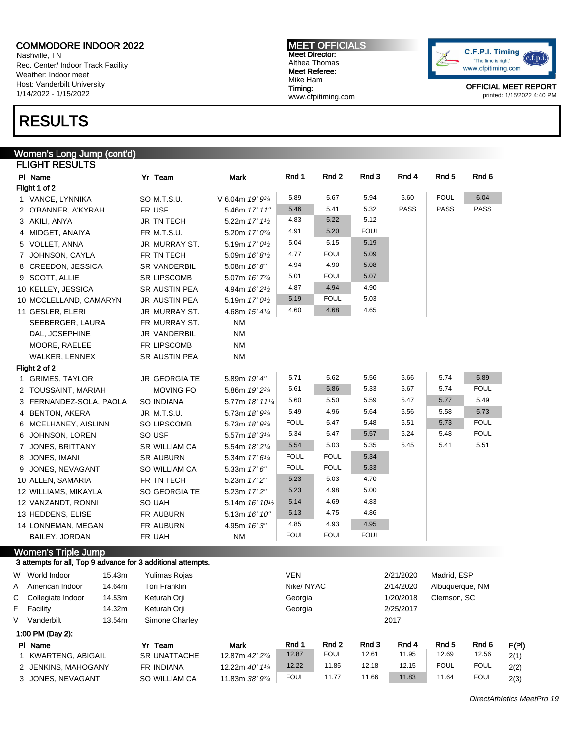COMMODORE INDOOR 2022
Nashville, TN
Rec. Center/ Indoor Track Facility
Weather: Indoor meet
Host: Vanderbilt University
1/14/2022 - 1/15/2022

MEET OFFICIALS
Meet Director:
Althea Thomas
Meet Referee:
Mike Ham
Timing:
www.cfpitiming.com

C.F.P.I. Timing "The time is right" www.cfpitiming.com

OFFICIAL MEET REPORT
printed: 1/15/2022 4:40 PM

# RESULTS

## Women's Long Jump (cont'd)

### FLIGHT RESULTS

| Pl | Name | Yr | Team | Mark | Rnd 1 | Rnd 2 | Rnd 3 | Rnd 4 | Rnd 5 | Rnd 6 |
|---|---|---|---|---|---|---|---|---|---|---|
| **Flight 1 of 2** | | | | | | | | | | |
| 1 | VANCE, LYNNIKA | SO | M.T.S.U. | V 6.04m *19' 9¾* | 5.89 | 5.67 | 5.94 | 5.60 | FOUL | 6.04 |
| 2 | O'BANNER, A'KYRAH | FR | USF | 5.46m *17' 11"* | 5.46 | 5.41 | 5.32 | PASS | PASS | PASS |
| 3 | AKILI, ANYA | JR | TN TECH | 5.22m *17' 1½* | 4.83 | 5.22 | 5.12 | | | |
| 4 | MIDGET, ANAIYA | FR | M.T.S.U. | 5.20m *17' 0¾* | 4.91 | 5.20 | FOUL | | | |
| 5 | VOLLET, ANNA | JR | MURRAY ST. | 5.19m *17' 0½* | 5.04 | 5.15 | 5.19 | | | |
| 7 | JOHNSON, CAYLA | FR | TN TECH | 5.09m *16' 8½* | 4.77 | FOUL | 5.09 | | | |
| 8 | CREEDON, JESSICA | SR | VANDERBIL | 5.08m *16' 8"* | 4.94 | 4.90 | 5.08 | | | |
| 9 | SCOTT, ALLIE | SR | LIPSCOMB | 5.07m *16' 7¾* | 5.01 | FOUL | 5.07 | | | |
| 10 | KELLEY, JESSICA | SR | AUSTIN PEA | 4.94m *16' 2½* | 4.87 | 4.94 | 4.90 | | | |
| 10 | MCCLELLAND, CAMARYN | JR | AUSTIN PEA | 5.19m *17' 0½* | 5.19 | FOUL | 5.03 | | | |
| 11 | GESLER, ELERI | JR | MURRAY ST. | 4.68m *15' 4¼* | 4.60 | 4.68 | 4.65 | | | |
| | SEEBERGER, LAURA | FR | MURRAY ST. | NM | | | | | | |
| | DAL, JOSEPHINE | JR | VANDERBIL | NM | | | | | | |
| | MOORE, RAELEE | FR | LIPSCOMB | NM | | | | | | |
| | WALKER, LENNEX | SR | AUSTIN PEA | NM | | | | | | |
| **Flight 2 of 2** | | | | | | | | | | |
| 1 | GRIMES, TAYLOR | JR | GEORGIA TE | 5.89m *19' 4"* | 5.71 | 5.62 | 5.56 | 5.66 | 5.74 | 5.89 |
| 2 | TOUSSAINT, MARIAH | | MOVING FO | 5.86m *19' 2¾* | 5.61 | 5.86 | 5.33 | 5.67 | 5.74 | FOUL |
| 3 | FERNANDEZ-SOLA, PAOLA | SO | INDIANA | 5.77m *18' 11¼* | 5.60 | 5.50 | 5.59 | 5.47 | 5.77 | 5.49 |
| 4 | BENTON, AKERA | JR | M.T.S.U. | 5.73m *18' 9¾* | 5.49 | 4.96 | 5.64 | 5.56 | 5.58 | 5.73 |
| 6 | MCELHANEY, AISLINN | SO | LIPSCOMB | 5.73m *18' 9¾* | FOUL | 5.47 | 5.48 | 5.51 | 5.73 | FOUL |
| 6 | JOHNSON, LOREN | SO | USF | 5.57m *18' 3¼* | 5.34 | 5.47 | 5.57 | 5.24 | 5.48 | FOUL |
| 7 | JONES, BRITTANY | SR | WILLIAM CA | 5.54m *18' 2¼* | 5.54 | 5.03 | 5.35 | 5.45 | 5.41 | 5.51 |
| 8 | JONES, IMANI | SR | AUBURN | 5.34m *17' 6¼* | FOUL | FOUL | 5.34 | | | |
| 9 | JONES, NEVAGANT | SO | WILLIAM CA | 5.33m *17' 6"* | FOUL | FOUL | 5.33 | | | |
| 10 | ALLEN, SAMARIA | FR | TN TECH | 5.23m *17' 2"* | 5.23 | 5.03 | 4.70 | | | |
| 12 | WILLIAMS, MIKAYLA | SO | GEORGIA TE | 5.23m *17' 2"* | 5.23 | 4.98 | 5.00 | | | |
| 12 | VANZANDT, RONNI | SO | UAH | 5.14m *16' 10½* | 5.14 | 4.69 | 4.83 | | | |
| 13 | HEDDENS, ELISE | FR | AUBURN | 5.13m *16' 10"* | 5.13 | 4.75 | 4.86 | | | |
| 14 | LONNEMAN, MEGAN | FR | AUBURN | 4.95m *16' 3"* | 4.85 | 4.93 | 4.95 | | | |
| | BAILEY, JORDAN | FR | UAH | NM | FOUL | FOUL | FOUL | | | |

## Women's Triple Jump

3 attempts for all, Top 9 advance for 3 additional attempts.

| | | | | | | |
|---|---|---|---|---|---|---|
| W | World Indoor | 15.43m | Yulimas Rojas | VEN | 2/21/2020 | Madrid, ESP |
| A | American Indoor | 14.64m | Tori Franklin | Nike/ NYAC | 2/14/2020 | Albuquerque, NM |
| C | Collegiate Indoor | 14.53m | Keturah Orji | Georgia | 1/20/2018 | Clemson, SC |
| F | Facility | 14.32m | Keturah Orji | Georgia | 2/25/2017 | |
| V | Vanderbilt | 13.54m | Simone Charley | | 2017 | |

1:00 PM (Day 2):

| Pl | Name | Yr | Team | Mark | Rnd 1 | Rnd 2 | Rnd 3 | Rnd 4 | Rnd 5 | Rnd 6 | F(Pl) |
|---|---|---|---|---|---|---|---|---|---|---|---|
| 1 | KWARTENG, ABIGAIL | SR | UNATTACHE | 12.87m *42' 2¾* | 12.87 | FOUL | 12.61 | 11.95 | 12.69 | 12.56 | 2(1) |
| 2 | JENKINS, MAHOGANY | FR | INDIANA | 12.22m *40' 1¼* | 12.22 | 11.85 | 12.18 | 12.15 | FOUL | FOUL | 2(2) |
| 3 | JONES, NEVAGANT | SO | WILLIAM CA | 11.83m *38' 9¾* | FOUL | 11.77 | 11.66 | 11.83 | 11.64 | FOUL | 2(3) |

DirectAthletics MeetPro 19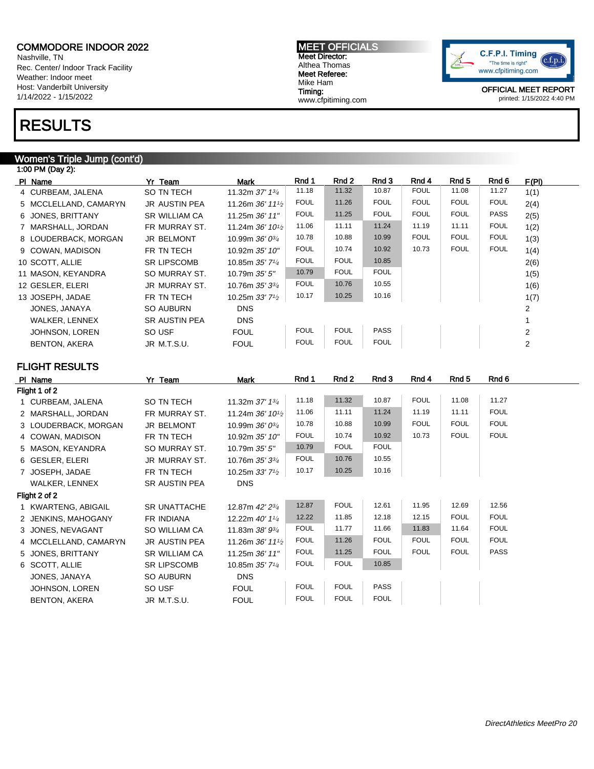COMMODORE INDOOR 2022
Nashville, TN
Rec. Center/ Indoor Track Facility
Weather: Indoor meet
Host: Vanderbilt University
1/14/2022 - 1/15/2022

MEET OFFICIALS
Meet Director:
Althea Thomas
Meet Referee:
Mike Ham
Timing:
www.cfpitiming.com

C.F.P.I. Timing
"The time is right"
www.cfpitiming.com

OFFICIAL MEET REPORT
printed: 1/15/2022 4:40 PM

# RESULTS

## Women's Triple Jump (cont'd)

1:00 PM (Day 2):

| Pl | Name | Yr | Team | Mark | Rnd 1 | Rnd 2 | Rnd 3 | Rnd 4 | Rnd 5 | Rnd 6 | F(Pl) |
|---|---|---|---|---|---|---|---|---|---|---|---|
| 4 | CURBEAM, JALENA | SO | TN TECH | 11.32m *37' 1¾* | 11.18 | 11.32 | 10.87 | FOUL | 11.08 | 11.27 | 1(1) |
| 5 | MCCLELLAND, CAMARYN | JR | AUSTIN PEA | 11.26m *36' 11½* | FOUL | 11.26 | FOUL | FOUL | FOUL | FOUL | 2(4) |
| 6 | JONES, BRITTANY | SR | WILLIAM CA | 11.25m *36' 11"* | FOUL | 11.25 | FOUL | FOUL | FOUL | PASS | 2(5) |
| 7 | MARSHALL, JORDAN | FR | MURRAY ST. | 11.24m *36' 10½* | 11.06 | 11.11 | 11.24 | 11.19 | 11.11 | FOUL | 1(2) |
| 8 | LOUDERBACK, MORGAN | JR | BELMONT | 10.99m *36' 0¾* | 10.78 | 10.88 | 10.99 | FOUL | FOUL | FOUL | 1(3) |
| 9 | COWAN, MADISON | FR | TN TECH | 10.92m *35' 10"* | FOUL | 10.74 | 10.92 | 10.73 | FOUL | FOUL | 1(4) |
| 10 | SCOTT, ALLIE | SR | LIPSCOMB | 10.85m *35' 7¼* | FOUL | FOUL | 10.85 | | | | 2(6) |
| 11 | MASON, KEYANDRA | SO | MURRAY ST. | 10.79m *35' 5"* | 10.79 | FOUL | FOUL | | | | 1(5) |
| 12 | GESLER, ELERI | JR | MURRAY ST. | 10.76m *35' 3¾* | FOUL | 10.76 | 10.55 | | | | 1(6) |
| 13 | JOSEPH, JADAE | FR | TN TECH | 10.25m *33' 7½* | 10.17 | 10.25 | 10.16 | | | | 1(7) |
| | JONES, JANAYA | SO | AUBURN | DNS | | | | | | | 2 |
| | WALKER, LENNEX | SR | AUSTIN PEA | DNS | | | | | | | 1 |
| | JOHNSON, LOREN | SO | USF | FOUL | FOUL | FOUL | PASS | | | | 2 |
| | BENTON, AKERA | JR | M.T.S.U. | FOUL | FOUL | FOUL | FOUL | | | | 2 |

### FLIGHT RESULTS

| Pl | Name | Yr | Team | Mark | Rnd 1 | Rnd 2 | Rnd 3 | Rnd 4 | Rnd 5 | Rnd 6 |
|---|---|---|---|---|---|---|---|---|---|---|
| Flight 1 of 2 | | | | | | | | | | |
| 1 | CURBEAM, JALENA | SO | TN TECH | 11.32m *37' 1¾* | 11.18 | 11.32 | 10.87 | FOUL | 11.08 | 11.27 |
| 2 | MARSHALL, JORDAN | FR | MURRAY ST. | 11.24m *36' 10½* | 11.06 | 11.11 | 11.24 | 11.19 | 11.11 | FOUL |
| 3 | LOUDERBACK, MORGAN | JR | BELMONT | 10.99m *36' 0¾* | 10.78 | 10.88 | 10.99 | FOUL | FOUL | FOUL |
| 4 | COWAN, MADISON | FR | TN TECH | 10.92m *35' 10"* | FOUL | 10.74 | 10.92 | 10.73 | FOUL | FOUL |
| 5 | MASON, KEYANDRA | SO | MURRAY ST. | 10.79m *35' 5"* | 10.79 | FOUL | FOUL | | | |
| 6 | GESLER, ELERI | JR | MURRAY ST. | 10.76m *35' 3¾* | FOUL | 10.76 | 10.55 | | | |
| 7 | JOSEPH, JADAE | FR | TN TECH | 10.25m *33' 7½* | 10.17 | 10.25 | 10.16 | | | |
| | WALKER, LENNEX | SR | AUSTIN PEA | DNS | | | | | | |
| Flight 2 of 2 | | | | | | | | | | |
| 1 | KWARTENG, ABIGAIL | SR | UNATTACHE | 12.87m *42' 2¾* | 12.87 | FOUL | 12.61 | 11.95 | 12.69 | 12.56 |
| 2 | JENKINS, MAHOGANY | FR | INDIANA | 12.22m *40' 1¼* | 12.22 | 11.85 | 12.18 | 12.15 | FOUL | FOUL |
| 3 | JONES, NEVAGANT | SO | WILLIAM CA | 11.83m *38' 9¾* | FOUL | 11.77 | 11.66 | 11.83 | 11.64 | FOUL |
| 4 | MCCLELLAND, CAMARYN | JR | AUSTIN PEA | 11.26m *36' 11½* | FOUL | 11.26 | FOUL | FOUL | FOUL | FOUL |
| 5 | JONES, BRITTANY | SR | WILLIAM CA | 11.25m *36' 11"* | FOUL | 11.25 | FOUL | FOUL | FOUL | PASS |
| 6 | SCOTT, ALLIE | SR | LIPSCOMB | 10.85m *35' 7¼* | FOUL | FOUL | 10.85 | | | |
| | JONES, JANAYA | SO | AUBURN | DNS | | | | | | |
| | JOHNSON, LOREN | SO | USF | FOUL | FOUL | FOUL | PASS | | | |
| | BENTON, AKERA | JR | M.T.S.U. | FOUL | FOUL | FOUL | FOUL | | | |

DirectAthletics MeetPro 20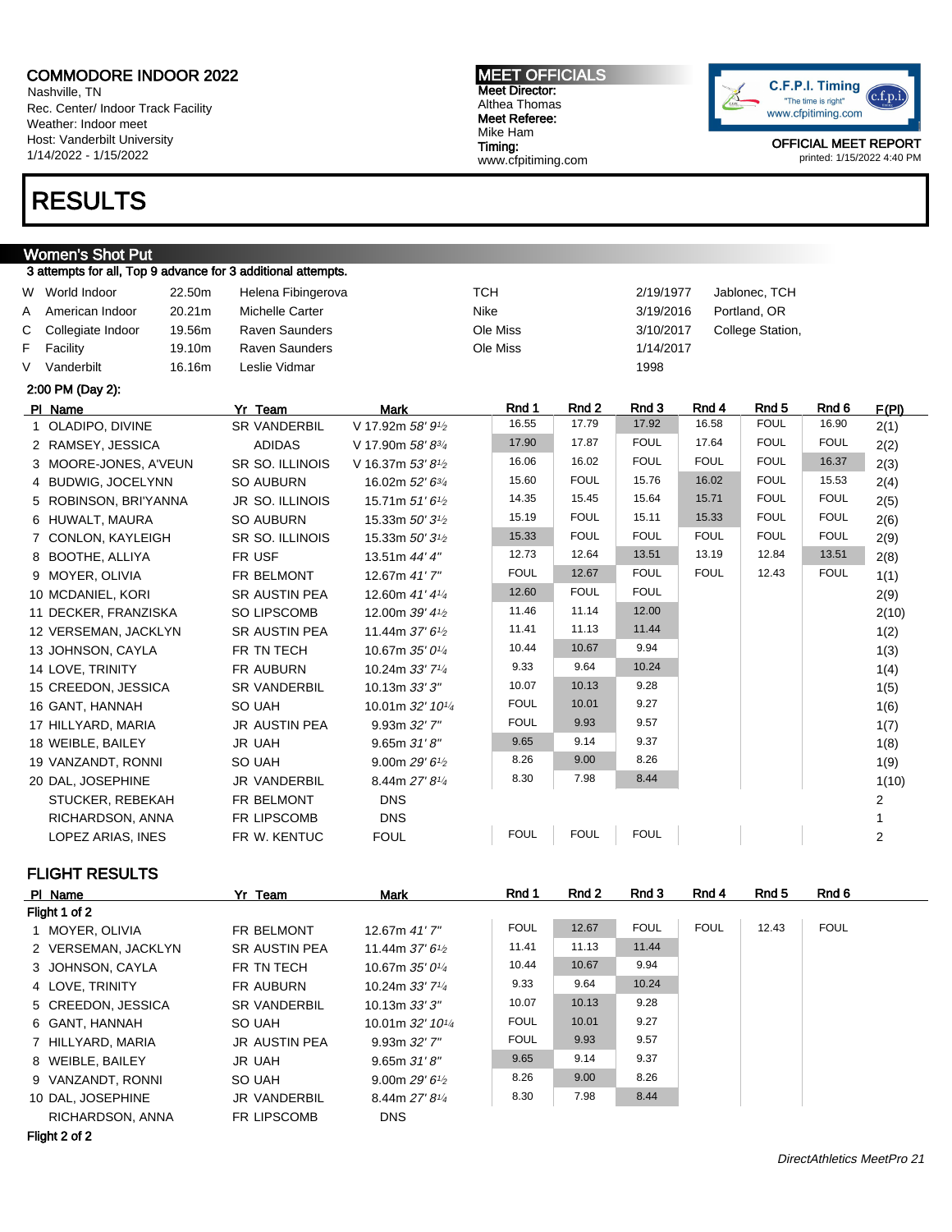## COMMODORE INDOOR 2022

Nashville, TN
Rec. Center/ Indoor Track Facility
Weather: Indoor meet
Host: Vanderbilt University
1/14/2022 - 1/15/2022

**MEET OFFICIALS**
**Meet Director:**
Althea Thomas
**Meet Referee:**
Mike Ham
**Timing:**
www.cfpitiming.com

C.F.P.I. Timing
"The time is right"
www.cfpitiming.com

OFFICIAL MEET REPORT
printed: 1/15/2022 4:40 PM

# RESULTS

## Women's Shot Put

3 attempts for all, Top 9 advance for 3 additional attempts.

| | | | | | | |
|---|---|---|---|---|---|---|
| W | World Indoor | 22.50m | Helena Fibingerova | TCH | 2/19/1977 | Jablonec, TCH |
| A | American Indoor | 20.21m | Michelle Carter | Nike | 3/19/2016 | Portland, OR |
| C | Collegiate Indoor | 19.56m | Raven Saunders | Ole Miss | 3/10/2017 | College Station, |
| F | Facility | 19.10m | Raven Saunders | Ole Miss | 1/14/2017 | |
| V | Vanderbilt | 16.16m | Leslie Vidmar | | 1998 | |

2:00 PM (Day 2):

| Pl | Name | Yr | Team | Mark | Rnd 1 | Rnd 2 | Rnd 3 | Rnd 4 | Rnd 5 | Rnd 6 | F(Pl) |
|---|---|---|---|---|---|---|---|---|---|---|---|
| 1 | OLADIPO, DIVINE | SR | VANDERBIL | V 17.92m 58' 9½ | 16.55 | 17.79 | 17.92 | 16.58 | FOUL | 16.90 | 2(1) |
| 2 | RAMSEY, JESSICA | | ADIDAS | V 17.90m 58' 8¾ | 17.90 | 17.87 | FOUL | 17.64 | FOUL | FOUL | 2(2) |
| 3 | MOORE-JONES, A'VEUN | SR | SO. ILLINOIS | V 16.37m 53' 8½ | 16.06 | 16.02 | FOUL | FOUL | FOUL | 16.37 | 2(3) |
| 4 | BUDWIG, JOCELYNN | SO | AUBURN | 16.02m 52' 6¾ | 15.60 | FOUL | 15.76 | 16.02 | FOUL | 15.53 | 2(4) |
| 5 | ROBINSON, BRI'YANNA | JR | SO. ILLINOIS | 15.71m 51' 6½ | 14.35 | 15.45 | 15.64 | 15.71 | FOUL | FOUL | 2(5) |
| 6 | HUWALT, MAURA | SO | AUBURN | 15.33m 50' 3½ | 15.19 | FOUL | 15.11 | 15.33 | FOUL | FOUL | 2(6) |
| 7 | CONLON, KAYLEIGH | SR | SO. ILLINOIS | 15.33m 50' 3½ | 15.33 | FOUL | FOUL | FOUL | FOUL | FOUL | 2(9) |
| 8 | BOOTHE, ALLIYA | FR | USF | 13.51m 44' 4" | 12.73 | 12.64 | 13.51 | 13.19 | 12.84 | 13.51 | 2(8) |
| 9 | MOYER, OLIVIA | FR | BELMONT | 12.67m 41' 7" | FOUL | 12.67 | FOUL | FOUL | 12.43 | FOUL | 1(1) |
| 10 | MCDANIEL, KORI | SR | AUSTIN PEA | 12.60m 41' 4¼ | 12.60 | FOUL | FOUL | | | | 2(9) |
| 11 | DECKER, FRANZISKA | SO | LIPSCOMB | 12.00m 39' 4½ | 11.46 | 11.14 | 12.00 | | | | 2(10) |
| 12 | VERSEMAN, JACKLYN | SR | AUSTIN PEA | 11.44m 37' 6½ | 11.41 | 11.13 | 11.44 | | | | 1(2) |
| 13 | JOHNSON, CAYLA | FR | TN TECH | 10.67m 35' 0¼ | 10.44 | 10.67 | 9.94 | | | | 1(3) |
| 14 | LOVE, TRINITY | FR | AUBURN | 10.24m 33' 7¼ | 9.33 | 9.64 | 10.24 | | | | 1(4) |
| 15 | CREEDON, JESSICA | SR | VANDERBIL | 10.13m 33' 3" | 10.07 | 10.13 | 9.28 | | | | 1(5) |
| 16 | GANT, HANNAH | SO | UAH | 10.01m 32' 10¼ | FOUL | 10.01 | 9.27 | | | | 1(6) |
| 17 | HILLYARD, MARIA | JR | AUSTIN PEA | 9.93m 32' 7" | FOUL | 9.93 | 9.57 | | | | 1(7) |
| 18 | WEIBLE, BAILEY | JR | UAH | 9.65m 31' 8" | 9.65 | 9.14 | 9.37 | | | | 1(8) |
| 19 | VANZANDT, RONNI | SO | UAH | 9.00m 29' 6½ | 8.26 | 9.00 | 8.26 | | | | 1(9) |
| 20 | DAL, JOSEPHINE | JR | VANDERBIL | 8.44m 27' 8¼ | 8.30 | 7.98 | 8.44 | | | | 1(10) |
| | STUCKER, REBEKAH | FR | BELMONT | DNS | | | | | | | 2 |
| | RICHARDSON, ANNA | FR | LIPSCOMB | DNS | | | | | | | 1 |
| | LOPEZ ARIAS, INES | FR | W. KENTUC | FOUL | FOUL | FOUL | FOUL | | | | 2 |

## FLIGHT RESULTS

| Pl | Name | Yr | Team | Mark | Rnd 1 | Rnd 2 | Rnd 3 | Rnd 4 | Rnd 5 | Rnd 6 |
|---|---|---|---|---|---|---|---|---|---|---|
| **Flight 1 of 2** | | | | | | | | | | |
| 1 | MOYER, OLIVIA | FR | BELMONT | 12.67m 41' 7" | FOUL | 12.67 | FOUL | FOUL | 12.43 | FOUL |
| 2 | VERSEMAN, JACKLYN | SR | AUSTIN PEA | 11.44m 37' 6½ | 11.41 | 11.13 | 11.44 | | | |
| 3 | JOHNSON, CAYLA | FR | TN TECH | 10.67m 35' 0¼ | 10.44 | 10.67 | 9.94 | | | |
| 4 | LOVE, TRINITY | FR | AUBURN | 10.24m 33' 7¼ | 9.33 | 9.64 | 10.24 | | | |
| 5 | CREEDON, JESSICA | SR | VANDERBIL | 10.13m 33' 3" | 10.07 | 10.13 | 9.28 | | | |
| 6 | GANT, HANNAH | SO | UAH | 10.01m 32' 10¼ | FOUL | 10.01 | 9.27 | | | |
| 7 | HILLYARD, MARIA | JR | AUSTIN PEA | 9.93m 32' 7" | FOUL | 9.93 | 9.57 | | | |
| 8 | WEIBLE, BAILEY | JR | UAH | 9.65m 31' 8" | 9.65 | 9.14 | 9.37 | | | |
| 9 | VANZANDT, RONNI | SO | UAH | 9.00m 29' 6½ | 8.26 | 9.00 | 8.26 | | | |
| 10 | DAL, JOSEPHINE | JR | VANDERBIL | 8.44m 27' 8¼ | 8.30 | 7.98 | 8.44 | | | |
| | RICHARDSON, ANNA | FR | LIPSCOMB | DNS | | | | | | |
| **Flight 2 of 2** | | | | | | | | | | |

DirectAthletics MeetPro 21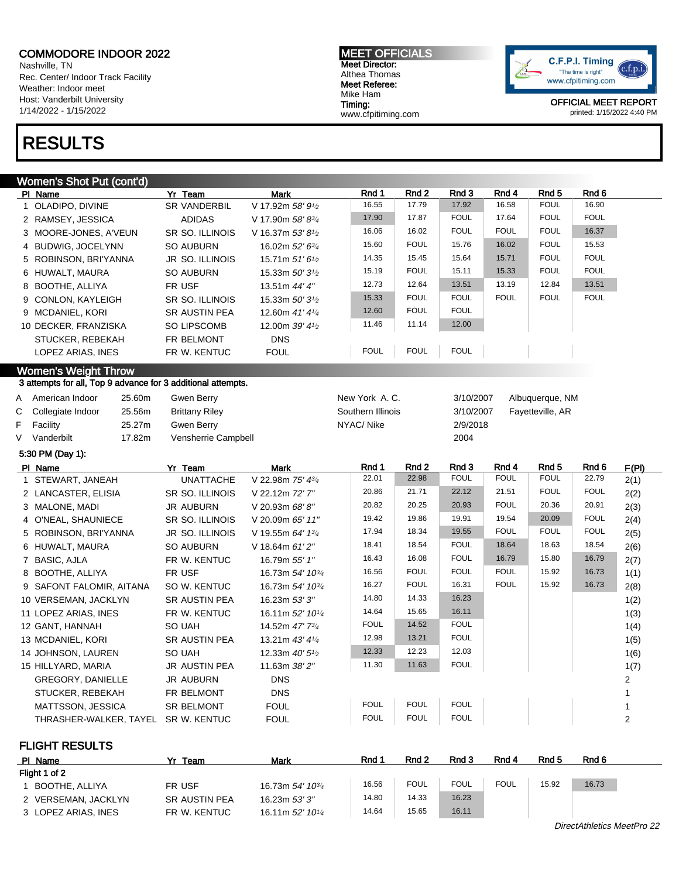COMMODORE INDOOR 2022
Nashville, TN
Rec. Center/ Indoor Track Facility
Weather: Indoor meet
Host: Vanderbilt University
1/14/2022 - 1/15/2022

MEET OFFICIALS
Meet Director:
Althea Thomas
Meet Referee:
Mike Ham
Timing:
www.cfpitiming.com

C.F.P.I. Timing
"The time is right"
www.cfpitiming.com

OFFICIAL MEET REPORT
printed: 1/15/2022 4:40 PM

# RESULTS

## Women's Shot Put (cont'd)

| Pl | Name | Yr | Team | Mark | Rnd 1 | Rnd 2 | Rnd 3 | Rnd 4 | Rnd 5 | Rnd 6 |
|---|---|---|---|---|---|---|---|---|---|---|
| 1 | OLADIPO, DIVINE | SR | VANDERBIL | V 17.92m 58' 9½ | 16.55 | 17.79 | 17.92 | 16.58 | FOUL | 16.90 |
| 2 | RAMSEY, JESSICA | | ADIDAS | V 17.90m 58' 8¾ | 17.90 | 17.87 | FOUL | 17.64 | FOUL | FOUL |
| 3 | MOORE-JONES, A'VEUN | SR | SO. ILLINOIS | V 16.37m 53' 8½ | 16.06 | 16.02 | FOUL | FOUL | FOUL | 16.37 |
| 4 | BUDWIG, JOCELYNN | SO | AUBURN | 16.02m 52' 6¾ | 15.60 | FOUL | 15.76 | 16.02 | FOUL | 15.53 |
| 5 | ROBINSON, BRI'YANNA | JR | SO. ILLINOIS | 15.71m 51' 6½ | 14.35 | 15.45 | 15.64 | 15.71 | FOUL | FOUL |
| 6 | HUWALT, MAURA | SO | AUBURN | 15.33m 50' 3½ | 15.19 | FOUL | 15.11 | 15.33 | FOUL | FOUL |
| 8 | BOOTHE, ALLIYA | FR | USF | 13.51m 44' 4" | 12.73 | 12.64 | 13.51 | 13.19 | 12.84 | 13.51 |
| 9 | CONLON, KAYLEIGH | SR | SO. ILLINOIS | 15.33m 50' 3½ | 15.33 | FOUL | FOUL | FOUL | FOUL | FOUL |
| 9 | MCDANIEL, KORI | SR | AUSTIN PEA | 12.60m 41' 4¼ | 12.60 | FOUL | FOUL | | | |
| 10 | DECKER, FRANZISKA | SO | LIPSCOMB | 12.00m 39' 4½ | 11.46 | 11.14 | 12.00 | | | |
| | STUCKER, REBEKAH | FR | BELMONT | DNS | | | | | | |
| | LOPEZ ARIAS, INES | FR | W. KENTUC | FOUL | FOUL | FOUL | FOUL | | | |

## Women's Weight Throw

3 attempts for all, Top 9 advance for 3 additional attempts.

| | | | | | | |
|---|---|---|---|---|---|---|
| A | American Indoor | 25.60m | Gwen Berry | New York A. C. | 3/10/2007 | Albuquerque, NM |
| C | Collegiate Indoor | 25.56m | Brittany Riley | Southern Illinois | 3/10/2007 | Fayetteville, AR |
| F | Facility | 25.27m | Gwen Berry | NYAC/ Nike | 2/9/2018 | |
| V | Vanderbilt | 17.82m | Vensherrie Campbell | | 2004 | |

5:30 PM (Day 1):

| Pl | Name | Yr | Team | Mark | Rnd 1 | Rnd 2 | Rnd 3 | Rnd 4 | Rnd 5 | Rnd 6 | F(Pl) |
|---|---|---|---|---|---|---|---|---|---|---|---|
| 1 | STEWART, JANEAH | | UNATTACHE | V 22.98m 75' 4¾ | 22.01 | 22.98 | FOUL | FOUL | FOUL | 22.79 | 2(1) |
| 2 | LANCASTER, ELISIA | SR | SO. ILLINOIS | V 22.12m 72' 7" | 20.86 | 21.71 | 22.12 | 21.51 | FOUL | FOUL | 2(2) |
| 3 | MALONE, MADI | JR | AUBURN | V 20.93m 68' 8" | 20.82 | 20.25 | 20.93 | FOUL | 20.36 | 20.91 | 2(3) |
| 4 | O'NEAL, SHAUNIECE | SR | SO. ILLINOIS | V 20.09m 65' 11" | 19.42 | 19.86 | 19.91 | 19.54 | 20.09 | FOUL | 2(4) |
| 5 | ROBINSON, BRI'YANNA | JR | SO. ILLINOIS | V 19.55m 64' 1¾ | 17.94 | 18.34 | 19.55 | FOUL | FOUL | FOUL | 2(5) |
| 6 | HUWALT, MAURA | SO | AUBURN | V 18.64m 61' 2" | 18.41 | 18.54 | FOUL | 18.64 | 18.63 | 18.54 | 2(6) |
| 7 | BASIC, AJLA | FR | W. KENTUC | 16.79m 55' 1" | 16.43 | 16.08 | FOUL | 16.79 | 15.80 | 16.79 | 2(7) |
| 8 | BOOTHE, ALLIYA | FR | USF | 16.73m 54' 10¾ | 16.56 | FOUL | FOUL | FOUL | 15.92 | 16.73 | 1(1) |
| 9 | SAFONT FALOMIR, AITANA | SO | W. KENTUC | 16.73m 54' 10¾ | 16.27 | FOUL | 16.31 | FOUL | 15.92 | 16.73 | 2(8) |
| 10 | VERSEMAN, JACKLYN | SR | AUSTIN PEA | 16.23m 53' 3" | 14.80 | 14.33 | 16.23 | | | | 1(2) |
| 11 | LOPEZ ARIAS, INES | FR | W. KENTUC | 16.11m 52' 10¼ | 14.64 | 15.65 | 16.11 | | | | 1(3) |
| 12 | GANT, HANNAH | SO | UAH | 14.52m 47' 7¾ | FOUL | 14.52 | FOUL | | | | 1(4) |
| 13 | MCDANIEL, KORI | SR | AUSTIN PEA | 13.21m 43' 4¼ | 12.98 | 13.21 | FOUL | | | | 1(5) |
| 14 | JOHNSON, LAUREN | SO | UAH | 12.33m 40' 5½ | 12.33 | 12.23 | 12.03 | | | | 1(6) |
| 15 | HILLYARD, MARIA | JR | AUSTIN PEA | 11.63m 38' 2" | 11.30 | 11.63 | FOUL | | | | 1(7) |
| | GREGORY, DANIELLE | JR | AUBURN | DNS | | | | | | | 2 |
| | STUCKER, REBEKAH | FR | BELMONT | DNS | | | | | | | 1 |
| | MATTSSON, JESSICA | SR | BELMONT | FOUL | FOUL | FOUL | FOUL | | | | 1 |
| | THRASHER-WALKER, TAYEL | SR | W. KENTUC | FOUL | FOUL | FOUL | FOUL | | | | 2 |

### FLIGHT RESULTS

| Pl | Name | Yr | Team | Mark | Rnd 1 | Rnd 2 | Rnd 3 | Rnd 4 | Rnd 5 | Rnd 6 |
|---|---|---|---|---|---|---|---|---|---|---|
| Flight 1 of 2 | | | | | | | | | | |
| 1 | BOOTHE, ALLIYA | FR | USF | 16.73m 54' 10¾ | 16.56 | FOUL | FOUL | FOUL | 15.92 | 16.73 |
| 2 | VERSEMAN, JACKLYN | SR | AUSTIN PEA | 16.23m 53' 3" | 14.80 | 14.33 | 16.23 | | | |
| 3 | LOPEZ ARIAS, INES | FR | W. KENTUC | 16.11m 52' 10¼ | 14.64 | 15.65 | 16.11 | | | |

DirectAthletics MeetPro 22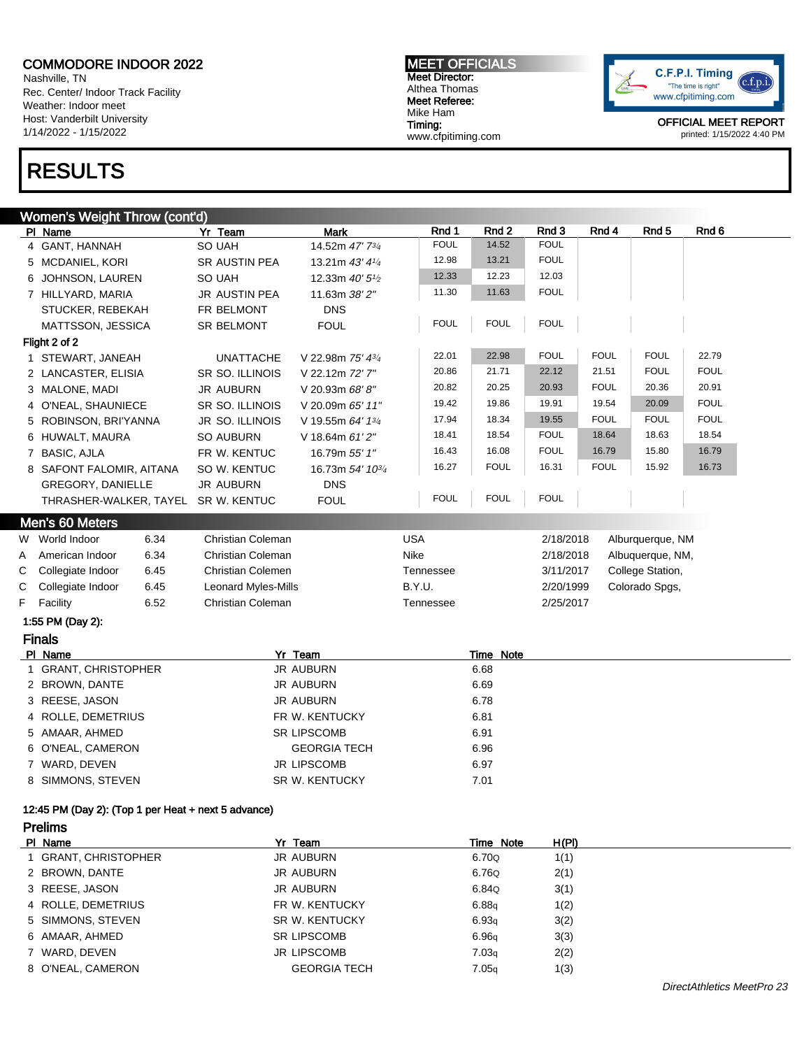COMMODORE INDOOR 2022
Nashville, TN
Rec. Center/ Indoor Track Facility
Weather: Indoor meet
Host: Vanderbilt University
1/14/2022 - 1/15/2022

MEET OFFICIALS
Meet Director:
Althea Thomas
Meet Referee:
Mike Ham
Timing:
www.cfpitiming.com

OFFICIAL MEET REPORT
printed: 1/15/2022 4:40 PM

# RESULTS

## Women's Weight Throw (cont'd)

| Pl | Name | Yr | Team | Mark | Rnd 1 | Rnd 2 | Rnd 3 | Rnd 4 | Rnd 5 | Rnd 6 |
|---|---|---|---|---|---|---|---|---|---|---|
| 4 | GANT, HANNAH | SO | UAH | 14.52m 47' 7¾ | FOUL | 14.52 | FOUL | | | |
| 5 | MCDANIEL, KORI | SR | AUSTIN PEA | 13.21m 43' 4¼ | 12.98 | 13.21 | FOUL | | | |
| 6 | JOHNSON, LAUREN | SO | UAH | 12.33m 40' 5½ | 12.33 | 12.23 | 12.03 | | | |
| 7 | HILLYARD, MARIA | JR | AUSTIN PEA | 11.63m 38' 2" | 11.30 | 11.63 | FOUL | | | |
| | STUCKER, REBEKAH | FR | BELMONT | DNS | | | | | | |
| | MATTSSON, JESSICA | SR | BELMONT | FOUL | FOUL | FOUL | FOUL | | | |
| **Flight 2 of 2** | | | | | | | | | | |
| 1 | STEWART, JANEAH | | UNATTACHE | V 22.98m 75' 4¾ | 22.01 | 22.98 | FOUL | FOUL | FOUL | 22.79 |
| 2 | LANCASTER, ELISIA | SR | SO. ILLINOIS | V 22.12m 72' 7" | 20.86 | 21.71 | 22.12 | 21.51 | FOUL | FOUL |
| 3 | MALONE, MADI | JR | AUBURN | V 20.93m 68' 8" | 20.82 | 20.25 | 20.93 | FOUL | 20.36 | 20.91 |
| 4 | O'NEAL, SHAUNIECE | SR | SO. ILLINOIS | V 20.09m 65' 11" | 19.42 | 19.86 | 19.91 | 19.54 | 20.09 | FOUL |
| 5 | ROBINSON, BRI'YANNA | JR | SO. ILLINOIS | V 19.55m 64' 1¾ | 17.94 | 18.34 | 19.55 | FOUL | FOUL | FOUL |
| 6 | HUWALT, MAURA | SO | AUBURN | V 18.64m 61' 2" | 18.41 | 18.54 | FOUL | 18.64 | 18.63 | 18.54 |
| 7 | BASIC, AJLA | FR | W. KENTUC | 16.79m 55' 1" | 16.43 | 16.08 | FOUL | 16.79 | 15.80 | 16.79 |
| 8 | SAFONT FALOMIR, AITANA | SO | W. KENTUC | 16.73m 54' 10¾ | 16.27 | FOUL | 16.31 | FOUL | 15.92 | 16.73 |
| | GREGORY, DANIELLE | JR | AUBURN | DNS | | | | | | |
| | THRASHER-WALKER, TAYEL | SR | W. KENTUC | FOUL | FOUL | FOUL | FOUL | | | |

## Men's 60 Meters

| | | | | | | |
|---|---|---|---|---|---|---|
| W | World Indoor | 6.34 | Christian Coleman | USA | 2/18/2018 | Alburquerque, NM |
| A | American Indoor | 6.34 | Christian Coleman | Nike | 2/18/2018 | Albuquerque, NM, |
| C | Collegiate Indoor | 6.45 | Christian Colemen | Tennessee | 3/11/2017 | College Station, |
| C | Collegiate Indoor | 6.45 | Leonard Myles-Mills | B.Y.U. | 2/20/1999 | Colorado Spgs, |
| F | Facility | 6.52 | Christian Coleman | Tennessee | 2/25/2017 | |

1:55 PM (Day 2):

### Finals

| Pl | Name | Yr | Team | Time | Note |
|---|---|---|---|---|---|
| 1 | GRANT, CHRISTOPHER | JR | AUBURN | 6.68 | |
| 2 | BROWN, DANTE | JR | AUBURN | 6.69 | |
| 3 | REESE, JASON | JR | AUBURN | 6.78 | |
| 4 | ROLLE, DEMETRIUS | FR | W. KENTUCKY | 6.81 | |
| 5 | AMAAR, AHMED | SR | LIPSCOMB | 6.91 | |
| 6 | O'NEAL, CAMERON | | GEORGIA TECH | 6.96 | |
| 7 | WARD, DEVEN | JR | LIPSCOMB | 6.97 | |
| 8 | SIMMONS, STEVEN | SR | W. KENTUCKY | 7.01 | |

12:45 PM (Day 2): (Top 1 per Heat + next 5 advance)

### Prelims

| Pl | Name | Yr | Team | Time | Note | H(Pl) |
|---|---|---|---|---|---|---|
| 1 | GRANT, CHRISTOPHER | JR | AUBURN | 6.70 | Q | 1(1) |
| 2 | BROWN, DANTE | JR | AUBURN | 6.76 | Q | 2(1) |
| 3 | REESE, JASON | JR | AUBURN | 6.84 | Q | 3(1) |
| 4 | ROLLE, DEMETRIUS | FR | W. KENTUCKY | 6.88 | q | 1(2) |
| 5 | SIMMONS, STEVEN | SR | W. KENTUCKY | 6.93 | q | 3(2) |
| 6 | AMAAR, AHMED | SR | LIPSCOMB | 6.96 | q | 3(3) |
| 7 | WARD, DEVEN | JR | LIPSCOMB | 7.03 | q | 2(2) |
| 8 | O'NEAL, CAMERON | | GEORGIA TECH | 7.05 | q | 1(3) |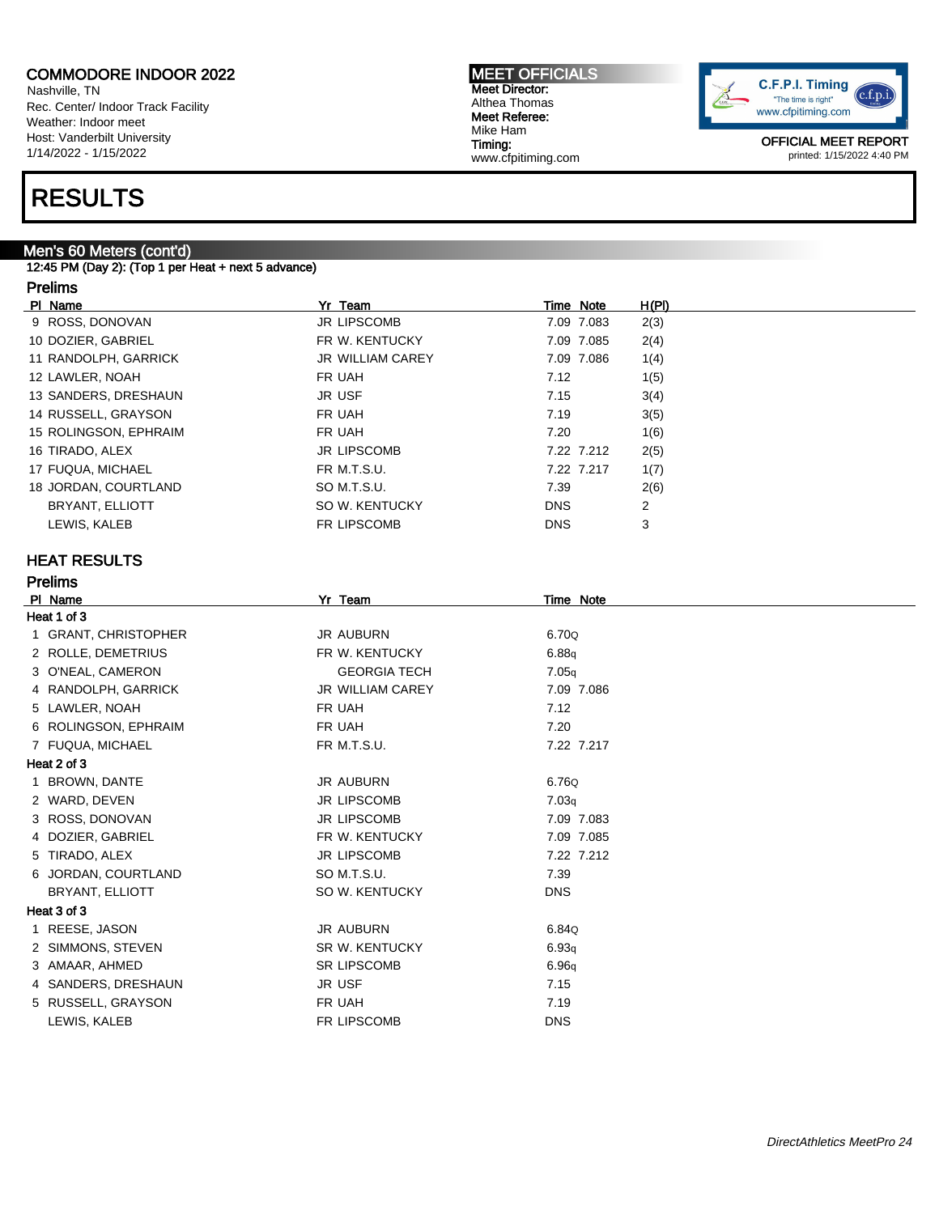# RESULTS

## Men's 60 Meters (cont'd)

12:45 PM (Day 2): (Top 1 per Heat + next 5 advance)

### Prelims

| Pl | Name | Yr | Team | Time | Note | H(Pl) |
|---|---|---|---|---|---|---|
| 9 | ROSS, DONOVAN | JR | LIPSCOMB | 7.09 | 7.083 | 2(3) |
| 10 | DOZIER, GABRIEL | FR | W. KENTUCKY | 7.09 | 7.085 | 2(4) |
| 11 | RANDOLPH, GARRICK | JR | WILLIAM CAREY | 7.09 | 7.086 | 1(4) |
| 12 | LAWLER, NOAH | FR | UAH | 7.12 | | 1(5) |
| 13 | SANDERS, DRESHAUN | JR | USF | 7.15 | | 3(4) |
| 14 | RUSSELL, GRAYSON | FR | UAH | 7.19 | | 3(5) |
| 15 | ROLINGSON, EPHRAIM | FR | UAH | 7.20 | | 1(6) |
| 16 | TIRADO, ALEX | JR | LIPSCOMB | 7.22 | 7.212 | 2(5) |
| 17 | FUQUA, MICHAEL | FR | M.T.S.U. | 7.22 | 7.217 | 1(7) |
| 18 | JORDAN, COURTLAND | SO | M.T.S.U. | 7.39 | | 2(6) |
| | BRYANT, ELLIOTT | SO | W. KENTUCKY | DNS | | 2 |
| | LEWIS, KALEB | FR | LIPSCOMB | DNS | | 3 |

## HEAT RESULTS

### Prelims

| Pl | Name | Yr | Team | Time | Note |
|---|---|---|---|---|---|
| **Heat 1 of 3** | | | | | |
| 1 | GRANT, CHRISTOPHER | JR | AUBURN | 6.70Q | |
| 2 | ROLLE, DEMETRIUS | FR | W. KENTUCKY | 6.88q | |
| 3 | O'NEAL, CAMERON | | GEORGIA TECH | 7.05q | |
| 4 | RANDOLPH, GARRICK | JR | WILLIAM CAREY | 7.09 | 7.086 |
| 5 | LAWLER, NOAH | FR | UAH | 7.12 | |
| 6 | ROLINGSON, EPHRAIM | FR | UAH | 7.20 | |
| 7 | FUQUA, MICHAEL | FR | M.T.S.U. | 7.22 | 7.217 |
| **Heat 2 of 3** | | | | | |
| 1 | BROWN, DANTE | JR | AUBURN | 6.76Q | |
| 2 | WARD, DEVEN | JR | LIPSCOMB | 7.03q | |
| 3 | ROSS, DONOVAN | JR | LIPSCOMB | 7.09 | 7.083 |
| 4 | DOZIER, GABRIEL | FR | W. KENTUCKY | 7.09 | 7.085 |
| 5 | TIRADO, ALEX | JR | LIPSCOMB | 7.22 | 7.212 |
| 6 | JORDAN, COURTLAND | SO | M.T.S.U. | 7.39 | |
| | BRYANT, ELLIOTT | SO | W. KENTUCKY | DNS | |
| **Heat 3 of 3** | | | | | |
| 1 | REESE, JASON | JR | AUBURN | 6.84Q | |
| 2 | SIMMONS, STEVEN | SR | W. KENTUCKY | 6.93q | |
| 3 | AMAAR, AHMED | SR | LIPSCOMB | 6.96q | |
| 4 | SANDERS, DRESHAUN | JR | USF | 7.15 | |
| 5 | RUSSELL, GRAYSON | FR | UAH | 7.19 | |
| | LEWIS, KALEB | FR | LIPSCOMB | DNS | |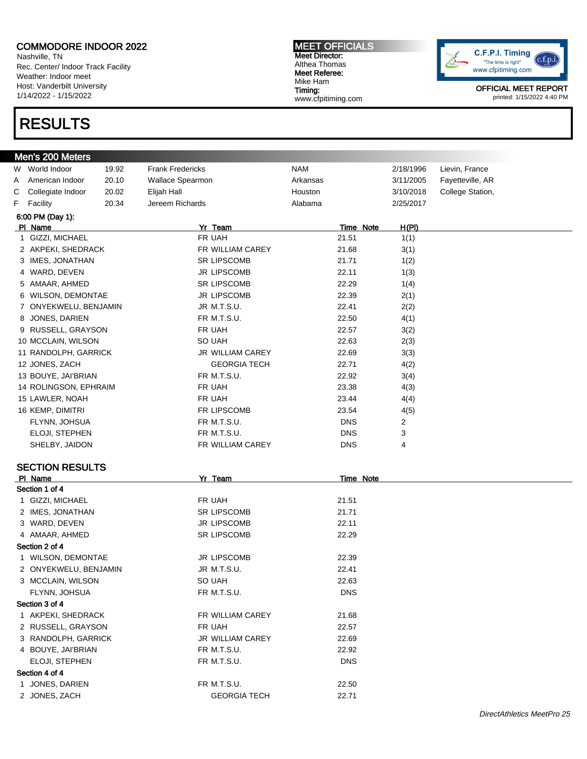COMMODORE INDOOR 2022
Nashville, TN
Rec. Center/ Indoor Track Facility
Weather: Indoor meet
Host: Vanderbilt University
1/14/2022 - 1/15/2022

**MEET OFFICIALS**
**Meet Director:**
Althea Thomas
**Meet Referee:**
Mike Ham
**Timing:**
www.cfpitiming.com

C.F.P.I. Timing
"The time is right"
www.cfpitiming.com

OFFICIAL MEET REPORT
printed: 1/15/2022 4:40 PM

# RESULTS

## Men's 200 Meters

| | | | | | | |
|---|---|---|---|---|---|---|
| W | World Indoor | 19.92 | Frank Fredericks | NAM | 2/18/1996 | Lievin, France |
| A | American Indoor | 20.10 | Wallace Spearmon | Arkansas | 3/11/2005 | Fayetteville, AR |
| C | Collegiate Indoor | 20.02 | Elijah Hall | Houston | 3/10/2018 | College Station, |
| F | Facility | 20.34 | Jereem Richards | Alabama | 2/25/2017 | |

### 6:00 PM (Day 1):

| Pl | Name | Yr | Team | Time | Note | H(Pl) |
|---|---|---|---|---|---|---|
| 1 | GIZZI, MICHAEL | FR | UAH | 21.51 | | 1(1) |
| 2 | AKPEKI, SHEDRACK | FR | WILLIAM CAREY | 21.68 | | 3(1) |
| 3 | IMES, JONATHAN | SR | LIPSCOMB | 21.71 | | 1(2) |
| 4 | WARD, DEVEN | JR | LIPSCOMB | 22.11 | | 1(3) |
| 5 | AMAAR, AHMED | SR | LIPSCOMB | 22.29 | | 1(4) |
| 6 | WILSON, DEMONTAE | JR | LIPSCOMB | 22.39 | | 2(1) |
| 7 | ONYEKWELU, BENJAMIN | JR | M.T.S.U. | 22.41 | | 2(2) |
| 8 | JONES, DARIEN | FR | M.T.S.U. | 22.50 | | 4(1) |
| 9 | RUSSELL, GRAYSON | FR | UAH | 22.57 | | 3(2) |
| 10 | MCCLAIN, WILSON | SO | UAH | 22.63 | | 2(3) |
| 11 | RANDOLPH, GARRICK | JR | WILLIAM CAREY | 22.69 | | 3(3) |
| 12 | JONES, ZACH | | GEORGIA TECH | 22.71 | | 4(2) |
| 13 | BOUYE, JAI'BRIAN | FR | M.T.S.U. | 22.92 | | 3(4) |
| 14 | ROLINGSON, EPHRAIM | FR | UAH | 23.38 | | 4(3) |
| 15 | LAWLER, NOAH | FR | UAH | 23.44 | | 4(4) |
| 16 | KEMP, DIMITRI | FR | LIPSCOMB | 23.54 | | 4(5) |
| | FLYNN, JOHSUA | FR | M.T.S.U. | DNS | | 2 |
| | ELOJI, STEPHEN | FR | M.T.S.U. | DNS | | 3 |
| | SHELBY, JAIDON | FR | WILLIAM CAREY | DNS | | 4 |

### SECTION RESULTS

| Pl | Name | Yr | Team | Time | Note |
|---|---|---|---|---|---|
| **Section 1 of 4** | | | | | |
| 1 | GIZZI, MICHAEL | FR | UAH | 21.51 | |
| 2 | IMES, JONATHAN | SR | LIPSCOMB | 21.71 | |
| 3 | WARD, DEVEN | JR | LIPSCOMB | 22.11 | |
| 4 | AMAAR, AHMED | SR | LIPSCOMB | 22.29 | |
| **Section 2 of 4** | | | | | |
| 1 | WILSON, DEMONTAE | JR | LIPSCOMB | 22.39 | |
| 2 | ONYEKWELU, BENJAMIN | JR | M.T.S.U. | 22.41 | |
| 3 | MCCLAIN, WILSON | SO | UAH | 22.63 | |
| | FLYNN, JOHSUA | FR | M.T.S.U. | DNS | |
| **Section 3 of 4** | | | | | |
| 1 | AKPEKI, SHEDRACK | FR | WILLIAM CAREY | 21.68 | |
| 2 | RUSSELL, GRAYSON | FR | UAH | 22.57 | |
| 3 | RANDOLPH, GARRICK | JR | WILLIAM CAREY | 22.69 | |
| 4 | BOUYE, JAI'BRIAN | FR | M.T.S.U. | 22.92 | |
| | ELOJI, STEPHEN | FR | M.T.S.U. | DNS | |
| **Section 4 of 4** | | | | | |
| 1 | JONES, DARIEN | FR | M.T.S.U. | 22.50 | |
| 2 | JONES, ZACH | | GEORGIA TECH | 22.71 | |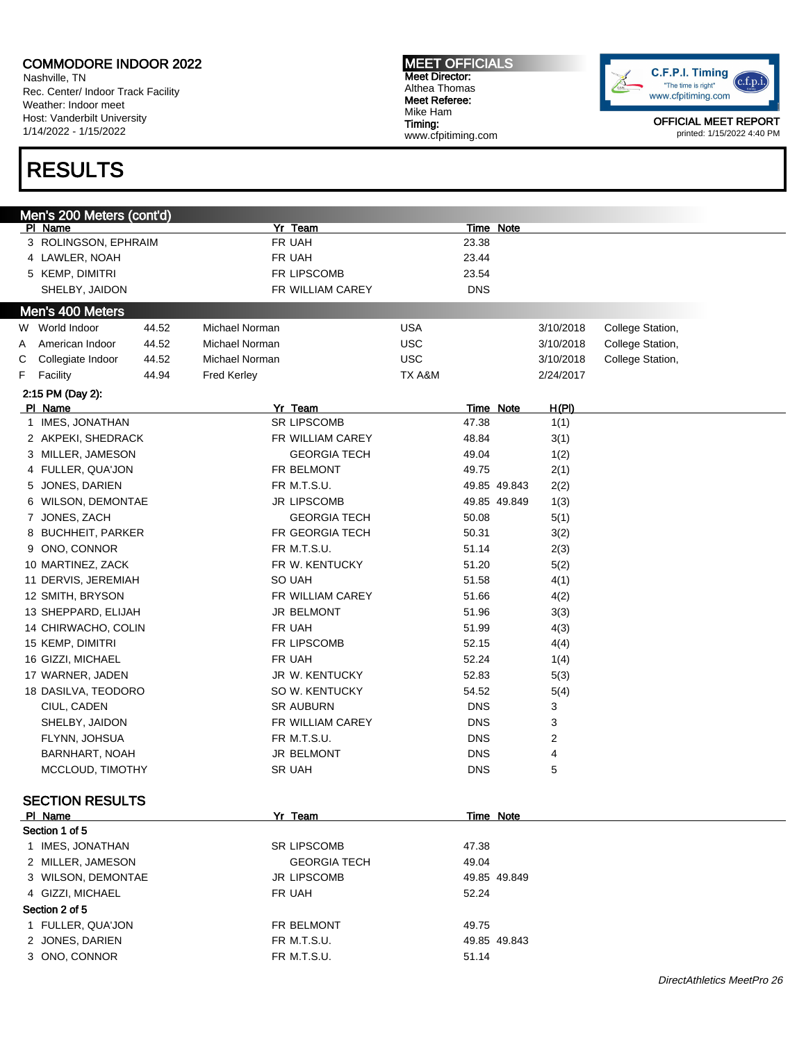# RESULTS

## Men's 200 Meters (cont'd)

| Pl | Name | Yr | Team | Time | Note |
|---|---|---|---|---|---|
| 3 | ROLINGSON, EPHRAIM | FR | UAH | 23.38 | |
| 4 | LAWLER, NOAH | FR | UAH | 23.44 | |
| 5 | KEMP, DIMITRI | FR | LIPSCOMB | 23.54 | |
| | SHELBY, JAIDON | FR | WILLIAM CAREY | DNS | |

## Men's 400 Meters

| | | | | | | |
|---|---|---|---|---|---|---|
| W | World Indoor | 44.52 | Michael Norman | USA | 3/10/2018 | College Station, |
| A | American Indoor | 44.52 | Michael Norman | USC | 3/10/2018 | College Station, |
| C | Collegiate Indoor | 44.52 | Michael Norman | USC | 3/10/2018 | College Station, |
| F | Facility | 44.94 | Fred Kerley | TX A&M | 2/24/2017 | |

**2:15 PM (Day 2):**

| Pl | Name | Yr | Team | Time | Note | H(Pl) |
|---|---|---|---|---|---|---|
| 1 | IMES, JONATHAN | SR | LIPSCOMB | 47.38 | | 1(1) |
| 2 | AKPEKI, SHEDRACK | FR | WILLIAM CAREY | 48.84 | | 3(1) |
| 3 | MILLER, JAMESON | | GEORGIA TECH | 49.04 | | 1(2) |
| 4 | FULLER, QUA'JON | FR | BELMONT | 49.75 | | 2(1) |
| 5 | JONES, DARIEN | FR | M.T.S.U. | 49.85 | 49.843 | 2(2) |
| 6 | WILSON, DEMONTAE | JR | LIPSCOMB | 49.85 | 49.849 | 1(3) |
| 7 | JONES, ZACH | | GEORGIA TECH | 50.08 | | 5(1) |
| 8 | BUCHHEIT, PARKER | FR | GEORGIA TECH | 50.31 | | 3(2) |
| 9 | ONO, CONNOR | FR | M.T.S.U. | 51.14 | | 2(3) |
| 10 | MARTINEZ, ZACK | FR | W. KENTUCKY | 51.20 | | 5(2) |
| 11 | DERVIS, JEREMIAH | SO | UAH | 51.58 | | 4(1) |
| 12 | SMITH, BRYSON | FR | WILLIAM CAREY | 51.66 | | 4(2) |
| 13 | SHEPPARD, ELIJAH | JR | BELMONT | 51.96 | | 3(3) |
| 14 | CHIRWACHO, COLIN | FR | UAH | 51.99 | | 4(3) |
| 15 | KEMP, DIMITRI | FR | LIPSCOMB | 52.15 | | 4(4) |
| 16 | GIZZI, MICHAEL | FR | UAH | 52.24 | | 1(4) |
| 17 | WARNER, JADEN | JR | W. KENTUCKY | 52.83 | | 5(3) |
| 18 | DASILVA, TEODORO | SO | W. KENTUCKY | 54.52 | | 5(4) |
| | CIUL, CADEN | SR | AUBURN | DNS | | 3 |
| | SHELBY, JAIDON | FR | WILLIAM CAREY | DNS | | 3 |
| | FLYNN, JOHSUA | FR | M.T.S.U. | DNS | | 2 |
| | BARNHART, NOAH | JR | BELMONT | DNS | | 4 |
| | MCCLOUD, TIMOTHY | SR | UAH | DNS | | 5 |

### SECTION RESULTS

| Pl | Name | Yr | Team | Time | Note |
|---|---|---|---|---|---|
| **Section 1 of 5** | | | | | |
| 1 | IMES, JONATHAN | SR | LIPSCOMB | 47.38 | |
| 2 | MILLER, JAMESON | | GEORGIA TECH | 49.04 | |
| 3 | WILSON, DEMONTAE | JR | LIPSCOMB | 49.85 | 49.849 |
| 4 | GIZZI, MICHAEL | FR | UAH | 52.24 | |
| **Section 2 of 5** | | | | | |
| 1 | FULLER, QUA'JON | FR | BELMONT | 49.75 | |
| 2 | JONES, DARIEN | FR | M.T.S.U. | 49.85 | 49.843 |
| 3 | ONO, CONNOR | FR | M.T.S.U. | 51.14 | |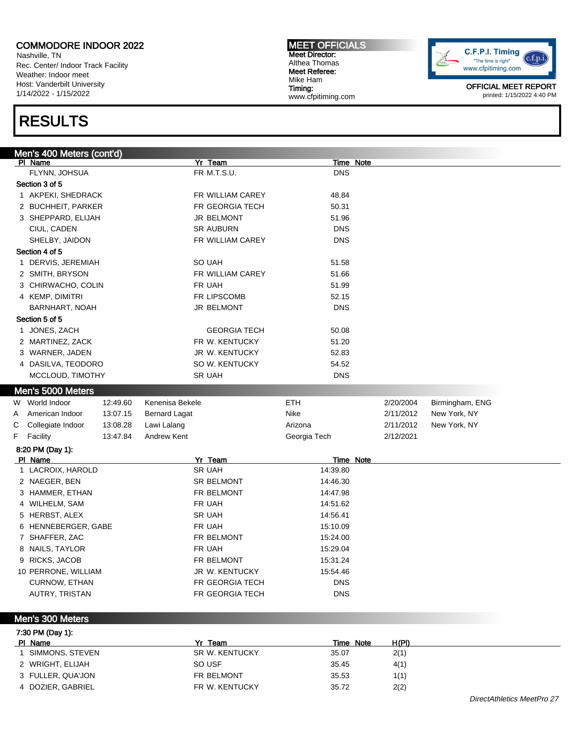COMMODORE INDOOR 2022
Nashville, TN
Rec. Center/ Indoor Track Facility
Weather: Indoor meet
Host: Vanderbilt University
1/14/2022 - 1/15/2022

MEET OFFICIALS
Meet Director:
Althea Thomas
Meet Referee:
Mike Ham
Timing:
www.cfpitiming.com

C.F.P.I. Timing "The time is right" www.cfpitiming.com

OFFICIAL MEET REPORT
printed: 1/15/2022 4:40 PM

# RESULTS

## Men's 400 Meters (cont'd)

| Pl | Name | Yr | Team | Time | Note |
|---|---|---|---|---|---|
| | FLYNN, JOHSUA | FR | M.T.S.U. | DNS | |
| **Section 3 of 5** | | | | | |
| 1 | AKPEKI, SHEDRACK | FR | WILLIAM CAREY | 48.84 | |
| 2 | BUCHHEIT, PARKER | FR | GEORGIA TECH | 50.31 | |
| 3 | SHEPPARD, ELIJAH | JR | BELMONT | 51.96 | |
| | CIUL, CADEN | SR | AUBURN | DNS | |
| | SHELBY, JAIDON | FR | WILLIAM CAREY | DNS | |
| **Section 4 of 5** | | | | | |
| 1 | DERVIS, JEREMIAH | SO | UAH | 51.58 | |
| 2 | SMITH, BRYSON | FR | WILLIAM CAREY | 51.66 | |
| 3 | CHIRWACHO, COLIN | FR | UAH | 51.99 | |
| 4 | KEMP, DIMITRI | FR | LIPSCOMB | 52.15 | |
| | BARNHART, NOAH | JR | BELMONT | DNS | |
| **Section 5 of 5** | | | | | |
| 1 | JONES, ZACH | | GEORGIA TECH | 50.08 | |
| 2 | MARTINEZ, ZACK | FR | W. KENTUCKY | 51.20 | |
| 3 | WARNER, JADEN | JR | W. KENTUCKY | 52.83 | |
| 4 | DASILVA, TEODORO | SO | W. KENTUCKY | 54.52 | |
| | MCCLOUD, TIMOTHY | SR | UAH | DNS | |

## Men's 5000 Meters

| | | | | | | |
|---|---|---|---|---|---|---|
| W | World Indoor | 12:49.60 | Kenenisa Bekele | ETH | 2/20/2004 | Birmingham, ENG |
| A | American Indoor | 13:07.15 | Bernard Lagat | Nike | 2/11/2012 | New York, NY |
| C | Collegiate Indoor | 13:08.28 | Lawi Lalang | Arizona | 2/11/2012 | New York, NY |
| F | Facility | 13:47.84 | Andrew Kent | Georgia Tech | 2/12/2021 | |

8:20 PM (Day 1):

| Pl | Name | Yr | Team | Time | Note |
|---|---|---|---|---|---|
| 1 | LACROIX, HAROLD | SR | UAH | 14:39.80 | |
| 2 | NAEGER, BEN | SR | BELMONT | 14:46.30 | |
| 3 | HAMMER, ETHAN | FR | BELMONT | 14:47.98 | |
| 4 | WILHELM, SAM | FR | UAH | 14:51.62 | |
| 5 | HERBST, ALEX | SR | UAH | 14:56.41 | |
| 6 | HENNEBERGER, GABE | FR | UAH | 15:10.09 | |
| 7 | SHAFFER, ZAC | FR | BELMONT | 15:24.00 | |
| 8 | NAILS, TAYLOR | FR | UAH | 15:29.04 | |
| 9 | RICKS, JACOB | FR | BELMONT | 15:31.24 | |
| 10 | PERRONE, WILLIAM | JR | W. KENTUCKY | 15:54.46 | |
| | CURNOW, ETHAN | FR | GEORGIA TECH | DNS | |
| | AUTRY, TRISTAN | FR | GEORGIA TECH | DNS | |

## Men's 300 Meters

7:30 PM (Day 1):

| Pl | Name | Yr | Team | Time | Note | H(Pl) |
|---|---|---|---|---|---|---|
| 1 | SIMMONS, STEVEN | SR | W. KENTUCKY | 35.07 | | 2(1) |
| 2 | WRIGHT, ELIJAH | SO | USF | 35.45 | | 4(1) |
| 3 | FULLER, QUA'JON | FR | BELMONT | 35.53 | | 1(1) |
| 4 | DOZIER, GABRIEL | FR | W. KENTUCKY | 35.72 | | 2(2) |

DirectAthletics MeetPro 27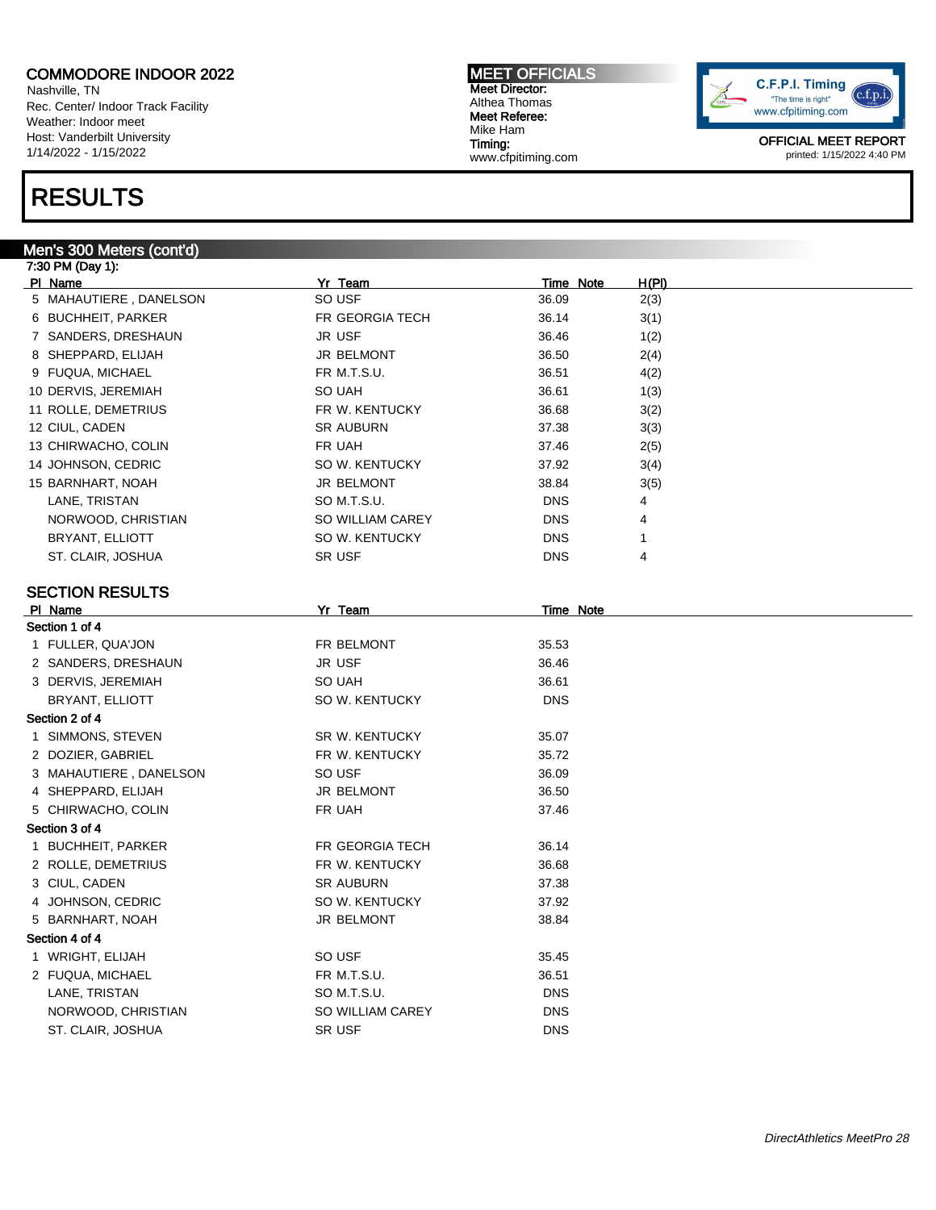## COMMODORE INDOOR 2022

Nashville, TN
Rec. Center/ Indoor Track Facility
Weather: Indoor meet
Host: Vanderbilt University
1/14/2022 - 1/15/2022

**MEET OFFICIALS**
**Meet Director:**
Althea Thomas
**Meet Referee:**
Mike Ham
**Timing:**
www.cfpitiming.com

C.F.P.I. Timing
"The time is right"
www.cfpitiming.com

OFFICIAL MEET REPORT
printed: 1/15/2022 4:40 PM

# RESULTS

## Men's 300 Meters (cont'd)

7:30 PM (Day 1):

| Pl | Name | Yr | Team | Time | Note | H(Pl) |
|---|---|---|---|---|---|---|
| 5 | MAHAUTIERE , DANELSON | SO | USF | 36.09 | | 2(3) |
| 6 | BUCHHEIT, PARKER | FR | GEORGIA TECH | 36.14 | | 3(1) |
| 7 | SANDERS, DRESHAUN | JR | USF | 36.46 | | 1(2) |
| 8 | SHEPPARD, ELIJAH | JR | BELMONT | 36.50 | | 2(4) |
| 9 | FUQUA, MICHAEL | FR | M.T.S.U. | 36.51 | | 4(2) |
| 10 | DERVIS, JEREMIAH | SO | UAH | 36.61 | | 1(3) |
| 11 | ROLLE, DEMETRIUS | FR | W. KENTUCKY | 36.68 | | 3(2) |
| 12 | CIUL, CADEN | SR | AUBURN | 37.38 | | 3(3) |
| 13 | CHIRWACHO, COLIN | FR | UAH | 37.46 | | 2(5) |
| 14 | JOHNSON, CEDRIC | SO | W. KENTUCKY | 37.92 | | 3(4) |
| 15 | BARNHART, NOAH | JR | BELMONT | 38.84 | | 3(5) |
| | LANE, TRISTAN | SO | M.T.S.U. | DNS | | 4 |
| | NORWOOD, CHRISTIAN | SO | WILLIAM CAREY | DNS | | 4 |
| | BRYANT, ELLIOTT | SO | W. KENTUCKY | DNS | | 1 |
| | ST. CLAIR, JOSHUA | SR | USF | DNS | | 4 |

### SECTION RESULTS

| Pl | Name | Yr | Team | Time | Note |
|---|---|---|---|---|---|
| **Section 1 of 4** | | | | | |
| 1 | FULLER, QUA'JON | FR | BELMONT | 35.53 | |
| 2 | SANDERS, DRESHAUN | JR | USF | 36.46 | |
| 3 | DERVIS, JEREMIAH | SO | UAH | 36.61 | |
| | BRYANT, ELLIOTT | SO | W. KENTUCKY | DNS | |
| **Section 2 of 4** | | | | | |
| 1 | SIMMONS, STEVEN | SR | W. KENTUCKY | 35.07 | |
| 2 | DOZIER, GABRIEL | FR | W. KENTUCKY | 35.72 | |
| 3 | MAHAUTIERE , DANELSON | SO | USF | 36.09 | |
| 4 | SHEPPARD, ELIJAH | JR | BELMONT | 36.50 | |
| 5 | CHIRWACHO, COLIN | FR | UAH | 37.46 | |
| **Section 3 of 4** | | | | | |
| 1 | BUCHHEIT, PARKER | FR | GEORGIA TECH | 36.14 | |
| 2 | ROLLE, DEMETRIUS | FR | W. KENTUCKY | 36.68 | |
| 3 | CIUL, CADEN | SR | AUBURN | 37.38 | |
| 4 | JOHNSON, CEDRIC | SO | W. KENTUCKY | 37.92 | |
| 5 | BARNHART, NOAH | JR | BELMONT | 38.84 | |
| **Section 4 of 4** | | | | | |
| 1 | WRIGHT, ELIJAH | SO | USF | 35.45 | |
| 2 | FUQUA, MICHAEL | FR | M.T.S.U. | 36.51 | |
| | LANE, TRISTAN | SO | M.T.S.U. | DNS | |
| | NORWOOD, CHRISTIAN | SO | WILLIAM CAREY | DNS | |
| | ST. CLAIR, JOSHUA | SR | USF | DNS | |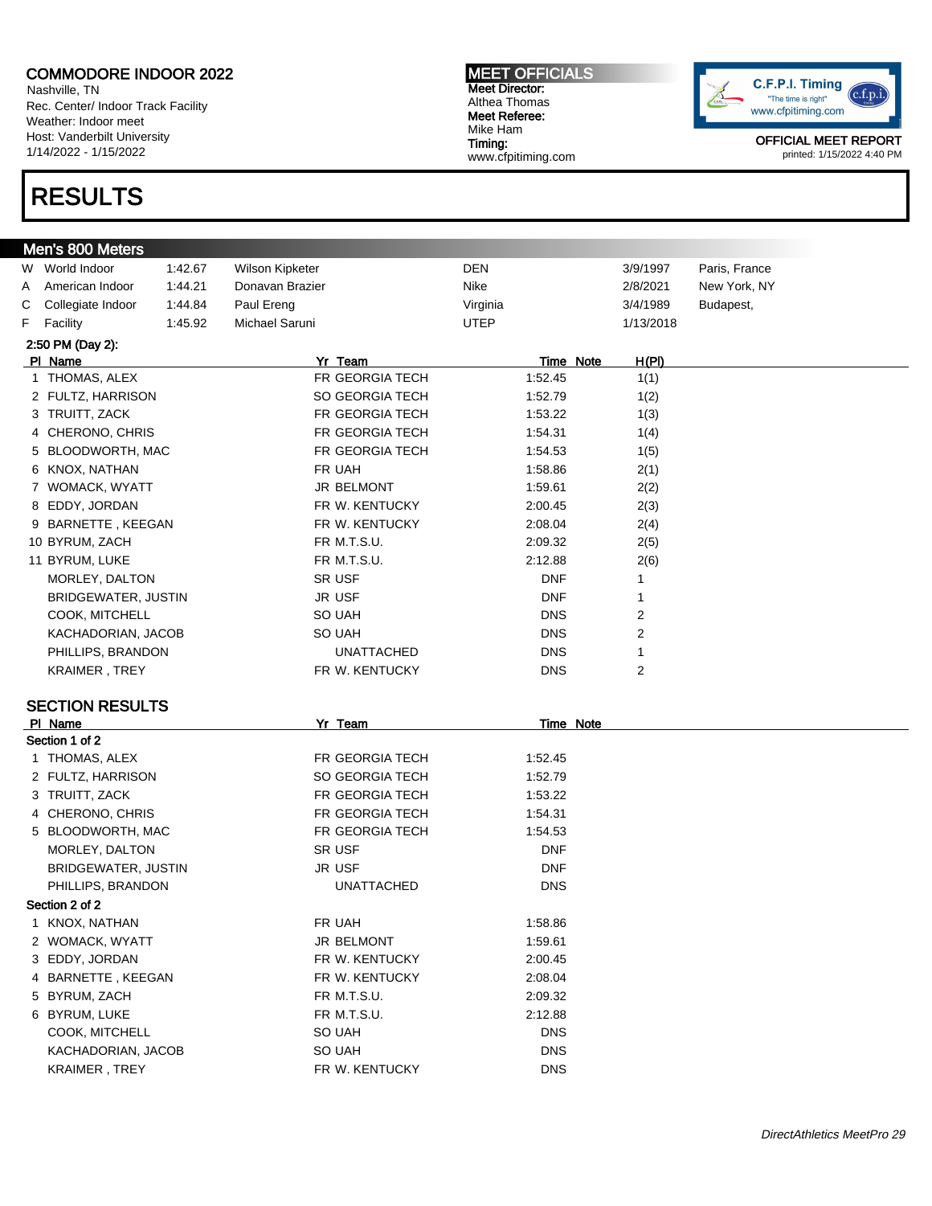**COMMODORE INDOOR 2022**
Nashville, TN
Rec. Center/ Indoor Track Facility
Weather: Indoor meet
Host: Vanderbilt University
1/14/2022 - 1/15/2022

**MEET OFFICIALS**
Meet Director:
Althea Thomas
Meet Referee:
Mike Ham
Timing:
www.cfpitiming.com

C.F.P.I. Timing
"The time is right"
www.cfpitiming.com

OFFICIAL MEET REPORT
printed: 1/15/2022 4:40 PM

# RESULTS

## Men's 800 Meters

| | | | | | | |
|---|---|---|---|---|---|---|
| W | World Indoor | 1:42.67 | Wilson Kipketer | DEN | 3/9/1997 | Paris, France |
| A | American Indoor | 1:44.21 | Donavan Brazier | Nike | 2/8/2021 | New York, NY |
| C | Collegiate Indoor | 1:44.84 | Paul Ereng | Virginia | 3/4/1989 | Budapest, |
| F | Facility | 1:45.92 | Michael Saruni | UTEP | 1/13/2018 | |

**2:50 PM (Day 2):**

| Pl | Name | Yr | Team | Time | Note | H(Pl) |
|---|---|---|---|---|---|---|
| 1 | THOMAS, ALEX | FR | GEORGIA TECH | 1:52.45 | | 1(1) |
| 2 | FULTZ, HARRISON | SO | GEORGIA TECH | 1:52.79 | | 1(2) |
| 3 | TRUITT, ZACK | FR | GEORGIA TECH | 1:53.22 | | 1(3) |
| 4 | CHERONO, CHRIS | FR | GEORGIA TECH | 1:54.31 | | 1(4) |
| 5 | BLOODWORTH, MAC | FR | GEORGIA TECH | 1:54.53 | | 1(5) |
| 6 | KNOX, NATHAN | FR | UAH | 1:58.86 | | 2(1) |
| 7 | WOMACK, WYATT | JR | BELMONT | 1:59.61 | | 2(2) |
| 8 | EDDY, JORDAN | FR | W. KENTUCKY | 2:00.45 | | 2(3) |
| 9 | BARNETTE , KEEGAN | FR | W. KENTUCKY | 2:08.04 | | 2(4) |
| 10 | BYRUM, ZACH | FR | M.T.S.U. | 2:09.32 | | 2(5) |
| 11 | BYRUM, LUKE | FR | M.T.S.U. | 2:12.88 | | 2(6) |
| | MORLEY, DALTON | SR | USF | DNF | | 1 |
| | BRIDGEWATER, JUSTIN | JR | USF | DNF | | 1 |
| | COOK, MITCHELL | SO | UAH | DNS | | 2 |
| | KACHADORIAN, JACOB | SO | UAH | DNS | | 2 |
| | PHILLIPS, BRANDON | | UNATTACHED | DNS | | 1 |
| | KRAIMER , TREY | FR | W. KENTUCKY | DNS | | 2 |

## SECTION RESULTS

| Pl | Name | Yr | Team | Time | Note |
|---|---|---|---|---|---|
| **Section 1 of 2** | | | | | |
| 1 | THOMAS, ALEX | FR | GEORGIA TECH | 1:52.45 | |
| 2 | FULTZ, HARRISON | SO | GEORGIA TECH | 1:52.79 | |
| 3 | TRUITT, ZACK | FR | GEORGIA TECH | 1:53.22 | |
| 4 | CHERONO, CHRIS | FR | GEORGIA TECH | 1:54.31 | |
| 5 | BLOODWORTH, MAC | FR | GEORGIA TECH | 1:54.53 | |
| | MORLEY, DALTON | SR | USF | DNF | |
| | BRIDGEWATER, JUSTIN | JR | USF | DNF | |
| | PHILLIPS, BRANDON | | UNATTACHED | DNS | |
| **Section 2 of 2** | | | | | |
| 1 | KNOX, NATHAN | FR | UAH | 1:58.86 | |
| 2 | WOMACK, WYATT | JR | BELMONT | 1:59.61 | |
| 3 | EDDY, JORDAN | FR | W. KENTUCKY | 2:00.45 | |
| 4 | BARNETTE , KEEGAN | FR | W. KENTUCKY | 2:08.04 | |
| 5 | BYRUM, ZACH | FR | M.T.S.U. | 2:09.32 | |
| 6 | BYRUM, LUKE | FR | M.T.S.U. | 2:12.88 | |
| | COOK, MITCHELL | SO | UAH | DNS | |
| | KACHADORIAN, JACOB | SO | UAH | DNS | |
| | KRAIMER , TREY | FR | W. KENTUCKY | DNS | |

*DirectAthletics MeetPro 29*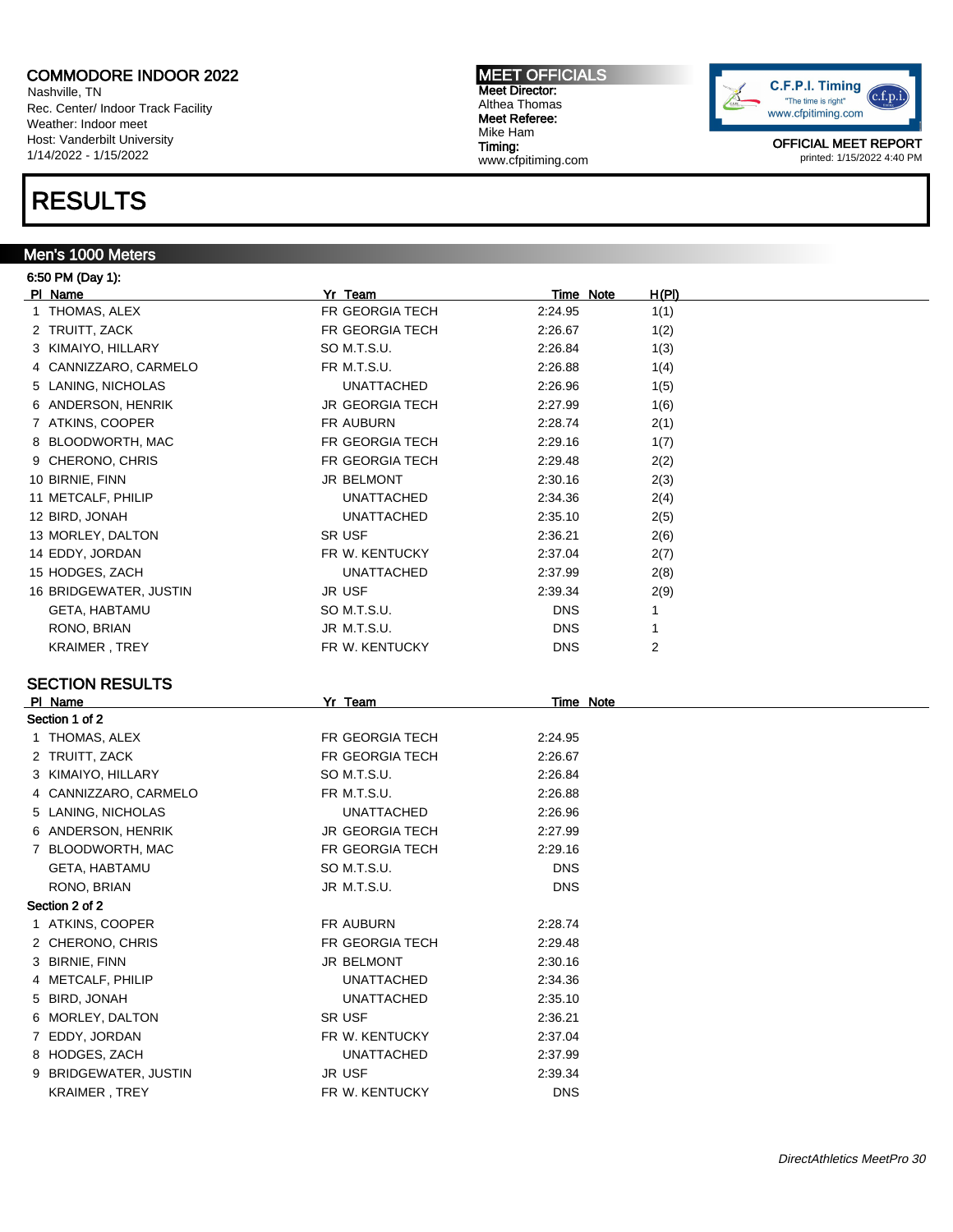COMMODORE INDOOR 2022
Nashville, TN
Rec. Center/ Indoor Track Facility
Weather: Indoor meet
Host: Vanderbilt University
1/14/2022 - 1/15/2022

**MEET OFFICIALS**
**Meet Director:**
Althea Thomas
**Meet Referee:**
Mike Ham
**Timing:**
www.cfpitiming.com

C.F.P.I. Timing
"The time is right"
www.cfpitiming.com

OFFICIAL MEET REPORT
printed: 1/15/2022 4:40 PM

# RESULTS

## Men's 1000 Meters

6:50 PM (Day 1):

| Pl | Name | Yr | Team | Time | Note | H(Pl) |
|---|---|---|---|---|---|---|
| 1 | THOMAS, ALEX | FR | GEORGIA TECH | 2:24.95 | | 1(1) |
| 2 | TRUITT, ZACK | FR | GEORGIA TECH | 2:26.67 | | 1(2) |
| 3 | KIMAIYO, HILLARY | SO | M.T.S.U. | 2:26.84 | | 1(3) |
| 4 | CANNIZZARO, CARMELO | FR | M.T.S.U. | 2:26.88 | | 1(4) |
| 5 | LANING, NICHOLAS | | UNATTACHED | 2:26.96 | | 1(5) |
| 6 | ANDERSON, HENRIK | JR | GEORGIA TECH | 2:27.99 | | 1(6) |
| 7 | ATKINS, COOPER | FR | AUBURN | 2:28.74 | | 2(1) |
| 8 | BLOODWORTH, MAC | FR | GEORGIA TECH | 2:29.16 | | 1(7) |
| 9 | CHERONO, CHRIS | FR | GEORGIA TECH | 2:29.48 | | 2(2) |
| 10 | BIRNIE, FINN | JR | BELMONT | 2:30.16 | | 2(3) |
| 11 | METCALF, PHILIP | | UNATTACHED | 2:34.36 | | 2(4) |
| 12 | BIRD, JONAH | | UNATTACHED | 2:35.10 | | 2(5) |
| 13 | MORLEY, DALTON | SR | USF | 2:36.21 | | 2(6) |
| 14 | EDDY, JORDAN | FR | W. KENTUCKY | 2:37.04 | | 2(7) |
| 15 | HODGES, ZACH | | UNATTACHED | 2:37.99 | | 2(8) |
| 16 | BRIDGEWATER, JUSTIN | JR | USF | 2:39.34 | | 2(9) |
| | GETA, HABTAMU | SO | M.T.S.U. | DNS | | 1 |
| | RONO, BRIAN | JR | M.T.S.U. | DNS | | 1 |
| | KRAIMER , TREY | FR | W. KENTUCKY | DNS | | 2 |

### SECTION RESULTS

| Pl | Name | Yr | Team | Time | Note |
|---|---|---|---|---|---|
| **Section 1 of 2** | | | | | |
| 1 | THOMAS, ALEX | FR | GEORGIA TECH | 2:24.95 | |
| 2 | TRUITT, ZACK | FR | GEORGIA TECH | 2:26.67 | |
| 3 | KIMAIYO, HILLARY | SO | M.T.S.U. | 2:26.84 | |
| 4 | CANNIZZARO, CARMELO | FR | M.T.S.U. | 2:26.88 | |
| 5 | LANING, NICHOLAS | | UNATTACHED | 2:26.96 | |
| 6 | ANDERSON, HENRIK | JR | GEORGIA TECH | 2:27.99 | |
| 7 | BLOODWORTH, MAC | FR | GEORGIA TECH | 2:29.16 | |
| | GETA, HABTAMU | SO | M.T.S.U. | DNS | |
| | RONO, BRIAN | JR | M.T.S.U. | DNS | |
| **Section 2 of 2** | | | | | |
| 1 | ATKINS, COOPER | FR | AUBURN | 2:28.74 | |
| 2 | CHERONO, CHRIS | FR | GEORGIA TECH | 2:29.48 | |
| 3 | BIRNIE, FINN | JR | BELMONT | 2:30.16 | |
| 4 | METCALF, PHILIP | | UNATTACHED | 2:34.36 | |
| 5 | BIRD, JONAH | | UNATTACHED | 2:35.10 | |
| 6 | MORLEY, DALTON | SR | USF | 2:36.21 | |
| 7 | EDDY, JORDAN | FR | W. KENTUCKY | 2:37.04 | |
| 8 | HODGES, ZACH | | UNATTACHED | 2:37.99 | |
| 9 | BRIDGEWATER, JUSTIN | JR | USF | 2:39.34 | |
| | KRAIMER , TREY | FR | W. KENTUCKY | DNS | |

*DirectAthletics MeetPro 30*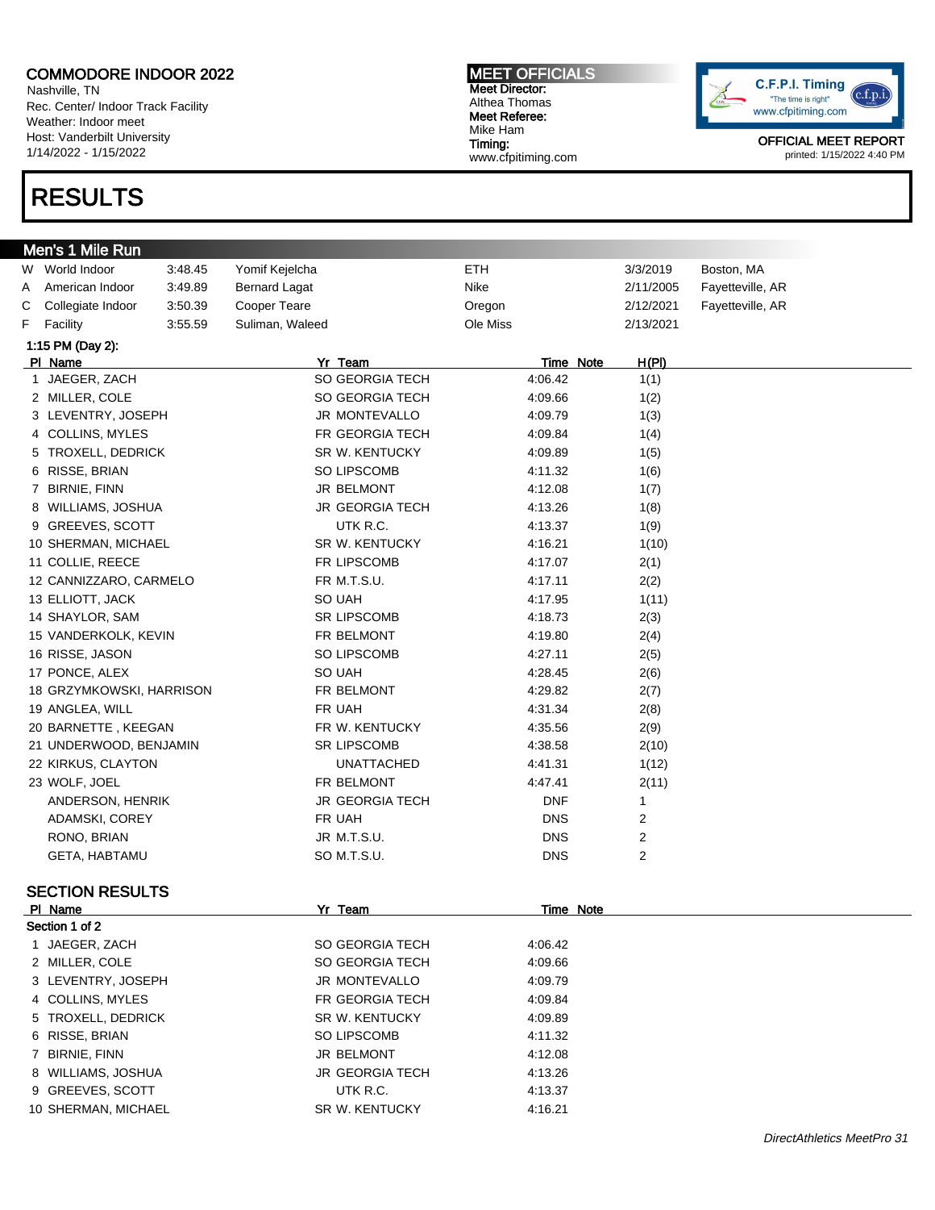# COMMODORE INDOOR 2022

Nashville, TN
Rec. Center/ Indoor Track Facility
Weather: Indoor meet
Host: Vanderbilt University
1/14/2022 - 1/15/2022

**MEET OFFICIALS**
**Meet Director:**
Althea Thomas
**Meet Referee:**
Mike Ham
**Timing:**
www.cfpitiming.com

C.F.P.I. Timing
"The time is right"
www.cfpitiming.com

OFFICIAL MEET REPORT
printed: 1/15/2022 4:40 PM

# RESULTS

## Men's 1 Mile Run

| | | | | | | |
|---|---|---|---|---|---|---|
| W | World Indoor | 3:48.45 | Yomif Kejelcha | ETH | 3/3/2019 | Boston, MA |
| A | American Indoor | 3:49.89 | Bernard Lagat | Nike | 2/11/2005 | Fayetteville, AR |
| C | Collegiate Indoor | 3:50.39 | Cooper Teare | Oregon | 2/12/2021 | Fayetteville, AR |
| F | Facility | 3:55.59 | Suliman, Waleed | Ole Miss | 2/13/2021 | |

**1:15 PM (Day 2):**

| Pl | Name | Yr | Team | Time | Note | H(Pl) |
|---|---|---|---|---|---|---|
| 1 | JAEGER, ZACH | SO | GEORGIA TECH | 4:06.42 | | 1(1) |
| 2 | MILLER, COLE | SO | GEORGIA TECH | 4:09.66 | | 1(2) |
| 3 | LEVENTRY, JOSEPH | JR | MONTEVALLO | 4:09.79 | | 1(3) |
| 4 | COLLINS, MYLES | FR | GEORGIA TECH | 4:09.84 | | 1(4) |
| 5 | TROXELL, DEDRICK | SR | W. KENTUCKY | 4:09.89 | | 1(5) |
| 6 | RISSE, BRIAN | SO | LIPSCOMB | 4:11.32 | | 1(6) |
| 7 | BIRNIE, FINN | JR | BELMONT | 4:12.08 | | 1(7) |
| 8 | WILLIAMS, JOSHUA | JR | GEORGIA TECH | 4:13.26 | | 1(8) |
| 9 | GREEVES, SCOTT | | UTK R.C. | 4:13.37 | | 1(9) |
| 10 | SHERMAN, MICHAEL | SR | W. KENTUCKY | 4:16.21 | | 1(10) |
| 11 | COLLIE, REECE | FR | LIPSCOMB | 4:17.07 | | 2(1) |
| 12 | CANNIZZARO, CARMELO | FR | M.T.S.U. | 4:17.11 | | 2(2) |
| 13 | ELLIOTT, JACK | SO | UAH | 4:17.95 | | 1(11) |
| 14 | SHAYLOR, SAM | SR | LIPSCOMB | 4:18.73 | | 2(3) |
| 15 | VANDERKOLK, KEVIN | FR | BELMONT | 4:19.80 | | 2(4) |
| 16 | RISSE, JASON | SO | LIPSCOMB | 4:27.11 | | 2(5) |
| 17 | PONCE, ALEX | SO | UAH | 4:28.45 | | 2(6) |
| 18 | GRZYMKOWSKI, HARRISON | FR | BELMONT | 4:29.82 | | 2(7) |
| 19 | ANGLEA, WILL | FR | UAH | 4:31.34 | | 2(8) |
| 20 | BARNETTE , KEEGAN | FR | W. KENTUCKY | 4:35.56 | | 2(9) |
| 21 | UNDERWOOD, BENJAMIN | SR | LIPSCOMB | 4:38.58 | | 2(10) |
| 22 | KIRKUS, CLAYTON | | UNATTACHED | 4:41.31 | | 1(12) |
| 23 | WOLF, JOEL | FR | BELMONT | 4:47.41 | | 2(11) |
| | ANDERSON, HENRIK | JR | GEORGIA TECH | DNF | | 1 |
| | ADAMSKI, COREY | FR | UAH | DNS | | 2 |
| | RONO, BRIAN | JR | M.T.S.U. | DNS | | 2 |
| | GETA, HABTAMU | SO | M.T.S.U. | DNS | | 2 |

## SECTION RESULTS

| Pl | Name | Yr | Team | Time | Note |
|---|---|---|---|---|---|
| **Section 1 of 2** | | | | | |
| 1 | JAEGER, ZACH | SO | GEORGIA TECH | 4:06.42 | |
| 2 | MILLER, COLE | SO | GEORGIA TECH | 4:09.66 | |
| 3 | LEVENTRY, JOSEPH | JR | MONTEVALLO | 4:09.79 | |
| 4 | COLLINS, MYLES | FR | GEORGIA TECH | 4:09.84 | |
| 5 | TROXELL, DEDRICK | SR | W. KENTUCKY | 4:09.89 | |
| 6 | RISSE, BRIAN | SO | LIPSCOMB | 4:11.32 | |
| 7 | BIRNIE, FINN | JR | BELMONT | 4:12.08 | |
| 8 | WILLIAMS, JOSHUA | JR | GEORGIA TECH | 4:13.26 | |
| 9 | GREEVES, SCOTT | | UTK R.C. | 4:13.37 | |
| 10 | SHERMAN, MICHAEL | SR | W. KENTUCKY | 4:16.21 | |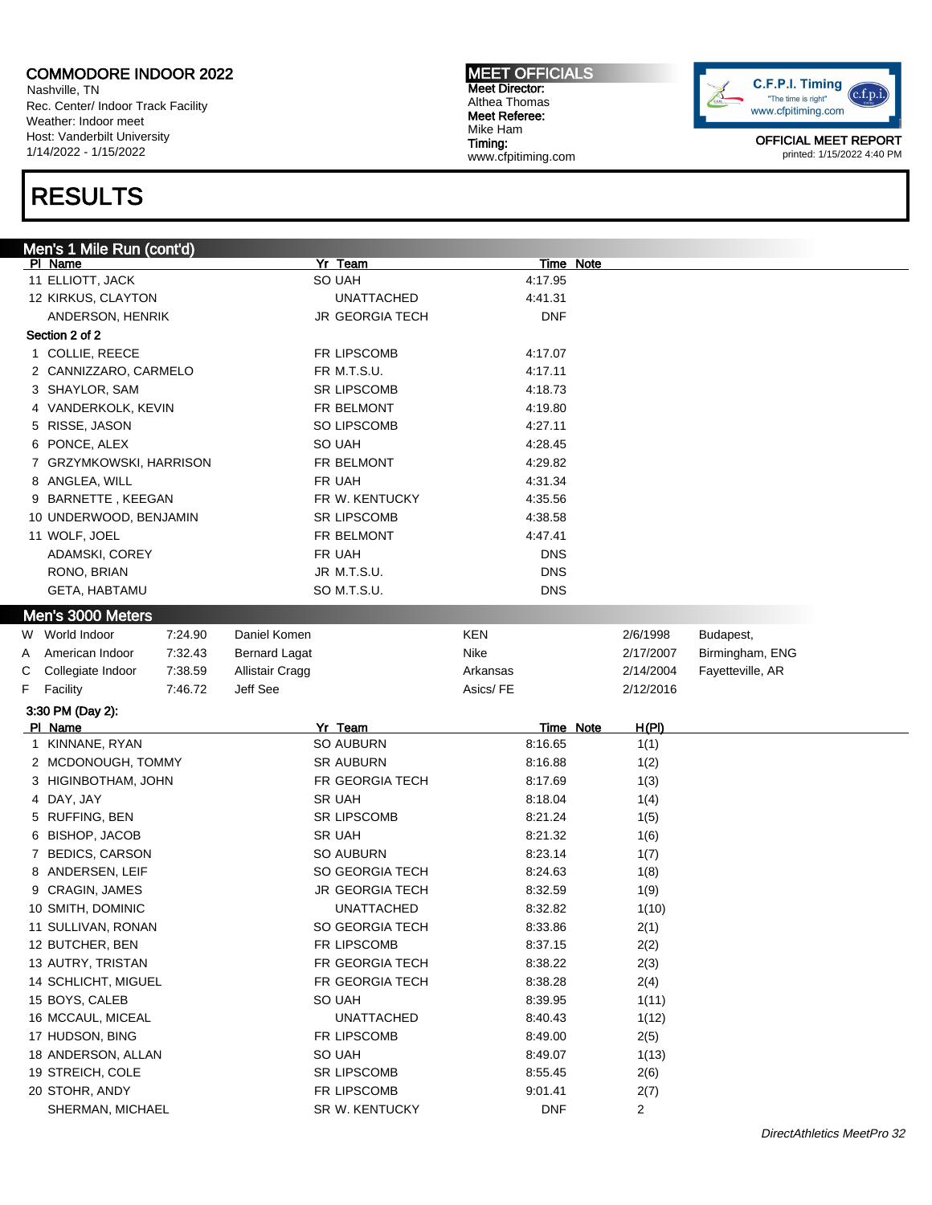## COMMODORE INDOOR 2022

Nashville, TN
Rec. Center/ Indoor Track Facility
Weather: Indoor meet
Host: Vanderbilt University
1/14/2022 - 1/15/2022

**MEET OFFICIALS**
**Meet Director:**
Althea Thomas
**Meet Referee:**
Mike Ham
**Timing:**
www.cfpitiming.com

OFFICIAL MEET REPORT
printed: 1/15/2022 4:40 PM

# RESULTS

### Men's 1 Mile Run (cont'd)

| Pl | Name | Yr | Team | Time | Note |
|---|---|---|---|---|---|
| 11 | ELLIOTT, JACK | SO | UAH | 4:17.95 | |
| 12 | KIRKUS, CLAYTON | | UNATTACHED | 4:41.31 | |
| | ANDERSON, HENRIK | JR | GEORGIA TECH | DNF | |

**Section 2 of 2**

| Pl | Name | Yr | Team | Time | Note |
|---|---|---|---|---|---|
| 1 | COLLIE, REECE | FR | LIPSCOMB | 4:17.07 | |
| 2 | CANNIZZARO, CARMELO | FR | M.T.S.U. | 4:17.11 | |
| 3 | SHAYLOR, SAM | SR | LIPSCOMB | 4:18.73 | |
| 4 | VANDERKOLK, KEVIN | FR | BELMONT | 4:19.80 | |
| 5 | RISSE, JASON | SO | LIPSCOMB | 4:27.11 | |
| 6 | PONCE, ALEX | SO | UAH | 4:28.45 | |
| 7 | GRZYMKOWSKI, HARRISON | FR | BELMONT | 4:29.82 | |
| 8 | ANGLEA, WILL | FR | UAH | 4:31.34 | |
| 9 | BARNETTE , KEEGAN | FR | W. KENTUCKY | 4:35.56 | |
| 10 | UNDERWOOD, BENJAMIN | SR | LIPSCOMB | 4:38.58 | |
| 11 | WOLF, JOEL | FR | BELMONT | 4:47.41 | |
| | ADAMSKI, COREY | FR | UAH | DNS | |
| | RONO, BRIAN | JR | M.T.S.U. | DNS | |
| | GETA, HABTAMU | SO | M.T.S.U. | DNS | |

### Men's 3000 Meters

| | | | | | | |
|---|---|---|---|---|---|---|
| W | World Indoor | 7:24.90 | Daniel Komen | KEN | 2/6/1998 | Budapest, |
| A | American Indoor | 7:32.43 | Bernard Lagat | Nike | 2/17/2007 | Birmingham, ENG |
| C | Collegiate Indoor | 7:38.59 | Allistair Cragg | Arkansas | 2/14/2004 | Fayetteville, AR |
| F | Facility | 7:46.72 | Jeff See | Asics/ FE | 2/12/2016 | |

**3:30 PM (Day 2):**

| Pl | Name | Yr | Team | Time | Note | H(Pl) |
|---|---|---|---|---|---|---|
| 1 | KINNANE, RYAN | SO | AUBURN | 8:16.65 | | 1(1) |
| 2 | MCDONOUGH, TOMMY | SR | AUBURN | 8:16.88 | | 1(2) |
| 3 | HIGINBOTHAM, JOHN | FR | GEORGIA TECH | 8:17.69 | | 1(3) |
| 4 | DAY, JAY | SR | UAH | 8:18.04 | | 1(4) |
| 5 | RUFFING, BEN | SR | LIPSCOMB | 8:21.24 | | 1(5) |
| 6 | BISHOP, JACOB | SR | UAH | 8:21.32 | | 1(6) |
| 7 | BEDICS, CARSON | SO | AUBURN | 8:23.14 | | 1(7) |
| 8 | ANDERSEN, LEIF | SO | GEORGIA TECH | 8:24.63 | | 1(8) |
| 9 | CRAGIN, JAMES | JR | GEORGIA TECH | 8:32.59 | | 1(9) |
| 10 | SMITH, DOMINIC | | UNATTACHED | 8:32.82 | | 1(10) |
| 11 | SULLIVAN, RONAN | SO | GEORGIA TECH | 8:33.86 | | 2(1) |
| 12 | BUTCHER, BEN | FR | LIPSCOMB | 8:37.15 | | 2(2) |
| 13 | AUTRY, TRISTAN | FR | GEORGIA TECH | 8:38.22 | | 2(3) |
| 14 | SCHLICHT, MIGUEL | FR | GEORGIA TECH | 8:38.28 | | 2(4) |
| 15 | BOYS, CALEB | SO | UAH | 8:39.95 | | 1(11) |
| 16 | MCCAUL, MICEAL | | UNATTACHED | 8:40.43 | | 1(12) |
| 17 | HUDSON, BING | FR | LIPSCOMB | 8:49.00 | | 2(5) |
| 18 | ANDERSON, ALLAN | SO | UAH | 8:49.07 | | 1(13) |
| 19 | STREICH, COLE | SR | LIPSCOMB | 8:55.45 | | 2(6) |
| 20 | STOHR, ANDY | FR | LIPSCOMB | 9:01.41 | | 2(7) |
| | SHERMAN, MICHAEL | SR | W. KENTUCKY | DNF | | 2 |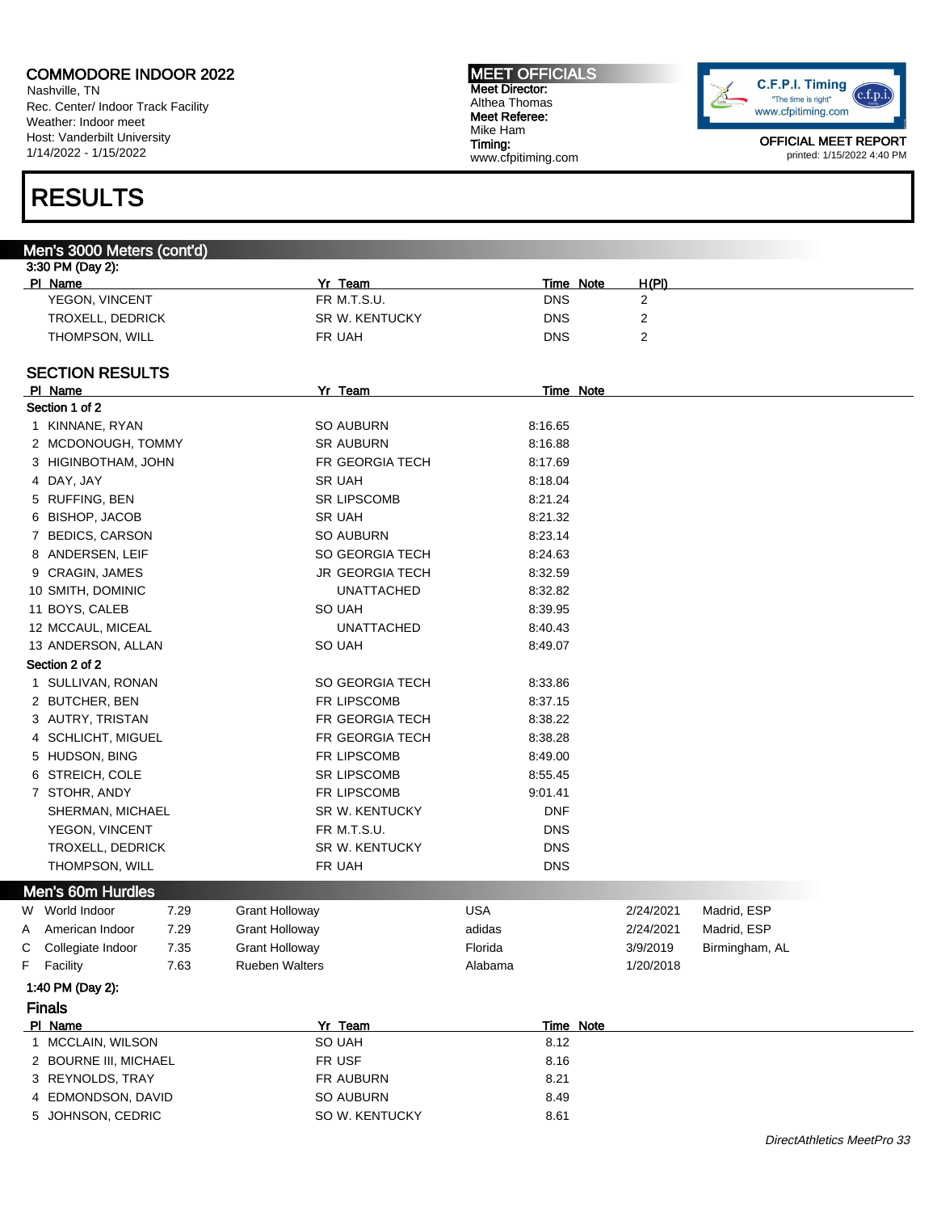## COMMODORE INDOOR 2022

Nashville, TN
Rec. Center/ Indoor Track Facility
Weather: Indoor meet
Host: Vanderbilt University
1/14/2022 - 1/15/2022

**MEET OFFICIALS**
**Meet Director:**
Althea Thomas
**Meet Referee:**
Mike Ham
**Timing:**
www.cfpitiming.com

C.F.P.I. Timing "The time is right" www.cfpitiming.com

OFFICIAL MEET REPORT
printed: 1/15/2022 4:40 PM

# RESULTS

## Men's 3000 Meters (cont'd)

3:30 PM (Day 2):

| Pl | Name | Yr | Team | Time | Note | H(Pl) |
|---|---|---|---|---|---|---|
| | YEGON, VINCENT | FR | M.T.S.U. | DNS | | 2 |
| | TROXELL, DEDRICK | SR | W. KENTUCKY | DNS | | 2 |
| | THOMPSON, WILL | FR | UAH | DNS | | 2 |

### SECTION RESULTS

| Pl | Name | Yr | Team | Time | Note |
|---|---|---|---|---|---|
| **Section 1 of 2** | | | | | |
| 1 | KINNANE, RYAN | SO | AUBURN | 8:16.65 | |
| 2 | MCDONOUGH, TOMMY | SR | AUBURN | 8:16.88 | |
| 3 | HIGINBOTHAM, JOHN | FR | GEORGIA TECH | 8:17.69 | |
| 4 | DAY, JAY | SR | UAH | 8:18.04 | |
| 5 | RUFFING, BEN | SR | LIPSCOMB | 8:21.24 | |
| 6 | BISHOP, JACOB | SR | UAH | 8:21.32 | |
| 7 | BEDICS, CARSON | SO | AUBURN | 8:23.14 | |
| 8 | ANDERSEN, LEIF | SO | GEORGIA TECH | 8:24.63 | |
| 9 | CRAGIN, JAMES | JR | GEORGIA TECH | 8:32.59 | |
| 10 | SMITH, DOMINIC | | UNATTACHED | 8:32.82 | |
| 11 | BOYS, CALEB | SO | UAH | 8:39.95 | |
| 12 | MCCAUL, MICEAL | | UNATTACHED | 8:40.43 | |
| 13 | ANDERSON, ALLAN | SO | UAH | 8:49.07 | |
| **Section 2 of 2** | | | | | |
| 1 | SULLIVAN, RONAN | SO | GEORGIA TECH | 8:33.86 | |
| 2 | BUTCHER, BEN | FR | LIPSCOMB | 8:37.15 | |
| 3 | AUTRY, TRISTAN | FR | GEORGIA TECH | 8:38.22 | |
| 4 | SCHLICHT, MIGUEL | FR | GEORGIA TECH | 8:38.28 | |
| 5 | HUDSON, BING | FR | LIPSCOMB | 8:49.00 | |
| 6 | STREICH, COLE | SR | LIPSCOMB | 8:55.45 | |
| 7 | STOHR, ANDY | FR | LIPSCOMB | 9:01.41 | |
| | SHERMAN, MICHAEL | SR | W. KENTUCKY | DNF | |
| | YEGON, VINCENT | FR | M.T.S.U. | DNS | |
| | TROXELL, DEDRICK | SR | W. KENTUCKY | DNS | |
| | THOMPSON, WILL | FR | UAH | DNS | |

## Men's 60m Hurdles

| | | | | | | |
|---|---|---|---|---|---|---|
| W | World Indoor | 7.29 | Grant Holloway | USA | 2/24/2021 | Madrid, ESP |
| A | American Indoor | 7.29 | Grant Holloway | adidas | 2/24/2021 | Madrid, ESP |
| C | Collegiate Indoor | 7.35 | Grant Holloway | Florida | 3/9/2019 | Birmingham, AL |
| F | Facility | 7.63 | Rueben Walters | Alabama | 1/20/2018 | |

1:40 PM (Day 2):

### Finals

| Pl | Name | Yr | Team | Time | Note |
|---|---|---|---|---|---|
| 1 | MCCLAIN, WILSON | SO | UAH | 8.12 | |
| 2 | BOURNE III, MICHAEL | FR | USF | 8.16 | |
| 3 | REYNOLDS, TRAY | FR | AUBURN | 8.21 | |
| 4 | EDMONDSON, DAVID | SO | AUBURN | 8.49 | |
| 5 | JOHNSON, CEDRIC | SO | W. KENTUCKY | 8.61 | |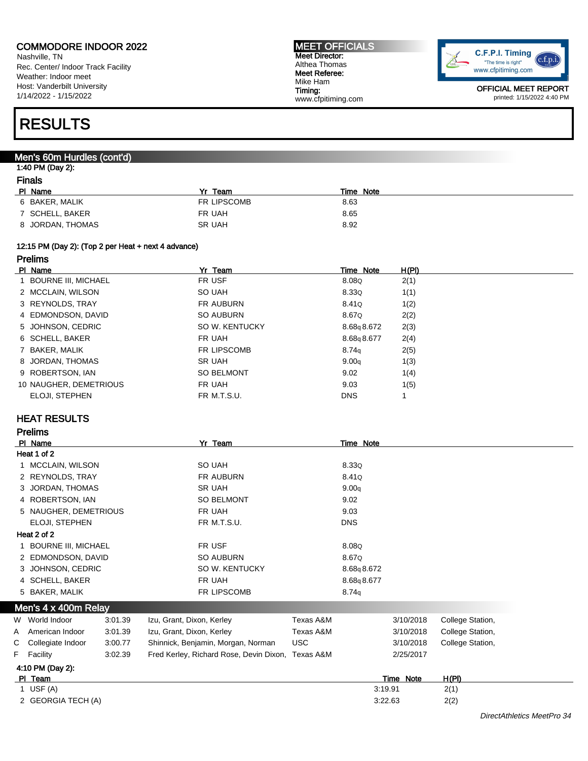# RESULTS

## Men's 60m Hurdles (cont'd)

**1:40 PM (Day 2):**

### Finals

| Pl | Name | Yr | Team | Time | Note |
|---|---|---|---|---|---|
| 6 | BAKER, MALIK | FR | LIPSCOMB | 8.63 | |
| 7 | SCHELL, BAKER | FR | UAH | 8.65 | |
| 8 | JORDAN, THOMAS | SR | UAH | 8.92 | |

**12:15 PM (Day 2): (Top 2 per Heat + next 4 advance)**

### Prelims

| Pl | Name | Yr | Team | Time | Note | H(Pl) |
|---|---|---|---|---|---|---|
| 1 | BOURNE III, MICHAEL | FR | USF | 8.08Q | | 2(1) |
| 2 | MCCLAIN, WILSON | SO | UAH | 8.33Q | | 1(1) |
| 3 | REYNOLDS, TRAY | FR | AUBURN | 8.41Q | | 1(2) |
| 4 | EDMONDSON, DAVID | SO | AUBURN | 8.67Q | | 2(2) |
| 5 | JOHNSON, CEDRIC | SO | W. KENTUCKY | 8.68q | 8.672 | 2(3) |
| 6 | SCHELL, BAKER | FR | UAH | 8.68q | 8.677 | 2(4) |
| 7 | BAKER, MALIK | FR | LIPSCOMB | 8.74q | | 2(5) |
| 8 | JORDAN, THOMAS | SR | UAH | 9.00q | | 1(3) |
| 9 | ROBERTSON, IAN | SO | BELMONT | 9.02 | | 1(4) |
| 10 | NAUGHER, DEMETRIOUS | FR | UAH | 9.03 | | 1(5) |
| | ELOJI, STEPHEN | FR | M.T.S.U. | DNS | | 1 |

## HEAT RESULTS

### Prelims

| Pl | Name | Yr | Team | Time | Note |
|---|---|---|---|---|---|
| **Heat 1 of 2** | | | | | |
| 1 | MCCLAIN, WILSON | SO | UAH | 8.33Q | |
| 2 | REYNOLDS, TRAY | FR | AUBURN | 8.41Q | |
| 3 | JORDAN, THOMAS | SR | UAH | 9.00q | |
| 4 | ROBERTSON, IAN | SO | BELMONT | 9.02 | |
| 5 | NAUGHER, DEMETRIOUS | FR | UAH | 9.03 | |
| | ELOJI, STEPHEN | FR | M.T.S.U. | DNS | |
| **Heat 2 of 2** | | | | | |
| 1 | BOURNE III, MICHAEL | FR | USF | 8.08Q | |
| 2 | EDMONDSON, DAVID | SO | AUBURN | 8.67Q | |
| 3 | JOHNSON, CEDRIC | SO | W. KENTUCKY | 8.68q | 8.672 |
| 4 | SCHELL, BAKER | FR | UAH | 8.68q | 8.677 |
| 5 | BAKER, MALIK | FR | LIPSCOMB | 8.74q | |

## Men's 4 x 400m Relay

| | Record | Time | Athletes | Team | Date | Location |
|---|---|---|---|---|---|---|
| W | World Indoor | 3:01.39 | Izu, Grant, Dixon, Kerley | Texas A&M | 3/10/2018 | College Station, |
| A | American Indoor | 3:01.39 | Izu, Grant, Dixon, Kerley | Texas A&M | 3/10/2018 | College Station, |
| C | Collegiate Indoor | 3:00.77 | Shinnick, Benjamin, Morgan, Norman | USC | 3/10/2018 | College Station, |
| F | Facility | 3:02.39 | Fred Kerley, Richard Rose, Devin Dixon, | Texas A&M | 2/25/2017 | |

**4:10 PM (Day 2):**

| Pl | Team | Time | Note | H(Pl) |
|---|---|---|---|---|
| 1 | USF (A) | 3:19.91 | | 2(1) |
| 2 | GEORGIA TECH (A) | 3:22.63 | | 2(2) |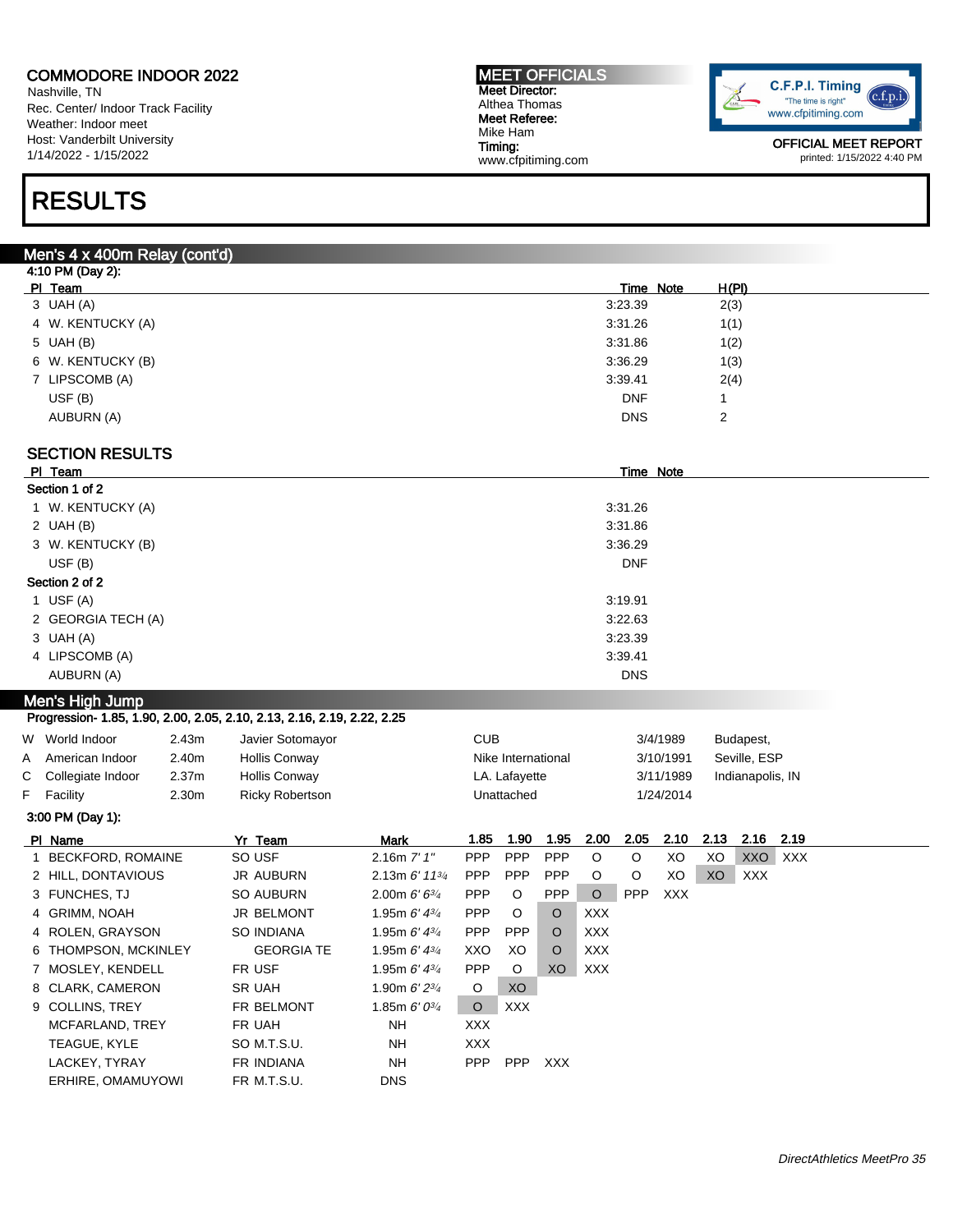COMMODORE INDOOR 2022
Nashville, TN
Rec. Center/ Indoor Track Facility
Weather: Indoor meet
Host: Vanderbilt University
1/14/2022 - 1/15/2022

**MEET OFFICIALS**
**Meet Director:**
Althea Thomas
**Meet Referee:**
Mike Ham
**Timing:**
www.cfpitiming.com

C.F.P.I. Timing
"The time is right"
www.cfpitiming.com

OFFICIAL MEET REPORT
printed: 1/15/2022 4:40 PM

# RESULTS

## Men's 4 x 400m Relay (cont'd)

4:10 PM (Day 2):

| Pl | Team | Time | Note | H(Pl) |
|---|---|---|---|---|
| 3 | UAH (A) | 3:23.39 | | 2(3) |
| 4 | W. KENTUCKY (A) | 3:31.26 | | 1(1) |
| 5 | UAH (B) | 3:31.86 | | 1(2) |
| 6 | W. KENTUCKY (B) | 3:36.29 | | 1(3) |
| 7 | LIPSCOMB (A) | 3:39.41 | | 2(4) |
| | USF (B) | DNF | | 1 |
| | AUBURN (A) | DNS | | 2 |

### SECTION RESULTS

| Pl | Team | Time | Note |
|---|---|---|---|
| **Section 1 of 2** | | | |
| 1 | W. KENTUCKY (A) | 3:31.26 | |
| 2 | UAH (B) | 3:31.86 | |
| 3 | W. KENTUCKY (B) | 3:36.29 | |
| | USF (B) | DNF | |
| **Section 2 of 2** | | | |
| 1 | USF (A) | 3:19.91 | |
| 2 | GEORGIA TECH (A) | 3:22.63 | |
| 3 | UAH (A) | 3:23.39 | |
| 4 | LIPSCOMB (A) | 3:39.41 | |
| | AUBURN (A) | DNS | |

## Men's High Jump

Progression- 1.85, 1.90, 2.00, 2.05, 2.10, 2.13, 2.16, 2.19, 2.22, 2.25

| | | | | | | |
|---|---|---|---|---|---|---|
| W | World Indoor | 2.43m | Javier Sotomayor | CUB | 3/4/1989 | Budapest, |
| A | American Indoor | 2.40m | Hollis Conway | Nike International | 3/10/1991 | Seville, ESP |
| C | Collegiate Indoor | 2.37m | Hollis Conway | LA. Lafayette | 3/11/1989 | Indianapolis, IN |
| F | Facility | 2.30m | Ricky Robertson | Unattached | 1/24/2014 | |

3:00 PM (Day 1):

| Pl | Name | Yr | Team | Mark | 1.85 | 1.90 | 1.95 | 2.00 | 2.05 | 2.10 | 2.13 | 2.16 | 2.19 |
|---|---|---|---|---|---|---|---|---|---|---|---|---|---|
| 1 | BECKFORD, ROMAINE | SO | USF | 2.16m *7' 1"* | PPP | PPP | PPP | O | O | XO | XO | XXO | XXX |
| 2 | HILL, DONTAVIOUS | JR | AUBURN | 2.13m *6' 11¾* | PPP | PPP | PPP | O | O | XO | XO | XXX | |
| 3 | FUNCHES, TJ | SO | AUBURN | 2.00m *6' 6¾* | PPP | O | PPP | O | PPP | XXX | | | |
| 4 | GRIMM, NOAH | JR | BELMONT | 1.95m *6' 4¾* | PPP | O | O | XXX | | | | | |
| 4 | ROLEN, GRAYSON | SO | INDIANA | 1.95m *6' 4¾* | PPP | PPP | O | XXX | | | | | |
| 6 | THOMPSON, MCKINLEY | | GEORGIA TE | 1.95m *6' 4¾* | XXO | XO | O | XXX | | | | | |
| 7 | MOSLEY, KENDELL | FR | USF | 1.95m *6' 4¾* | PPP | O | XO | XXX | | | | | |
| 8 | CLARK, CAMERON | SR | UAH | 1.90m *6' 2¾* | O | XO | | | | | | | |
| 9 | COLLINS, TREY | FR | BELMONT | 1.85m *6' 0¾* | O | XXX | | | | | | | |
| | MCFARLAND, TREY | FR | UAH | NH | XXX | | | | | | | | |
| | TEAGUE, KYLE | SO | M.T.S.U. | NH | XXX | | | | | | | | |
| | LACKEY, TYRAY | FR | INDIANA | NH | PPP | PPP | XXX | | | | | | |
| | ERHIRE, OMAMUYOWI | FR | M.T.S.U. | DNS | | | | | | | | | |

DirectAthletics MeetPro 35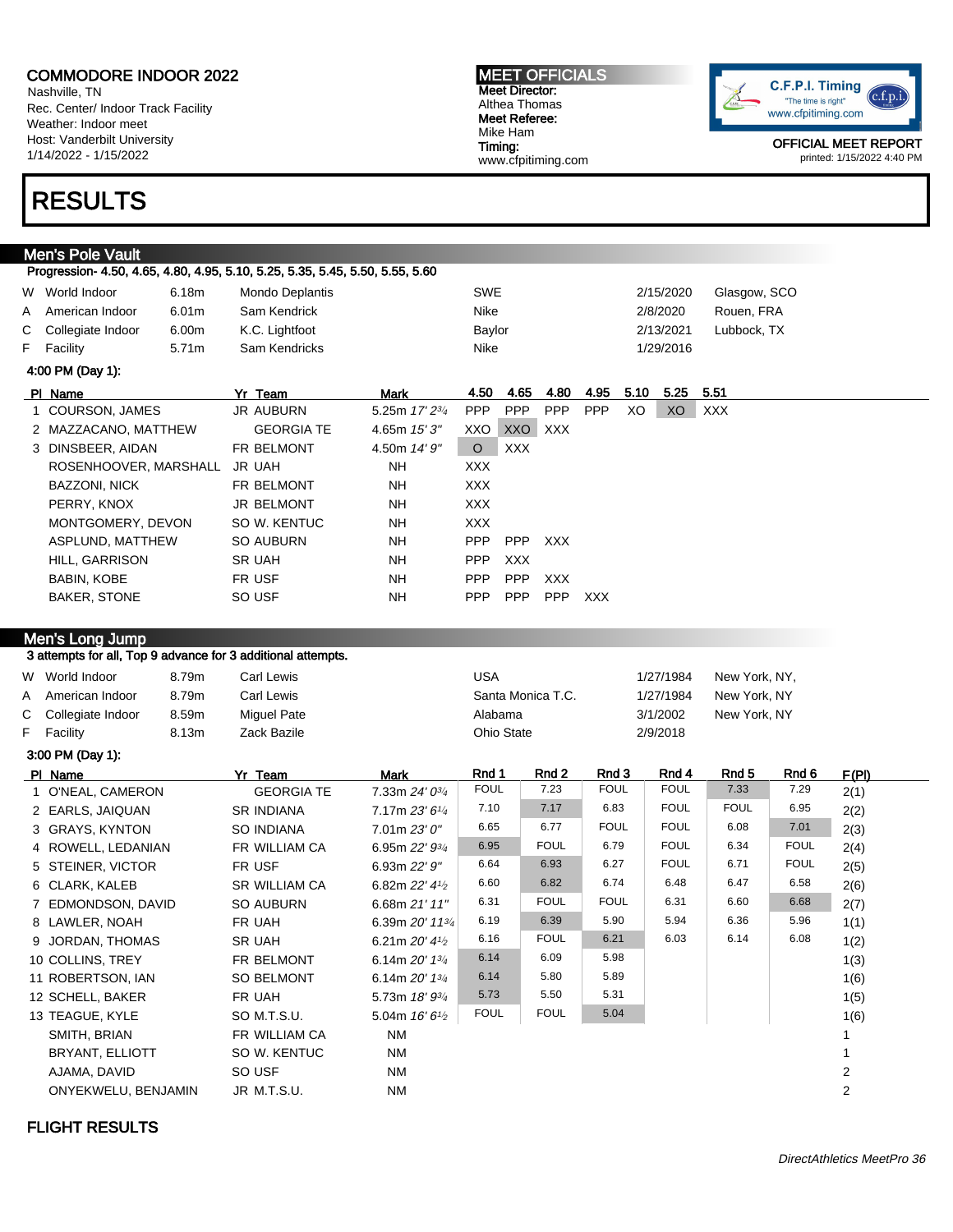COMMODORE INDOOR 2022
Nashville, TN
Rec. Center/ Indoor Track Facility
Weather: Indoor meet
Host: Vanderbilt University
1/14/2022 - 1/15/2022

**MEET OFFICIALS**
**Meet Director:**
Althea Thomas
**Meet Referee:**
Mike Ham
**Timing:**
www.cfpitiming.com

C.F.P.I. Timing
"The time is right"
www.cfpitiming.com

OFFICIAL MEET REPORT
printed: 1/15/2022 4:40 PM

# RESULTS

## Men's Pole Vault

Progression- 4.50, 4.65, 4.80, 4.95, 5.10, 5.25, 5.35, 5.45, 5.50, 5.55, 5.60

| | | | | | | |
|---|---|---|---|---|---|---|
| W | World Indoor | 6.18m | Mondo Deplantis | SWE | 2/15/2020 | Glasgow, SCO |
| A | American Indoor | 6.01m | Sam Kendrick | Nike | 2/8/2020 | Rouen, FRA |
| C | Collegiate Indoor | 6.00m | K.C. Lightfoot | Baylor | 2/13/2021 | Lubbock, TX |
| F | Facility | 5.71m | Sam Kendricks | Nike | 1/29/2016 | |

**4:00 PM (Day 1):**

| Pl | Name | Yr | Team | Mark | 4.50 | 4.65 | 4.80 | 4.95 | 5.10 | 5.25 | 5.51 |
|---|---|---|---|---|---|---|---|---|---|---|---|
| 1 | COURSON, JAMES | JR | AUBURN | 5.25m 17' 2¾ | PPP | PPP | PPP | PPP | XO | XO | XXX |
| 2 | MAZZACANO, MATTHEW | | GEORGIA TE | 4.65m 15' 3" | XXO | XXO | XXX | | | | |
| 3 | DINSBEER, AIDAN | FR | BELMONT | 4.50m 14' 9" | O | XXX | | | | | |
| | ROSENHOOVER, MARSHALL | JR | UAH | NH | XXX | | | | | | |
| | BAZZONI, NICK | FR | BELMONT | NH | XXX | | | | | | |
| | PERRY, KNOX | JR | BELMONT | NH | XXX | | | | | | |
| | MONTGOMERY, DEVON | SO | W. KENTUC | NH | XXX | | | | | | |
| | ASPLUND, MATTHEW | SO | AUBURN | NH | PPP | PPP | XXX | | | | |
| | HILL, GARRISON | SR | UAH | NH | PPP | XXX | | | | | |
| | BABIN, KOBE | FR | USF | NH | PPP | PPP | XXX | | | | |
| | BAKER, STONE | SO | USF | NH | PPP | PPP | PPP | XXX | | | |

## Men's Long Jump

3 attempts for all, Top 9 advance for 3 additional attempts.

| | | | | | | |
|---|---|---|---|---|---|---|
| W | World Indoor | 8.79m | Carl Lewis | USA | 1/27/1984 | New York, NY, |
| A | American Indoor | 8.79m | Carl Lewis | Santa Monica T.C. | 1/27/1984 | New York, NY |
| C | Collegiate Indoor | 8.59m | Miguel Pate | Alabama | 3/1/2002 | New York, NY |
| F | Facility | 8.13m | Zack Bazile | Ohio State | 2/9/2018 | |

**3:00 PM (Day 1):**

| Pl | Name | Yr | Team | Mark | Rnd 1 | Rnd 2 | Rnd 3 | Rnd 4 | Rnd 5 | Rnd 6 | F(Pl) |
|---|---|---|---|---|---|---|---|---|---|---|---|
| 1 | O'NEAL, CAMERON | | GEORGIA TE | 7.33m 24' 0¾ | FOUL | 7.23 | FOUL | FOUL | 7.33 | 7.29 | 2(1) |
| 2 | EARLS, JAIQUAN | SR | INDIANA | 7.17m 23' 6¼ | 7.10 | 7.17 | 6.83 | FOUL | FOUL | 6.95 | 2(2) |
| 3 | GRAYS, KYNTON | SO | INDIANA | 7.01m 23' 0" | 6.65 | 6.77 | FOUL | FOUL | 6.08 | 7.01 | 2(3) |
| 4 | ROWELL, LEDANIAN | FR | WILLIAM CA | 6.95m 22' 9¾ | 6.95 | FOUL | 6.79 | FOUL | 6.34 | FOUL | 2(4) |
| 5 | STEINER, VICTOR | FR | USF | 6.93m 22' 9" | 6.64 | 6.93 | 6.27 | FOUL | 6.71 | FOUL | 2(5) |
| 6 | CLARK, KALEB | SR | WILLIAM CA | 6.82m 22' 4½ | 6.60 | 6.82 | 6.74 | 6.48 | 6.47 | 6.58 | 2(6) |
| 7 | EDMONDSON, DAVID | SO | AUBURN | 6.68m 21' 11" | 6.31 | FOUL | FOUL | 6.31 | 6.60 | 6.68 | 2(7) |
| 8 | LAWLER, NOAH | FR | UAH | 6.39m 20' 11¾ | 6.19 | 6.39 | 5.90 | 5.94 | 6.36 | 5.96 | 1(1) |
| 9 | JORDAN, THOMAS | SR | UAH | 6.21m 20' 4½ | 6.16 | FOUL | 6.21 | 6.03 | 6.14 | 6.08 | 1(2) |
| 10 | COLLINS, TREY | FR | BELMONT | 6.14m 20' 1¾ | 6.14 | 6.09 | 5.98 | | | | 1(3) |
| 11 | ROBERTSON, IAN | SO | BELMONT | 6.14m 20' 1¾ | 6.14 | 5.80 | 5.89 | | | | 1(6) |
| 12 | SCHELL, BAKER | FR | UAH | 5.73m 18' 9¾ | 5.73 | 5.50 | 5.31 | | | | 1(5) |
| 13 | TEAGUE, KYLE | SO | M.T.S.U. | 5.04m 16' 6½ | FOUL | FOUL | 5.04 | | | | 1(6) |
| | SMITH, BRIAN | FR | WILLIAM CA | NM | | | | | | | 1 |
| | BRYANT, ELLIOTT | SO | W. KENTUC | NM | | | | | | | 1 |
| | AJAMA, DAVID | SO | USF | NM | | | | | | | 2 |
| | ONYEKWELU, BENJAMIN | JR | M.T.S.U. | NM | | | | | | | 2 |

FLIGHT RESULTS

DirectAthletics MeetPro 36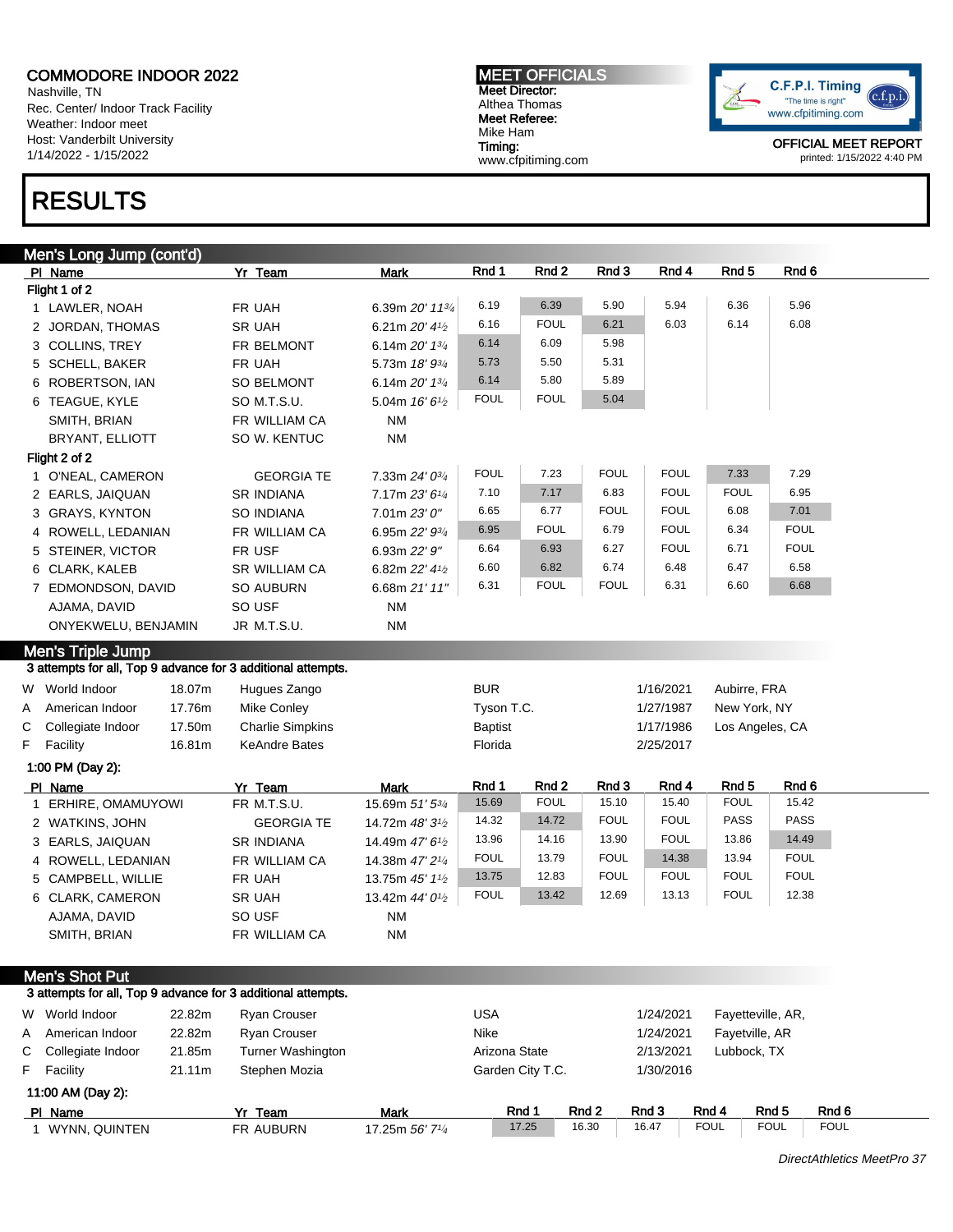COMMODORE INDOOR 2022
Nashville, TN
Rec. Center/ Indoor Track Facility
Weather: Indoor meet
Host: Vanderbilt University
1/14/2022 - 1/15/2022

**MEET OFFICIALS**
Meet Director:
Althea Thomas
Meet Referee:
Mike Ham
Timing:
www.cfpitiming.com

C.F.P.I. Timing "The time is right" www.cfpitiming.com

OFFICIAL MEET REPORT
printed: 1/15/2022 4:40 PM

# RESULTS

## Men's Long Jump (cont'd)

| Pl | Name | Yr | Team | Mark | Rnd 1 | Rnd 2 | Rnd 3 | Rnd 4 | Rnd 5 | Rnd 6 |
|---|---|---|---|---|---|---|---|---|---|---|
| **Flight 1 of 2** | | | | | | | | | | |
| 1 | LAWLER, NOAH | FR | UAH | 6.39m *20' 11¾* | 6.19 | 6.39 | 5.90 | 5.94 | 6.36 | 5.96 |
| 2 | JORDAN, THOMAS | SR | UAH | 6.21m *20' 4½* | 6.16 | FOUL | 6.21 | 6.03 | 6.14 | 6.08 |
| 3 | COLLINS, TREY | FR | BELMONT | 6.14m *20' 1¾* | 6.14 | 6.09 | 5.98 | | | |
| 5 | SCHELL, BAKER | FR | UAH | 5.73m *18' 9¾* | 5.73 | 5.50 | 5.31 | | | |
| 6 | ROBERTSON, IAN | SO | BELMONT | 6.14m *20' 1¾* | 6.14 | 5.80 | 5.89 | | | |
| 6 | TEAGUE, KYLE | SO | M.T.S.U. | 5.04m *16' 6½* | FOUL | FOUL | 5.04 | | | |
| | SMITH, BRIAN | FR | WILLIAM CA | NM | | | | | | |
| | BRYANT, ELLIOTT | SO | W. KENTUC | NM | | | | | | |
| **Flight 2 of 2** | | | | | | | | | | |
| 1 | O'NEAL, CAMERON | | GEORGIA TE | 7.33m *24' 0¾* | FOUL | 7.23 | FOUL | FOUL | 7.33 | 7.29 |
| 2 | EARLS, JAIQUAN | SR | INDIANA | 7.17m *23' 6¼* | 7.10 | 7.17 | 6.83 | FOUL | FOUL | 6.95 |
| 3 | GRAYS, KYNTON | SO | INDIANA | 7.01m *23' 0"* | 6.65 | 6.77 | FOUL | FOUL | 6.08 | 7.01 |
| 4 | ROWELL, LEDANIAN | FR | WILLIAM CA | 6.95m *22' 9¾* | 6.95 | FOUL | 6.79 | FOUL | 6.34 | FOUL |
| 5 | STEINER, VICTOR | FR | USF | 6.93m *22' 9"* | 6.64 | 6.93 | 6.27 | FOUL | 6.71 | FOUL |
| 6 | CLARK, KALEB | SR | WILLIAM CA | 6.82m *22' 4½* | 6.60 | 6.82 | 6.74 | 6.48 | 6.47 | 6.58 |
| 7 | EDMONDSON, DAVID | SO | AUBURN | 6.68m *21' 11"* | 6.31 | FOUL | FOUL | 6.31 | 6.60 | 6.68 |
| | AJAMA, DAVID | SO | USF | NM | | | | | | |
| | ONYEKWELU, BENJAMIN | JR | M.T.S.U. | NM | | | | | | |

## Men's Triple Jump

3 attempts for all, Top 9 advance for 3 additional attempts.

| | | | | | | |
|---|---|---|---|---|---|---|
| W | World Indoor | 18.07m | Hugues Zango | BUR | 1/16/2021 | Aubirre, FRA |
| A | American Indoor | 17.76m | Mike Conley | Tyson T.C. | 1/27/1987 | New York, NY |
| C | Collegiate Indoor | 17.50m | Charlie Simpkins | Baptist | 1/17/1986 | Los Angeles, CA |
| F | Facility | 16.81m | KeAndre Bates | Florida | 2/25/2017 | |

1:00 PM (Day 2):

| Pl | Name | Yr | Team | Mark | Rnd 1 | Rnd 2 | Rnd 3 | Rnd 4 | Rnd 5 | Rnd 6 |
|---|---|---|---|---|---|---|---|---|---|---|
| 1 | ERHIRE, OMAMUYOWI | FR | M.T.S.U. | 15.69m *51' 5¾* | 15.69 | FOUL | 15.10 | 15.40 | FOUL | 15.42 |
| 2 | WATKINS, JOHN | | GEORGIA TE | 14.72m *48' 3½* | 14.32 | 14.72 | FOUL | FOUL | PASS | PASS |
| 3 | EARLS, JAIQUAN | SR | INDIANA | 14.49m *47' 6½* | 13.96 | 14.16 | 13.90 | FOUL | 13.86 | 14.49 |
| 4 | ROWELL, LEDANIAN | FR | WILLIAM CA | 14.38m *47' 2¼* | FOUL | 13.79 | FOUL | 14.38 | 13.94 | FOUL |
| 5 | CAMPBELL, WILLIE | FR | UAH | 13.75m *45' 1½* | 13.75 | 12.83 | FOUL | FOUL | FOUL | FOUL |
| 6 | CLARK, CAMERON | SR | UAH | 13.42m *44' 0½* | FOUL | 13.42 | 12.69 | 13.13 | FOUL | 12.38 |
| | AJAMA, DAVID | SO | USF | NM | | | | | | |
| | SMITH, BRIAN | FR | WILLIAM CA | NM | | | | | | |

## Men's Shot Put

3 attempts for all, Top 9 advance for 3 additional attempts.

| | | | | | | |
|---|---|---|---|---|---|---|
| W | World Indoor | 22.82m | Ryan Crouser | USA | 1/24/2021 | Fayetteville, AR, |
| A | American Indoor | 22.82m | Ryan Crouser | Nike | 1/24/2021 | Fayetville, AR |
| C | Collegiate Indoor | 21.85m | Turner Washington | Arizona State | 2/13/2021 | Lubbock, TX |
| F | Facility | 21.11m | Stephen Mozia | Garden City T.C. | 1/30/2016 | |

11:00 AM (Day 2):

| Pl | Name | Yr | Team | Mark | Rnd 1 | Rnd 2 | Rnd 3 | Rnd 4 | Rnd 5 | Rnd 6 |
|---|---|---|---|---|---|---|---|---|---|---|
| 1 | WYNN, QUINTEN | FR | AUBURN | 17.25m *56' 7¼* | 17.25 | 16.30 | 16.47 | FOUL | FOUL | FOUL |

DirectAthletics MeetPro 37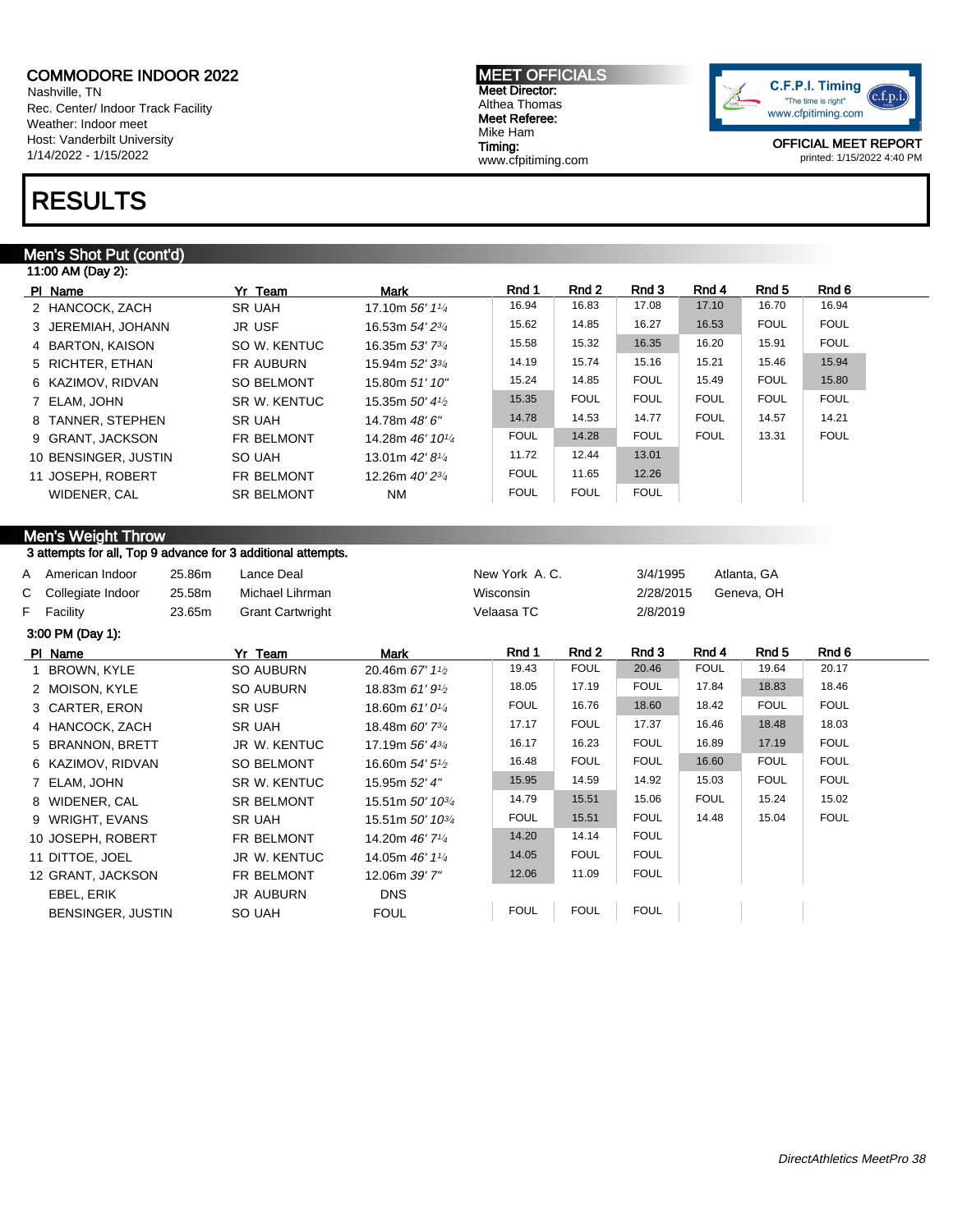COMMODORE INDOOR 2022
Nashville, TN
Rec. Center/ Indoor Track Facility
Weather: Indoor meet
Host: Vanderbilt University
1/14/2022 - 1/15/2022

**MEET OFFICIALS**
**Meet Director:** Althea Thomas
**Meet Referee:** Mike Ham
**Timing:** www.cfpitiming.com

C.F.P.I. Timing "The time is right" www.cfpitiming.com

OFFICIAL MEET REPORT
printed: 1/15/2022 4:40 PM

# RESULTS

## Men's Shot Put (cont'd)

11:00 AM (Day 2):

| Pl | Name | Yr | Team | Mark | Rnd 1 | Rnd 2 | Rnd 3 | Rnd 4 | Rnd 5 | Rnd 6 |
|---|---|---|---|---|---|---|---|---|---|---|
| 2 | HANCOCK, ZACH | SR | UAH | 17.10m *56' 1¼* | 16.94 | 16.83 | 17.08 | 17.10 | 16.70 | 16.94 |
| 3 | JEREMIAH, JOHANN | JR | USF | 16.53m *54' 2¾* | 15.62 | 14.85 | 16.27 | 16.53 | FOUL | FOUL |
| 4 | BARTON, KAISON | SO | W. KENTUC | 16.35m *53' 7¾* | 15.58 | 15.32 | 16.35 | 16.20 | 15.91 | FOUL |
| 5 | RICHTER, ETHAN | FR | AUBURN | 15.94m *52' 3¾* | 14.19 | 15.74 | 15.16 | 15.21 | 15.46 | 15.94 |
| 6 | KAZIMOV, RIDVAN | SO | BELMONT | 15.80m *51' 10"* | 15.24 | 14.85 | FOUL | 15.49 | FOUL | 15.80 |
| 7 | ELAM, JOHN | SR | W. KENTUC | 15.35m *50' 4½* | 15.35 | FOUL | FOUL | FOUL | FOUL | FOUL |
| 8 | TANNER, STEPHEN | SR | UAH | 14.78m *48' 6"* | 14.78 | 14.53 | 14.77 | FOUL | 14.57 | 14.21 |
| 9 | GRANT, JACKSON | FR | BELMONT | 14.28m *46' 10¼* | FOUL | 14.28 | FOUL | FOUL | 13.31 | FOUL |
| 10 | BENSINGER, JUSTIN | SO | UAH | 13.01m *42' 8¼* | 11.72 | 12.44 | 13.01 | | | |
| 11 | JOSEPH, ROBERT | FR | BELMONT | 12.26m *40' 2¾* | FOUL | 11.65 | 12.26 | | | |
| | WIDENER, CAL | SR | BELMONT | NM | FOUL | FOUL | FOUL | | | |

## Men's Weight Throw

3 attempts for all, Top 9 advance for 3 additional attempts.

| | | | | | | |
|---|---|---|---|---|---|---|
| A | American Indoor | 25.86m | Lance Deal | New York A. C. | 3/4/1995 | Atlanta, GA |
| C | Collegiate Indoor | 25.58m | Michael Lihrman | Wisconsin | 2/28/2015 | Geneva, OH |
| F | Facility | 23.65m | Grant Cartwright | Velaasa TC | 2/8/2019 | |

3:00 PM (Day 1):

| Pl | Name | Yr | Team | Mark | Rnd 1 | Rnd 2 | Rnd 3 | Rnd 4 | Rnd 5 | Rnd 6 |
|---|---|---|---|---|---|---|---|---|---|---|
| 1 | BROWN, KYLE | SO | AUBURN | 20.46m *67' 1½* | 19.43 | FOUL | 20.46 | FOUL | 19.64 | 20.17 |
| 2 | MOISON, KYLE | SO | AUBURN | 18.83m *61' 9½* | 18.05 | 17.19 | FOUL | 17.84 | 18.83 | 18.46 |
| 3 | CARTER, ERON | SR | USF | 18.60m *61' 0¼* | FOUL | 16.76 | 18.60 | 18.42 | FOUL | FOUL |
| 4 | HANCOCK, ZACH | SR | UAH | 18.48m *60' 7¾* | 17.17 | FOUL | 17.37 | 16.46 | 18.48 | 18.03 |
| 5 | BRANNON, BRETT | JR | W. KENTUC | 17.19m *56' 4¾* | 16.17 | 16.23 | FOUL | 16.89 | 17.19 | FOUL |
| 6 | KAZIMOV, RIDVAN | SO | BELMONT | 16.60m *54' 5½* | 16.48 | FOUL | FOUL | 16.60 | FOUL | FOUL |
| 7 | ELAM, JOHN | SR | W. KENTUC | 15.95m *52' 4"* | 15.95 | 14.59 | 14.92 | 15.03 | FOUL | FOUL |
| 8 | WIDENER, CAL | SR | BELMONT | 15.51m *50' 10¾* | 14.79 | 15.51 | 15.06 | FOUL | 15.24 | 15.02 |
| 9 | WRIGHT, EVANS | SR | UAH | 15.51m *50' 10¾* | FOUL | 15.51 | FOUL | 14.48 | 15.04 | FOUL |
| 10 | JOSEPH, ROBERT | FR | BELMONT | 14.20m *46' 7¼* | 14.20 | 14.14 | FOUL | | | |
| 11 | DITTOE, JOEL | JR | W. KENTUC | 14.05m *46' 1¼* | 14.05 | FOUL | FOUL | | | |
| 12 | GRANT, JACKSON | FR | BELMONT | 12.06m *39' 7"* | 12.06 | 11.09 | FOUL | | | |
| | EBEL, ERIK | JR | AUBURN | DNS | | | | | | |
| | BENSINGER, JUSTIN | SO | UAH | FOUL | FOUL | FOUL | FOUL | | | |